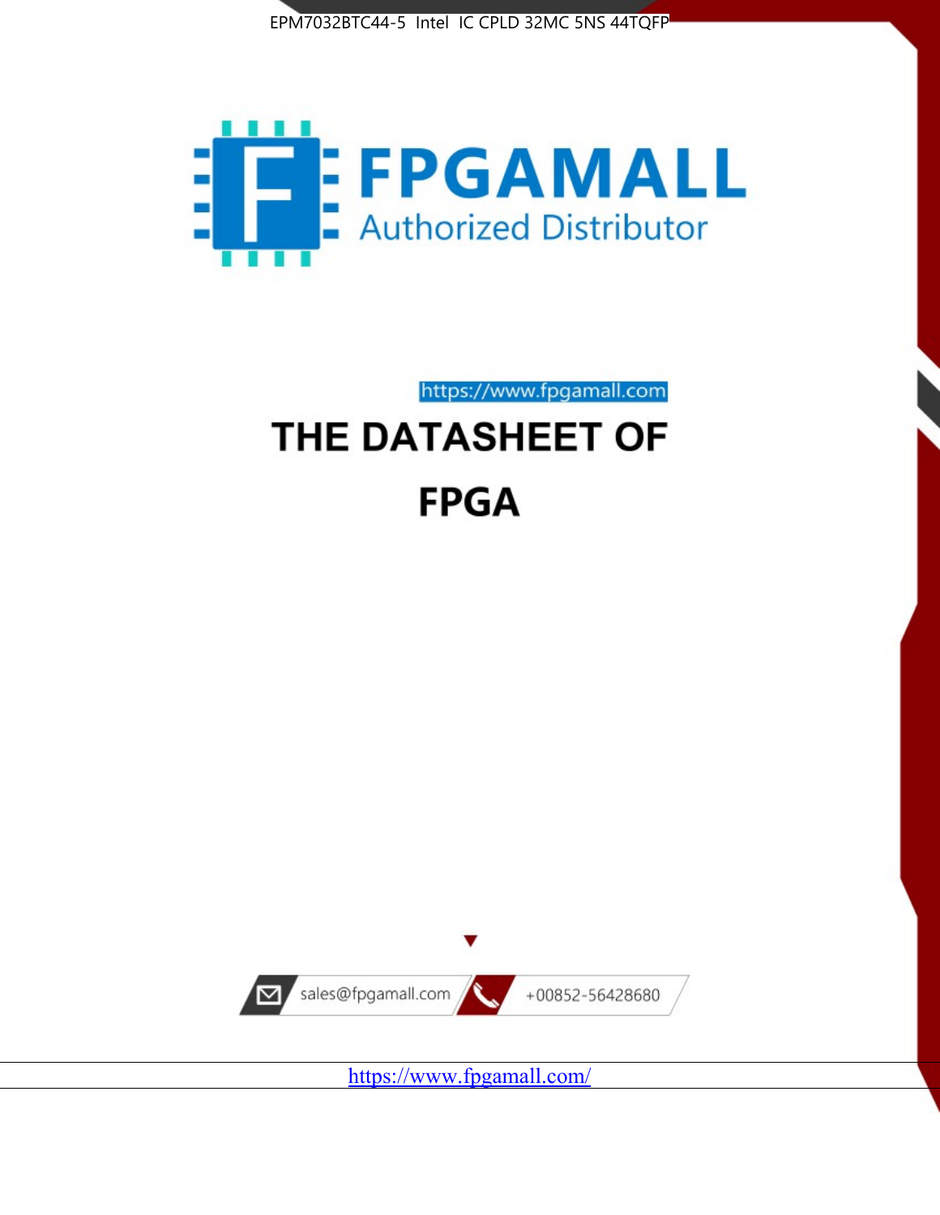EPM7032BTC44-5 Intel IC CPLD 32MC 5NS 44TQFP

FPGAMALL

Authorized Distributor

https://www.fpgamall.com

# THE DATASHEET OF

# FPGA

sales@fpgamall.com

+00852-56428680

https://www.fpgamall.com/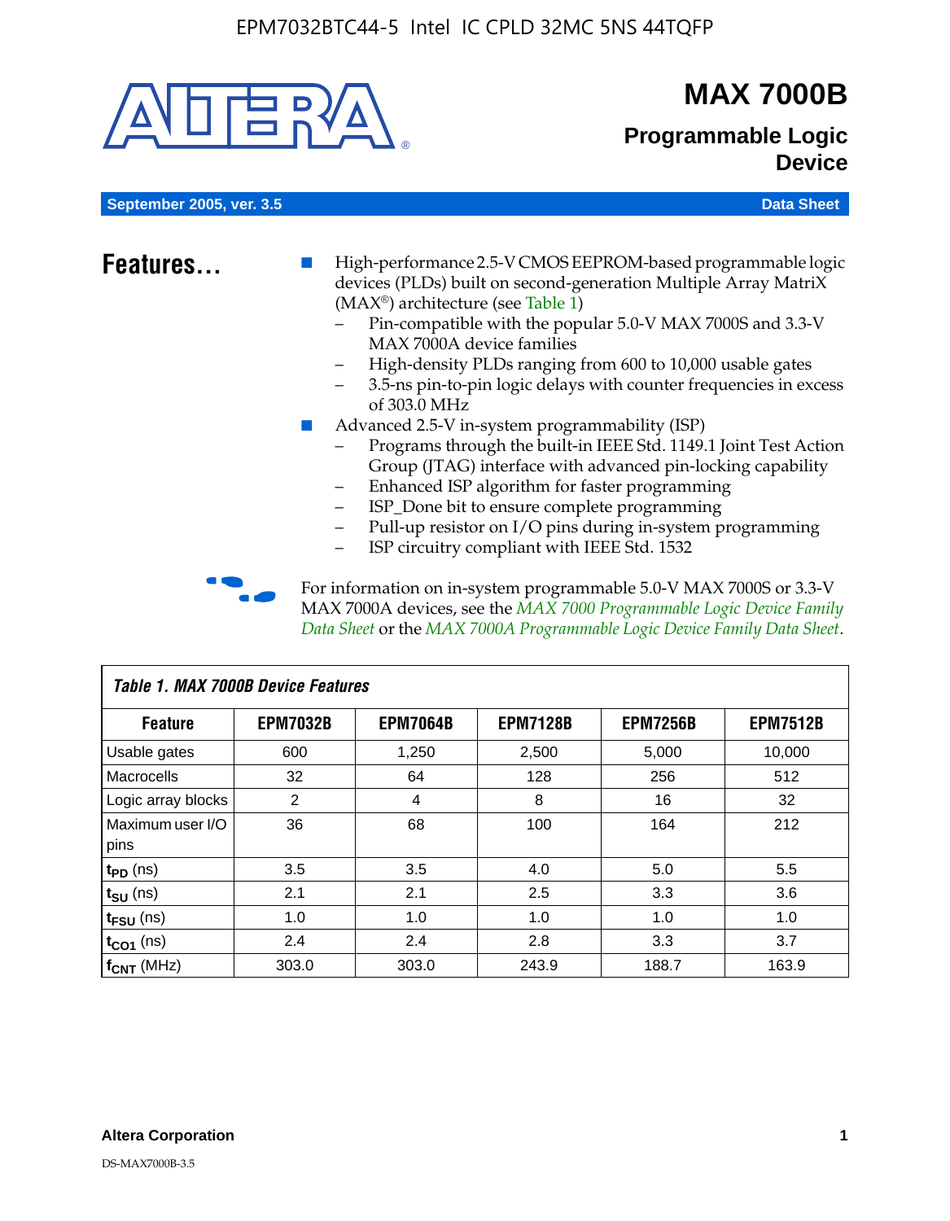# MAX 7000B

## Programmable Logic Device

September 2005, ver. 3.5 — Data Sheet

## Features...

- High-performance 2.5-V CMOS EEPROM-based programmable logic devices (PLDs) built on second-generation Multiple Array MatriX (MAX®) architecture (see Table 1)
  - Pin-compatible with the popular 5.0-V MAX 7000S and 3.3-V MAX 7000A device families
  - High-density PLDs ranging from 600 to 10,000 usable gates
  - 3.5-ns pin-to-pin logic delays with counter frequencies in excess of 303.0 MHz
- Advanced 2.5-V in-system programmability (ISP)
  - Programs through the built-in IEEE Std. 1149.1 Joint Test Action Group (JTAG) interface with advanced pin-locking capability
  - Enhanced ISP algorithm for faster programming
  - ISP_Done bit to ensure complete programming
  - Pull-up resistor on I/O pins during in-system programming
  - ISP circuitry compliant with IEEE Std. 1532

For information on in-system programmable 5.0-V MAX 7000S or 3.3-V MAX 7000A devices, see the *MAX 7000 Programmable Logic Device Family Data Sheet* or the *MAX 7000A Programmable Logic Device Family Data Sheet*.

**Table 1. MAX 7000B Device Features**

| Feature | EPM7032B | EPM7064B | EPM7128B | EPM7256B | EPM7512B |
|---|---|---|---|---|---|
| Usable gates | 600 | 1,250 | 2,500 | 5,000 | 10,000 |
| Macrocells | 32 | 64 | 128 | 256 | 512 |
| Logic array blocks | 2 | 4 | 8 | 16 | 32 |
| Maximum user I/O pins | 36 | 68 | 100 | 164 | 212 |
| $t_{PD}$ (ns) | 3.5 | 3.5 | 4.0 | 5.0 | 5.5 |
| $t_{SU}$ (ns) | 2.1 | 2.1 | 2.5 | 3.3 | 3.6 |
| $t_{FSU}$ (ns) | 1.0 | 1.0 | 1.0 | 1.0 | 1.0 |
| $t_{CO1}$ (ns) | 2.4 | 2.4 | 2.8 | 3.3 | 3.7 |
| $f_{CNT}$ (MHz) | 303.0 | 303.0 | 243.9 | 188.7 | 163.9 |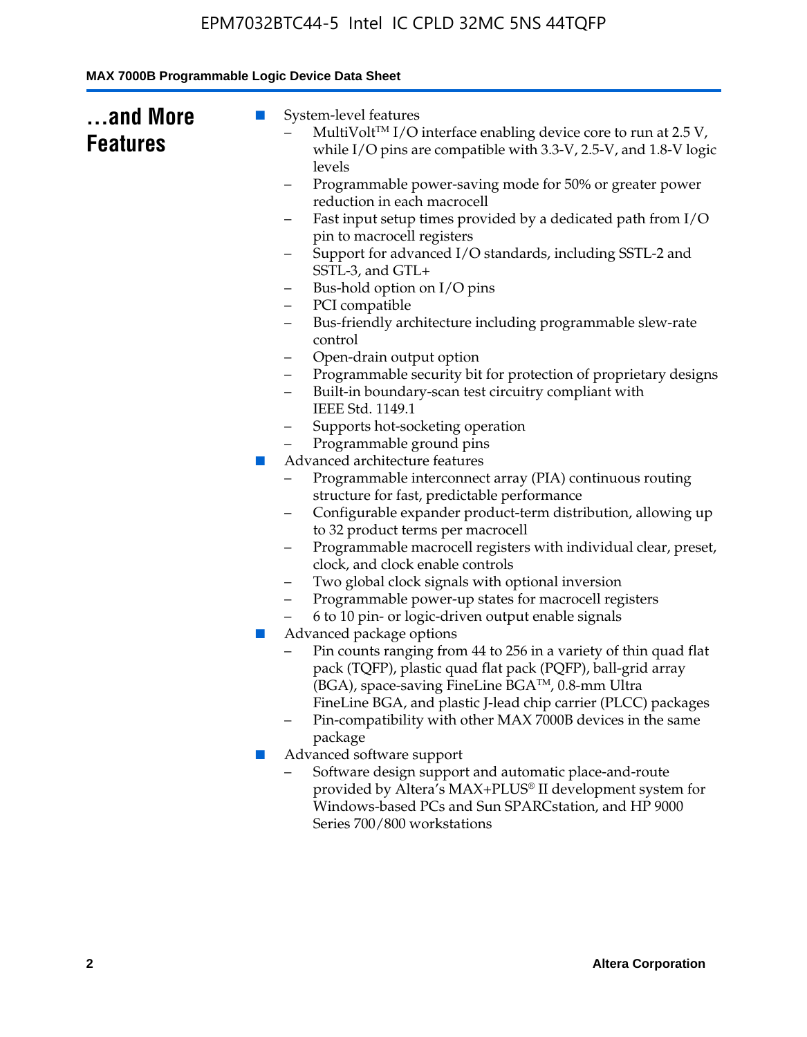## ...and More Features

- System-level features
  - MultiVolt™ I/O interface enabling device core to run at 2.5 V, while I/O pins are compatible with 3.3-V, 2.5-V, and 1.8-V logic levels
  - Programmable power-saving mode for 50% or greater power reduction in each macrocell
  - Fast input setup times provided by a dedicated path from I/O pin to macrocell registers
  - Support for advanced I/O standards, including SSTL-2 and SSTL-3, and GTL+
  - Bus-hold option on I/O pins
  - PCI compatible
  - Bus-friendly architecture including programmable slew-rate control
  - Open-drain output option
  - Programmable security bit for protection of proprietary designs
  - Built-in boundary-scan test circuitry compliant with IEEE Std. 1149.1
  - Supports hot-socketing operation
  - Programmable ground pins
- Advanced architecture features
  - Programmable interconnect array (PIA) continuous routing structure for fast, predictable performance
  - Configurable expander product-term distribution, allowing up to 32 product terms per macrocell
  - Programmable macrocell registers with individual clear, preset, clock, and clock enable controls
  - Two global clock signals with optional inversion
  - Programmable power-up states for macrocell registers
  - 6 to 10 pin- or logic-driven output enable signals
- Advanced package options
  - Pin counts ranging from 44 to 256 in a variety of thin quad flat pack (TQFP), plastic quad flat pack (PQFP), ball-grid array (BGA), space-saving FineLine BGA™, 0.8-mm Ultra FineLine BGA, and plastic J-lead chip carrier (PLCC) packages
  - Pin-compatibility with other MAX 7000B devices in the same package
- Advanced software support
  - Software design support and automatic place-and-route provided by Altera's MAX+PLUS® II development system for Windows-based PCs and Sun SPARCstation, and HP 9000 Series 700/800 workstations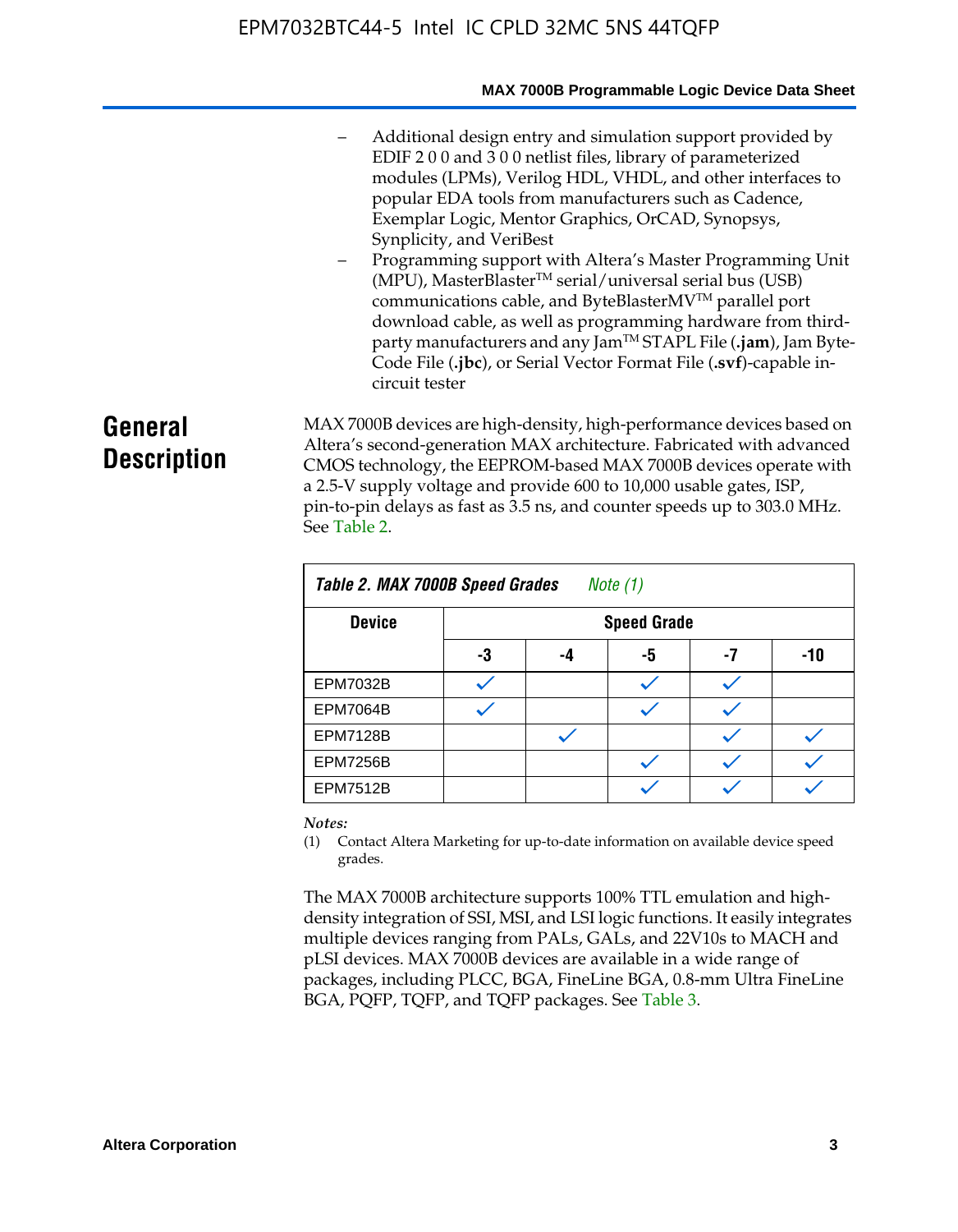- Additional design entry and simulation support provided by EDIF 2 0 0 and 3 0 0 netlist files, library of parameterized modules (LPMs), Verilog HDL, VHDL, and other interfaces to popular EDA tools from manufacturers such as Cadence, Exemplar Logic, Mentor Graphics, OrCAD, Synopsys, Synplicity, and VeriBest
- Programming support with Altera's Master Programming Unit (MPU), MasterBlaster™ serial/universal serial bus (USB) communications cable, and ByteBlasterMV™ parallel port download cable, as well as programming hardware from third-party manufacturers and any Jam™ STAPL File (**.jam**), Jam Byte-Code File (**.jbc**), or Serial Vector Format File (**.svf**)-capable in-circuit tester

## General Description

MAX 7000B devices are high-density, high-performance devices based on Altera's second-generation MAX architecture. Fabricated with advanced CMOS technology, the EEPROM-based MAX 7000B devices operate with a 2.5-V supply voltage and provide 600 to 10,000 usable gates, ISP, pin-to-pin delays as fast as 3.5 ns, and counter speeds up to 303.0 MHz. See Table 2.

**Table 2. MAX 7000B Speed Grades** *Note (1)*

| Device | Speed Grade | | | | |
|---|---|---|---|---|---|
| | -3 | -4 | -5 | -7 | -10 |
| EPM7032B | ✓ | | ✓ | ✓ | |
| EPM7064B | ✓ | | ✓ | ✓ | |
| EPM7128B | | ✓ | | ✓ | ✓ |
| EPM7256B | | | ✓ | ✓ | ✓ |
| EPM7512B | | | ✓ | ✓ | ✓ |

*Notes:*

(1) Contact Altera Marketing for up-to-date information on available device speed grades.

The MAX 7000B architecture supports 100% TTL emulation and high-density integration of SSI, MSI, and LSI logic functions. It easily integrates multiple devices ranging from PALs, GALs, and 22V10s to MACH and pLSI devices. MAX 7000B devices are available in a wide range of packages, including PLCC, BGA, FineLine BGA, 0.8-mm Ultra FineLine BGA, PQFP, TQFP, and TQFP packages. See Table 3.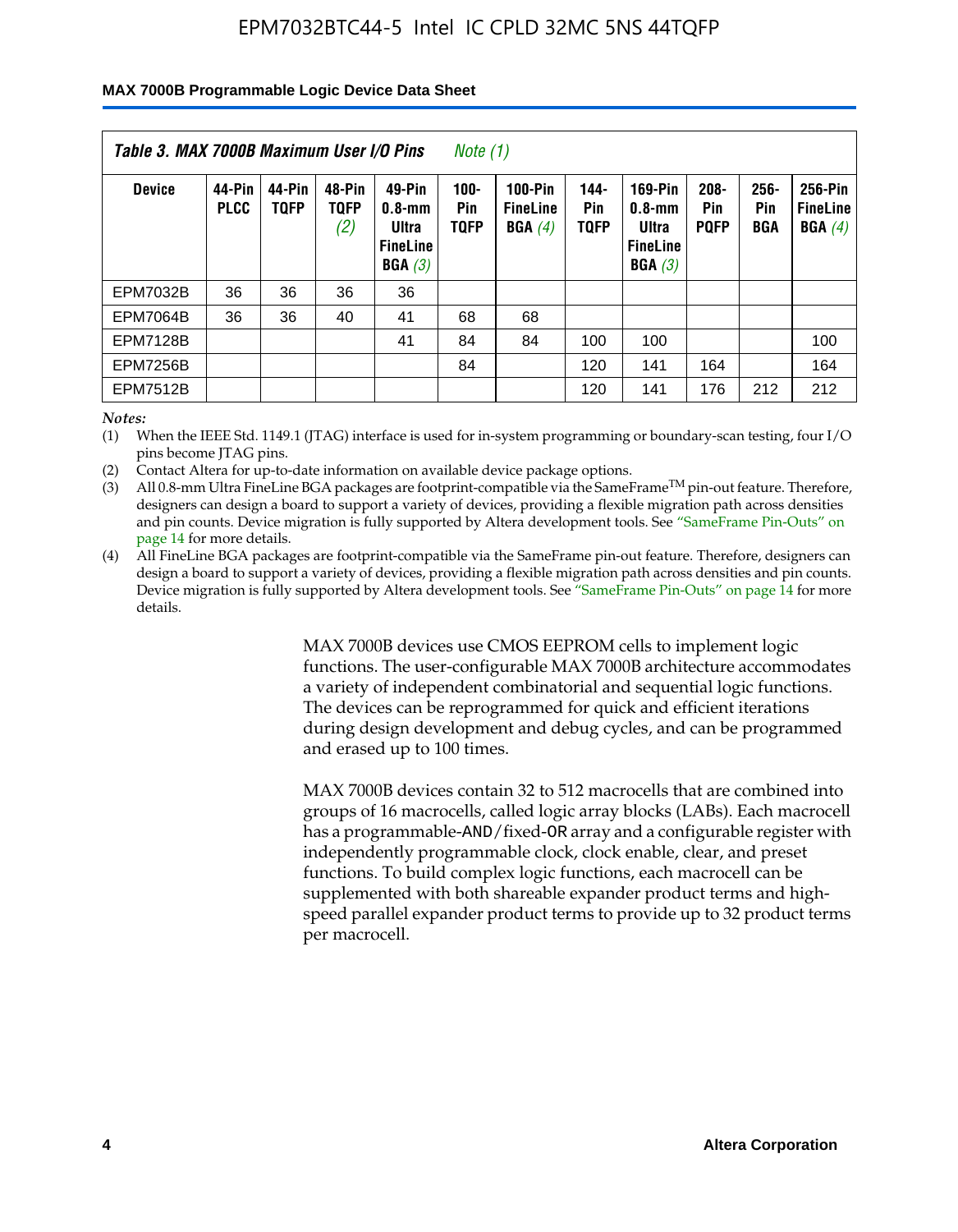Table 3. MAX 7000B Maximum User I/O Pins *Note (1)*

| Device | 44-Pin PLCC | 44-Pin TQFP | 48-Pin TQFP *(2)* | 49-Pin 0.8-mm Ultra FineLine BGA *(3)* | 100-Pin TQFP | 100-Pin FineLine BGA *(4)* | 144-Pin TQFP | 169-Pin 0.8-mm Ultra FineLine BGA *(3)* | 208-Pin PQFP | 256-Pin BGA | 256-Pin FineLine BGA *(4)* |
|---|---|---|---|---|---|---|---|---|---|---|---|
| EPM7032B | 36 | 36 | 36 | 36 | | | | | | | |
| EPM7064B | 36 | 36 | 40 | 41 | 68 | 68 | | | | | |
| EPM7128B | | | | 41 | 84 | 84 | 100 | 100 | | | 100 |
| EPM7256B | | | | | 84 | | 120 | 141 | 164 | | 164 |
| EPM7512B | | | | | | | 120 | 141 | 176 | 212 | 212 |

*Notes:*

(1) When the IEEE Std. 1149.1 (JTAG) interface is used for in-system programming or boundary-scan testing, four I/O pins become JTAG pins.

(2) Contact Altera for up-to-date information on available device package options.

(3) All 0.8-mm Ultra FineLine BGA packages are footprint-compatible via the SameFrame™ pin-out feature. Therefore, designers can design a board to support a variety of devices, providing a flexible migration path across densities and pin counts. Device migration is fully supported by Altera development tools. See "SameFrame Pin-Outs" on page 14 for more details.

(4) All FineLine BGA packages are footprint-compatible via the SameFrame pin-out feature. Therefore, designers can design a board to support a variety of devices, providing a flexible migration path across densities and pin counts. Device migration is fully supported by Altera development tools. See "SameFrame Pin-Outs" on page 14 for more details.

MAX 7000B devices use CMOS EEPROM cells to implement logic functions. The user-configurable MAX 7000B architecture accommodates a variety of independent combinatorial and sequential logic functions. The devices can be reprogrammed for quick and efficient iterations during design development and debug cycles, and can be programmed and erased up to 100 times.

MAX 7000B devices contain 32 to 512 macrocells that are combined into groups of 16 macrocells, called logic array blocks (LABs). Each macrocell has a programmable-AND/fixed-OR array and a configurable register with independently programmable clock, clock enable, clear, and preset functions. To build complex logic functions, each macrocell can be supplemented with both shareable expander product terms and high-speed parallel expander product terms to provide up to 32 product terms per macrocell.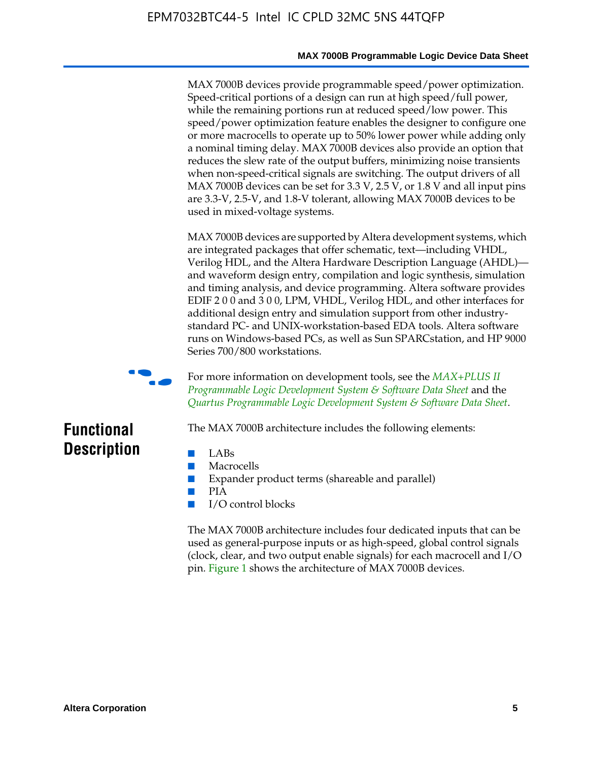MAX 7000B devices provide programmable speed/power optimization. Speed-critical portions of a design can run at high speed/full power, while the remaining portions run at reduced speed/low power. This speed/power optimization feature enables the designer to configure one or more macrocells to operate up to 50% lower power while adding only a nominal timing delay. MAX 7000B devices also provide an option that reduces the slew rate of the output buffers, minimizing noise transients when non-speed-critical signals are switching. The output drivers of all MAX 7000B devices can be set for 3.3 V, 2.5 V, or 1.8 V and all input pins are 3.3-V, 2.5-V, and 1.8-V tolerant, allowing MAX 7000B devices to be used in mixed-voltage systems.

MAX 7000B devices are supported by Altera development systems, which are integrated packages that offer schematic, text—including VHDL, Verilog HDL, and the Altera Hardware Description Language (AHDL)—and waveform design entry, compilation and logic synthesis, simulation and timing analysis, and device programming. Altera software provides EDIF 2 0 0 and 3 0 0, LPM, VHDL, Verilog HDL, and other interfaces for additional design entry and simulation support from other industry-standard PC- and UNIX-workstation-based EDA tools. Altera software runs on Windows-based PCs, as well as Sun SPARCstation, and HP 9000 Series 700/800 workstations.

For more information on development tools, see the *MAX+PLUS II Programmable Logic Development System & Software Data Sheet* and the *Quartus Programmable Logic Development System & Software Data Sheet*.

## Functional Description

The MAX 7000B architecture includes the following elements:

- LABs
- Macrocells
- Expander product terms (shareable and parallel)
- PIA
- I/O control blocks

The MAX 7000B architecture includes four dedicated inputs that can be used as general-purpose inputs or as high-speed, global control signals (clock, clear, and two output enable signals) for each macrocell and I/O pin. Figure 1 shows the architecture of MAX 7000B devices.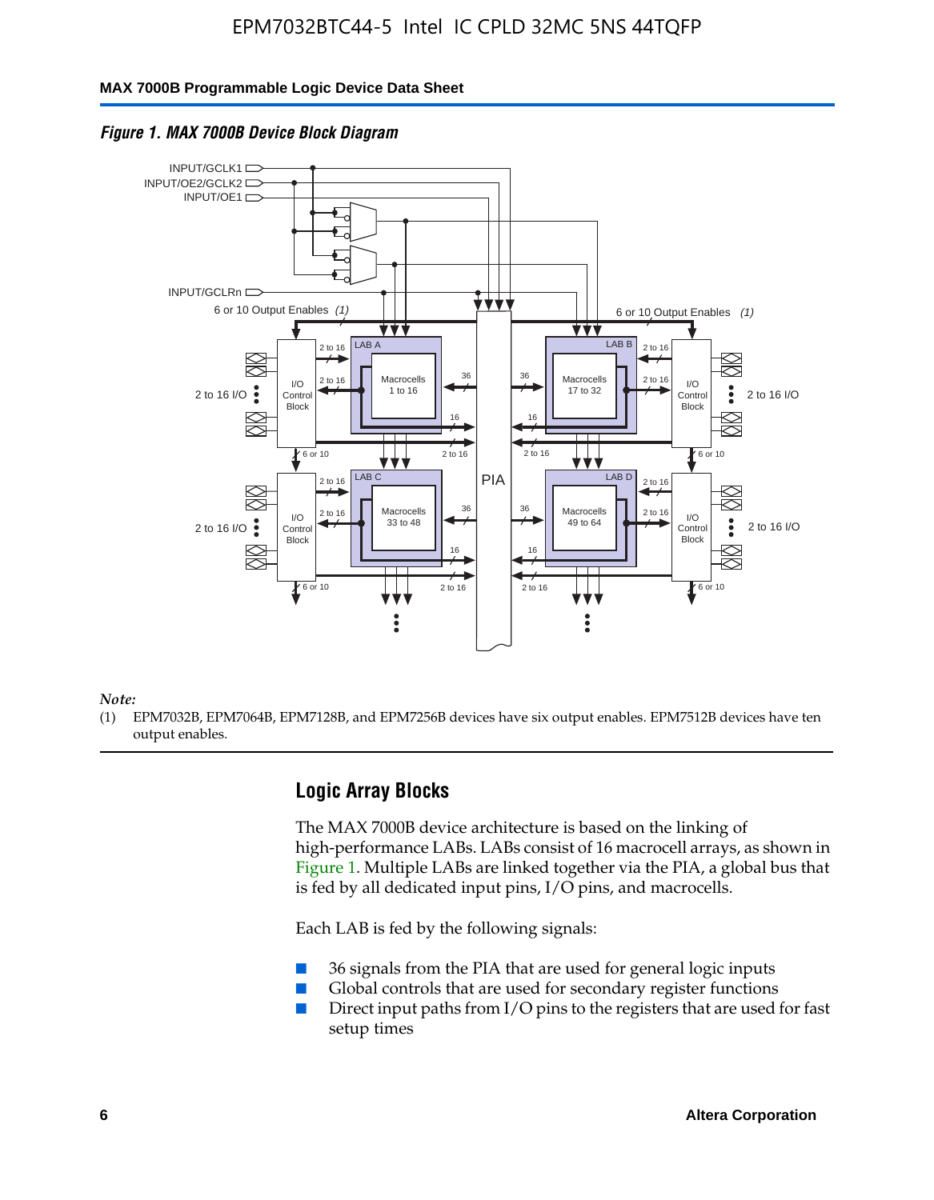*Figure 1. MAX 7000B Device Block Diagram*

*Note:*

(1) EPM7032B, EPM7064B, EPM7128B, and EPM7256B devices have six output enables. EPM7512B devices have ten output enables.

## Logic Array Blocks

The MAX 7000B device architecture is based on the linking of high-performance LABs. LABs consist of 16 macrocell arrays, as shown in Figure 1. Multiple LABs are linked together via the PIA, a global bus that is fed by all dedicated input pins, I/O pins, and macrocells.

Each LAB is fed by the following signals:

- 36 signals from the PIA that are used for general logic inputs
- Global controls that are used for secondary register functions
- Direct input paths from I/O pins to the registers that are used for fast setup times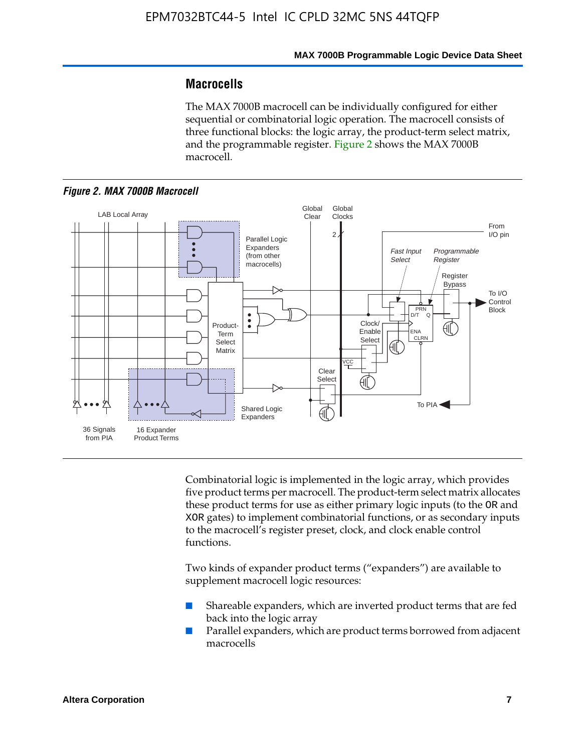## Macrocells

The MAX 7000B macrocell can be individually configured for either sequential or combinatorial logic operation. The macrocell consists of three functional blocks: the logic array, the product-term select matrix, and the programmable register. Figure 2 shows the MAX 7000B macrocell.

*Figure 2. MAX 7000B Macrocell*

Combinatorial logic is implemented in the logic array, which provides five product terms per macrocell. The product-term select matrix allocates these product terms for use as either primary logic inputs (to the OR and XOR gates) to implement combinatorial functions, or as secondary inputs to the macrocell's register preset, clock, and clock enable control functions.

Two kinds of expander product terms ("expanders") are available to supplement macrocell logic resources:

- Shareable expanders, which are inverted product terms that are fed back into the logic array
- Parallel expanders, which are product terms borrowed from adjacent macrocells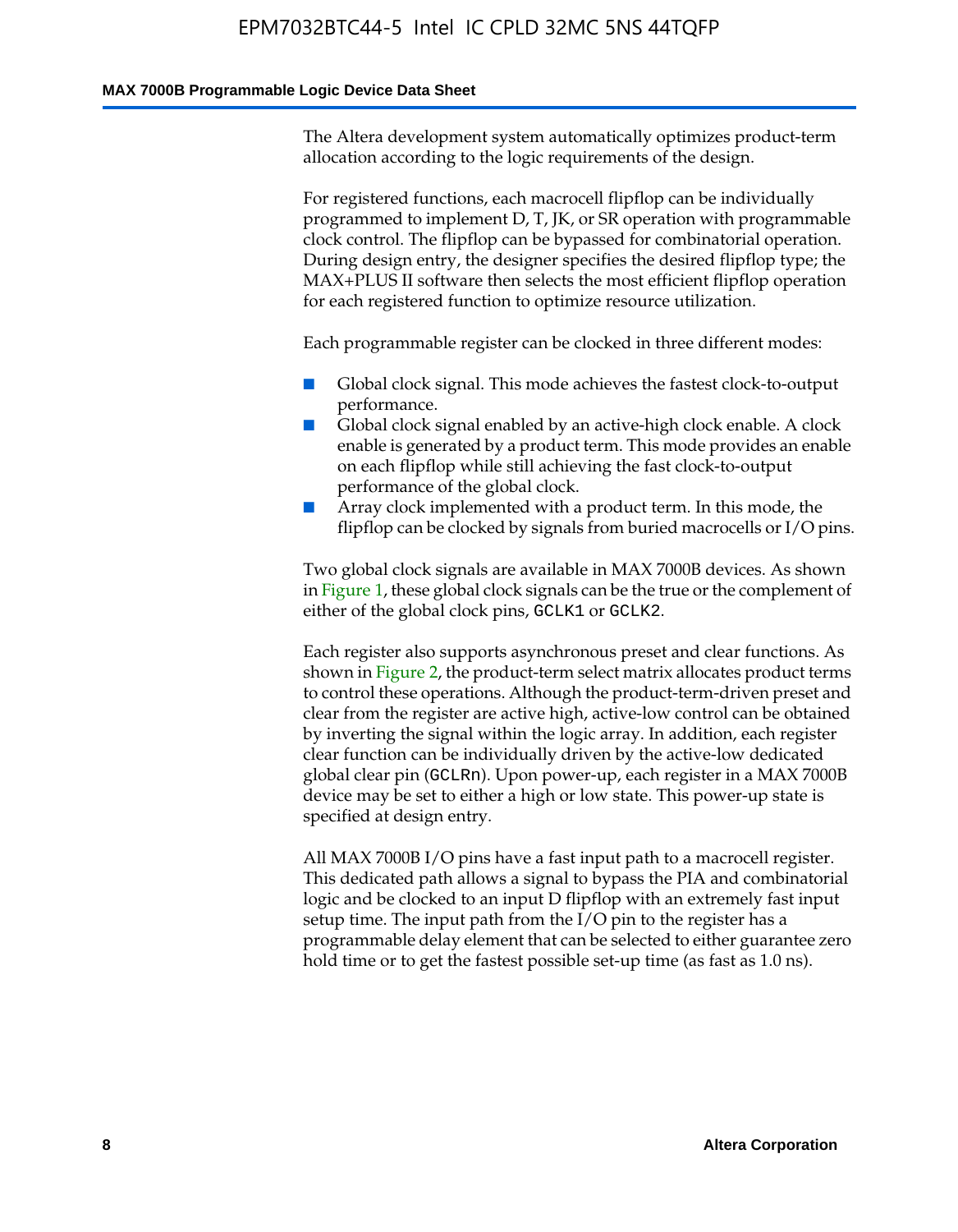The Altera development system automatically optimizes product-term allocation according to the logic requirements of the design.

For registered functions, each macrocell flipflop can be individually programmed to implement D, T, JK, or SR operation with programmable clock control. The flipflop can be bypassed for combinatorial operation. During design entry, the designer specifies the desired flipflop type; the MAX+PLUS II software then selects the most efficient flipflop operation for each registered function to optimize resource utilization.

Each programmable register can be clocked in three different modes:

- Global clock signal. This mode achieves the fastest clock-to-output performance.
- Global clock signal enabled by an active-high clock enable. A clock enable is generated by a product term. This mode provides an enable on each flipflop while still achieving the fast clock-to-output performance of the global clock.
- Array clock implemented with a product term. In this mode, the flipflop can be clocked by signals from buried macrocells or I/O pins.

Two global clock signals are available in MAX 7000B devices. As shown in Figure 1, these global clock signals can be the true or the complement of either of the global clock pins, `GCLK1` or `GCLK2`.

Each register also supports asynchronous preset and clear functions. As shown in Figure 2, the product-term select matrix allocates product terms to control these operations. Although the product-term-driven preset and clear from the register are active high, active-low control can be obtained by inverting the signal within the logic array. In addition, each register clear function can be individually driven by the active-low dedicated global clear pin (`GCLRn`). Upon power-up, each register in a MAX 7000B device may be set to either a high or low state. This power-up state is specified at design entry.

All MAX 7000B I/O pins have a fast input path to a macrocell register. This dedicated path allows a signal to bypass the PIA and combinatorial logic and be clocked to an input D flipflop with an extremely fast input setup time. The input path from the I/O pin to the register has a programmable delay element that can be selected to either guarantee zero hold time or to get the fastest possible set-up time (as fast as 1.0 ns).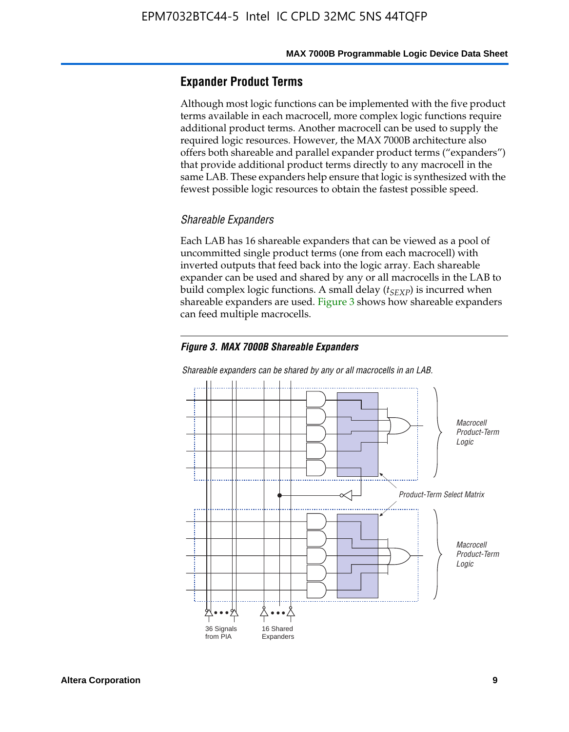## Expander Product Terms

Although most logic functions can be implemented with the five product terms available in each macrocell, more complex logic functions require additional product terms. Another macrocell can be used to supply the required logic resources. However, the MAX 7000B architecture also offers both shareable and parallel expander product terms ("expanders") that provide additional product terms directly to any macrocell in the same LAB. These expanders help ensure that logic is synthesized with the fewest possible logic resources to obtain the fastest possible speed.

### *Shareable Expanders*

Each LAB has 16 shareable expanders that can be viewed as a pool of uncommitted single product terms (one from each macrocell) with inverted outputs that feed back into the logic array. Each shareable expander can be used and shared by any or all macrocells in the LAB to build complex logic functions. A small delay ($t_{SEXP}$) is incurred when shareable expanders are used. Figure 3 shows how shareable expanders can feed multiple macrocells.

***Figure 3. MAX 7000B Shareable Expanders***

*Shareable expanders can be shared by any or all macrocells in an LAB.*

Macrocell Product-Term Logic

Product-Term Select Matrix

Macrocell Product-Term Logic

36 Signals from PIA

16 Shared Expanders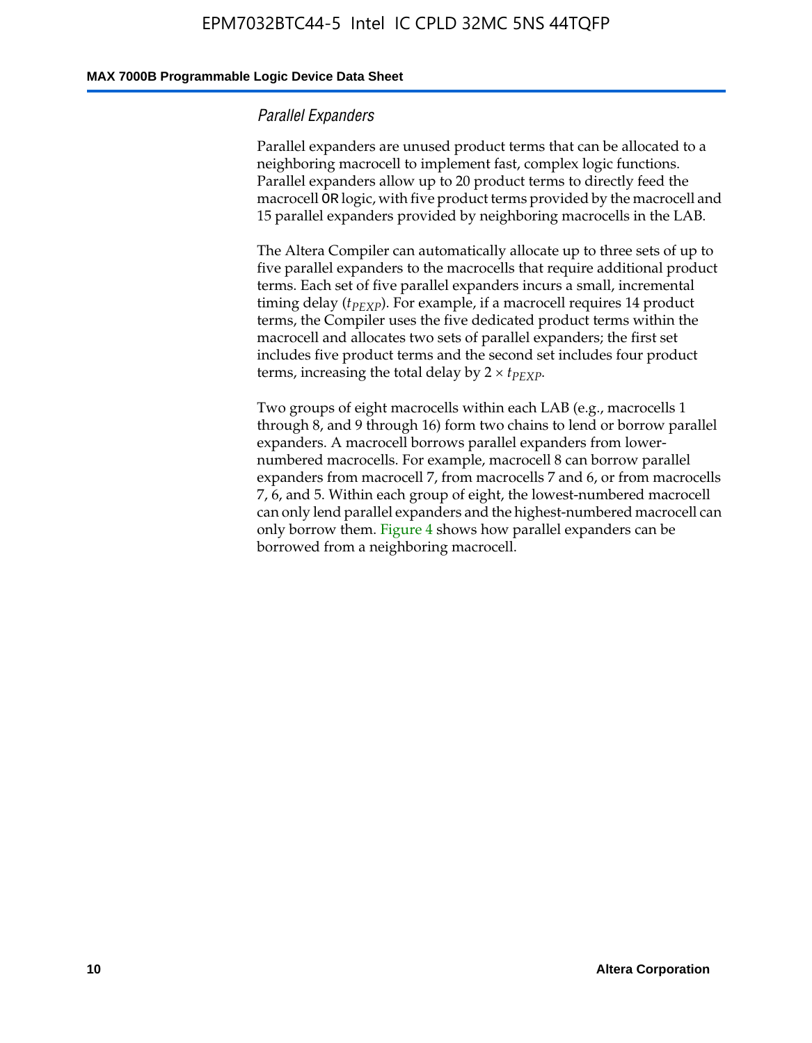### *Parallel Expanders*

Parallel expanders are unused product terms that can be allocated to a neighboring macrocell to implement fast, complex logic functions. Parallel expanders allow up to 20 product terms to directly feed the macrocell OR logic, with five product terms provided by the macrocell and 15 parallel expanders provided by neighboring macrocells in the LAB.

The Altera Compiler can automatically allocate up to three sets of up to five parallel expanders to the macrocells that require additional product terms. Each set of five parallel expanders incurs a small, incremental timing delay ($t_{PEXP}$). For example, if a macrocell requires 14 product terms, the Compiler uses the five dedicated product terms within the macrocell and allocates two sets of parallel expanders; the first set includes five product terms and the second set includes four product terms, increasing the total delay by $2 \times t_{PEXP}$.

Two groups of eight macrocells within each LAB (e.g., macrocells 1 through 8, and 9 through 16) form two chains to lend or borrow parallel expanders. A macrocell borrows parallel expanders from lower-numbered macrocells. For example, macrocell 8 can borrow parallel expanders from macrocell 7, from macrocells 7 and 6, or from macrocells 7, 6, and 5. Within each group of eight, the lowest-numbered macrocell can only lend parallel expanders and the highest-numbered macrocell can only borrow them. Figure 4 shows how parallel expanders can be borrowed from a neighboring macrocell.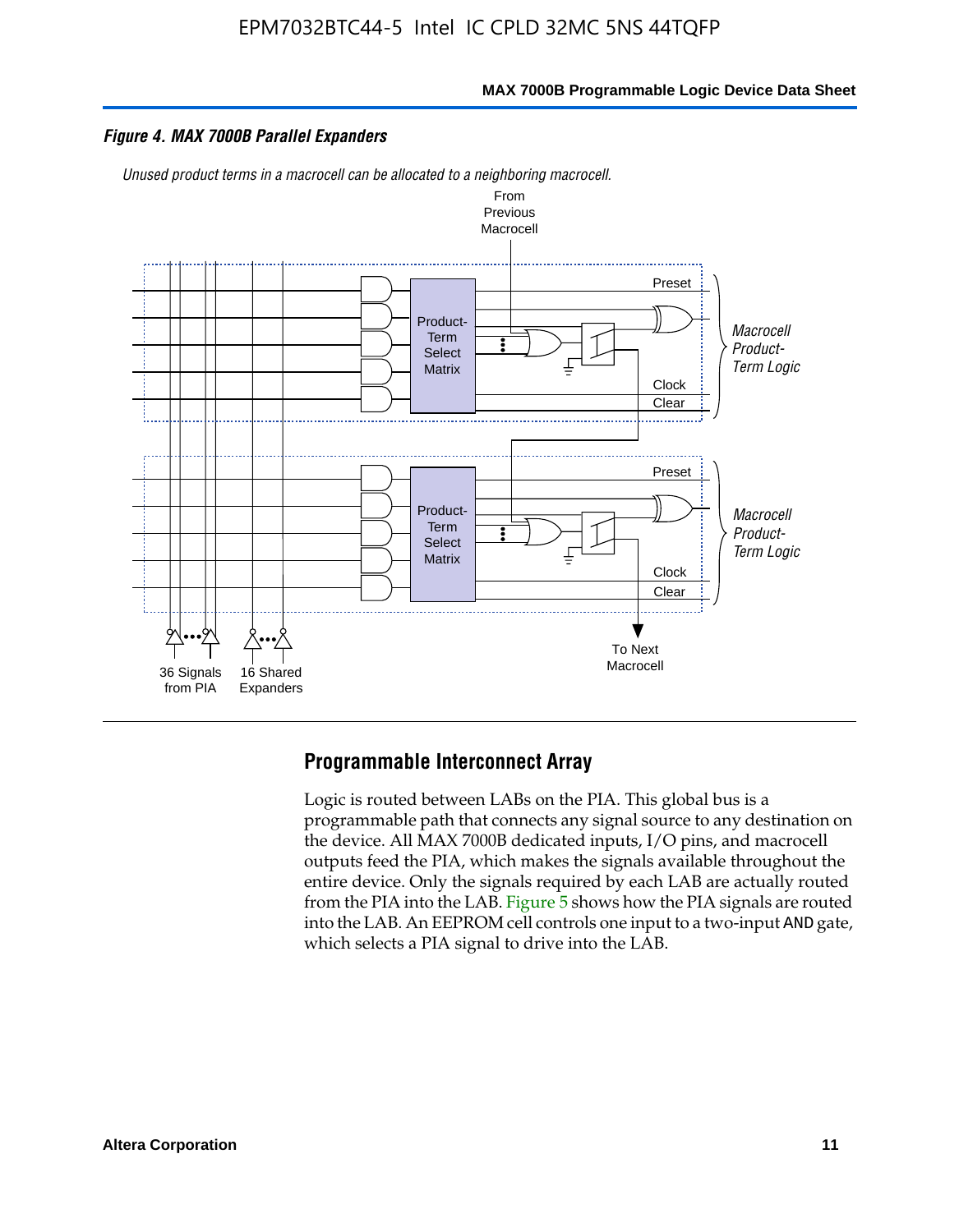*Figure 4. MAX 7000B Parallel Expanders*

*Unused product terms in a macrocell can be allocated to a neighboring macrocell.*

From Previous Macrocell

Preset

Product-Term Select Matrix

Clock

Clear

*Macrocell Product-Term Logic*

Preset

Product-Term Select Matrix

Clock

Clear

*Macrocell Product-Term Logic*

36 Signals from PIA

16 Shared Expanders

To Next Macrocell

## Programmable Interconnect Array

Logic is routed between LABs on the PIA. This global bus is a programmable path that connects any signal source to any destination on the device. All MAX 7000B dedicated inputs, I/O pins, and macrocell outputs feed the PIA, which makes the signals available throughout the entire device. Only the signals required by each LAB are actually routed from the PIA into the LAB. Figure 5 shows how the PIA signals are routed into the LAB. An EEPROM cell controls one input to a two-input AND gate, which selects a PIA signal to drive into the LAB.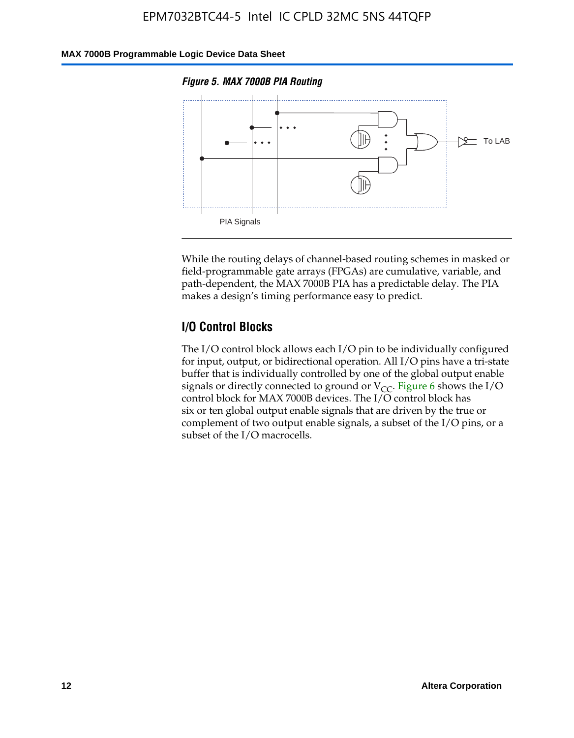*Figure 5. MAX 7000B PIA Routing*

While the routing delays of channel-based routing schemes in masked or field-programmable gate arrays (FPGAs) are cumulative, variable, and path-dependent, the MAX 7000B PIA has a predictable delay. The PIA makes a design's timing performance easy to predict.

## I/O Control Blocks

The I/O control block allows each I/O pin to be individually configured for input, output, or bidirectional operation. All I/O pins have a tri-state buffer that is individually controlled by one of the global output enable signals or directly connected to ground or $V_{CC}$. Figure 6 shows the I/O control block for MAX 7000B devices. The I/O control block has six or ten global output enable signals that are driven by the true or complement of two output enable signals, a subset of the I/O pins, or a subset of the I/O macrocells.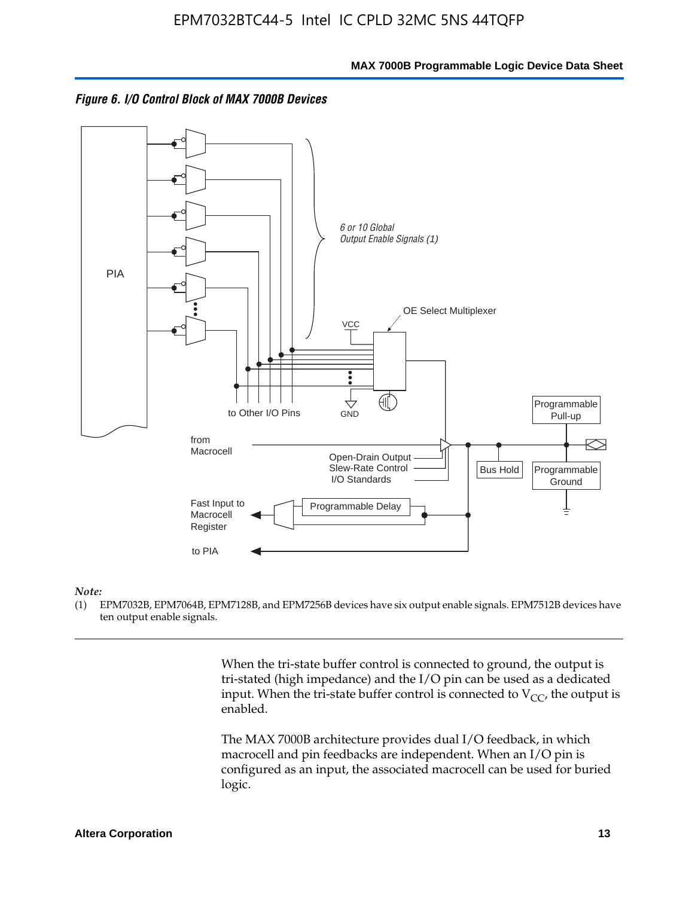*Figure 6. I/O Control Block of MAX 7000B Devices*

PIA

6 or 10 Global Output Enable Signals (1)

OE Select Multiplexer

VCC

GND

to Other I/O Pins

from Macrocell

Open-Drain Output

Slew-Rate Control

I/O Standards

Programmable Pull-up

Bus Hold

Programmable Ground

Fast Input to Macrocell Register

Programmable Delay

to PIA

*Note:*

(1) EPM7032B, EPM7064B, EPM7128B, and EPM7256B devices have six output enable signals. EPM7512B devices have ten output enable signals.

When the tri-state buffer control is connected to ground, the output is tri-stated (high impedance) and the I/O pin can be used as a dedicated input. When the tri-state buffer control is connected to $V_{CC}$, the output is enabled.

The MAX 7000B architecture provides dual I/O feedback, in which macrocell and pin feedbacks are independent. When an I/O pin is configured as an input, the associated macrocell can be used for buried logic.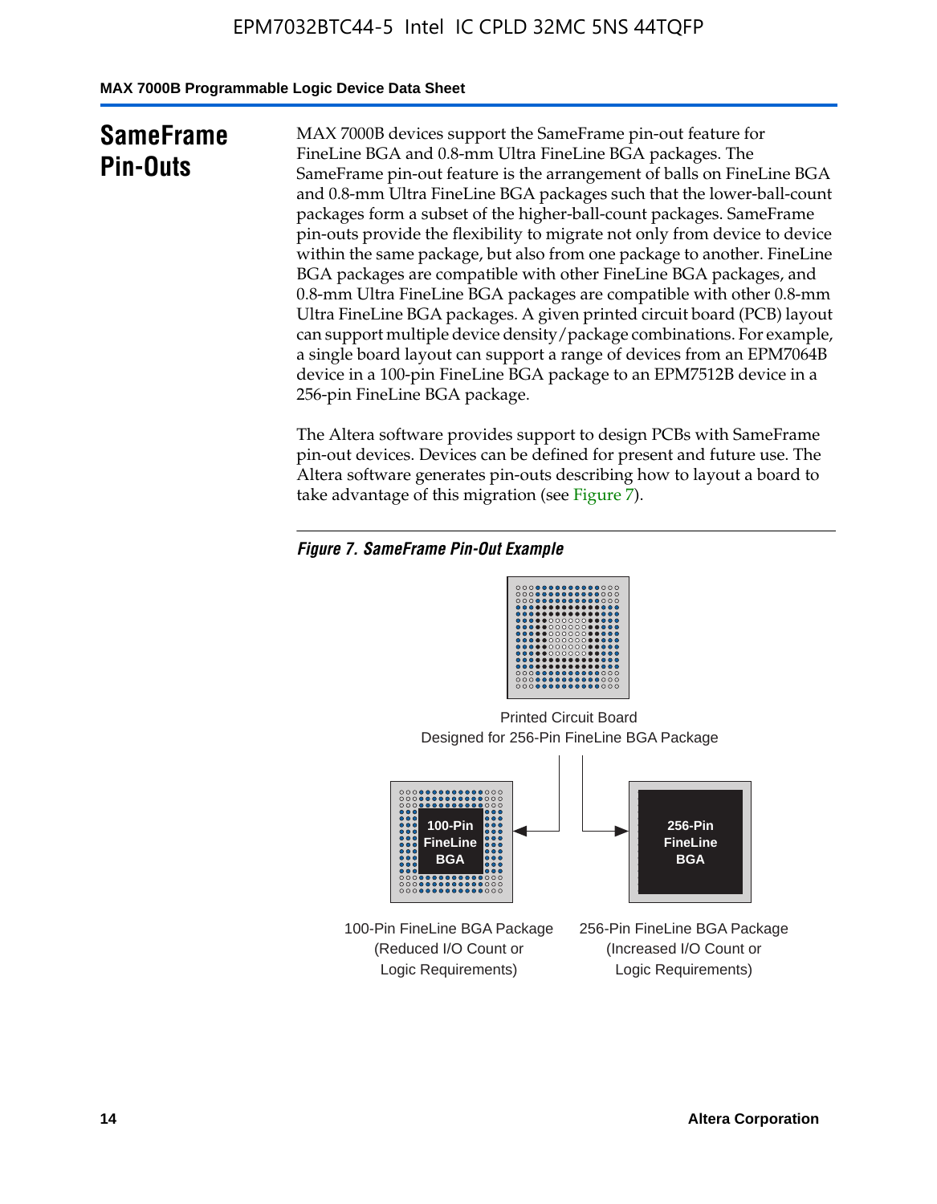## SameFrame Pin-Outs

MAX 7000B devices support the SameFrame pin-out feature for FineLine BGA and 0.8-mm Ultra FineLine BGA packages. The SameFrame pin-out feature is the arrangement of balls on FineLine BGA and 0.8-mm Ultra FineLine BGA packages such that the lower-ball-count packages form a subset of the higher-ball-count packages. SameFrame pin-outs provide the flexibility to migrate not only from device to device within the same package, but also from one package to another. FineLine BGA packages are compatible with other FineLine BGA packages, and 0.8-mm Ultra FineLine BGA packages are compatible with other 0.8-mm Ultra FineLine BGA packages. A given printed circuit board (PCB) layout can support multiple device density/package combinations. For example, a single board layout can support a range of devices from an EPM7064B device in a 100-pin FineLine BGA package to an EPM7512B device in a 256-pin FineLine BGA package.

The Altera software provides support to design PCBs with SameFrame pin-out devices. Devices can be defined for present and future use. The Altera software generates pin-outs describing how to layout a board to take advantage of this migration (see Figure 7).

*Figure 7. SameFrame Pin-Out Example*

Printed Circuit Board
Designed for 256-Pin FineLine BGA Package

100-Pin FineLine BGA

256-Pin FineLine BGA

100-Pin FineLine BGA Package (Reduced I/O Count or Logic Requirements)

256-Pin FineLine BGA Package (Increased I/O Count or Logic Requirements)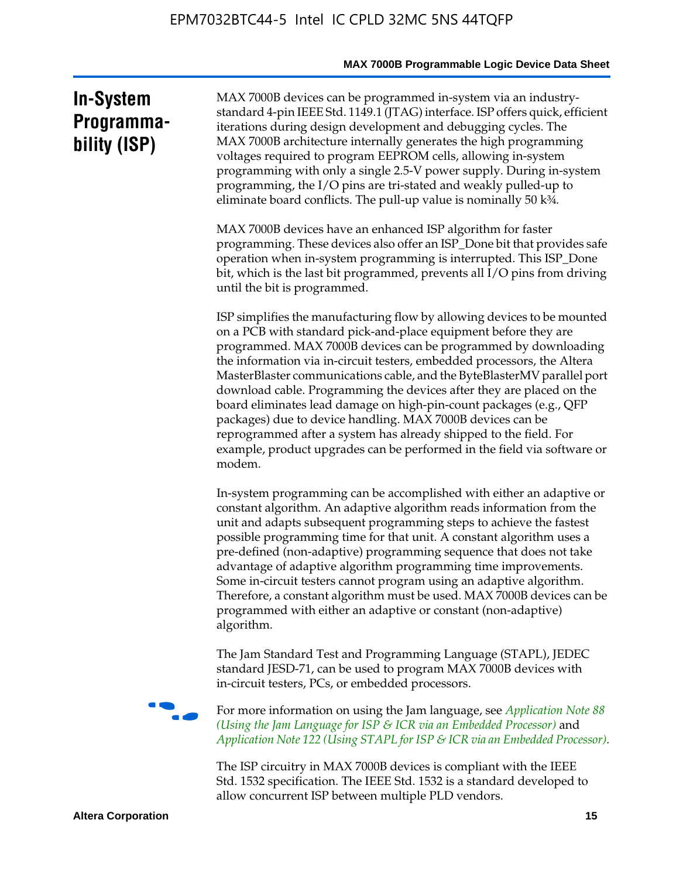## In-System Programmability (ISP)

MAX 7000B devices can be programmed in-system via an industry-standard 4-pin IEEE Std. 1149.1 (JTAG) interface. ISP offers quick, efficient iterations during design development and debugging cycles. The MAX 7000B architecture internally generates the high programming voltages required to program EEPROM cells, allowing in-system programming with only a single 2.5-V power supply. During in-system programming, the I/O pins are tri-stated and weakly pulled-up to eliminate board conflicts. The pull-up value is nominally 50 k¾.

MAX 7000B devices have an enhanced ISP algorithm for faster programming. These devices also offer an ISP_Done bit that provides safe operation when in-system programming is interrupted. This ISP_Done bit, which is the last bit programmed, prevents all I/O pins from driving until the bit is programmed.

ISP simplifies the manufacturing flow by allowing devices to be mounted on a PCB with standard pick-and-place equipment before they are programmed. MAX 7000B devices can be programmed by downloading the information via in-circuit testers, embedded processors, the Altera MasterBlaster communications cable, and the ByteBlasterMV parallel port download cable. Programming the devices after they are placed on the board eliminates lead damage on high-pin-count packages (e.g., QFP packages) due to device handling. MAX 7000B devices can be reprogrammed after a system has already shipped to the field. For example, product upgrades can be performed in the field via software or modem.

In-system programming can be accomplished with either an adaptive or constant algorithm. An adaptive algorithm reads information from the unit and adapts subsequent programming steps to achieve the fastest possible programming time for that unit. A constant algorithm uses a pre-defined (non-adaptive) programming sequence that does not take advantage of adaptive algorithm programming time improvements. Some in-circuit testers cannot program using an adaptive algorithm. Therefore, a constant algorithm must be used. MAX 7000B devices can be programmed with either an adaptive or constant (non-adaptive) algorithm.

The Jam Standard Test and Programming Language (STAPL), JEDEC standard JESD-71, can be used to program MAX 7000B devices with in-circuit testers, PCs, or embedded processors.

For more information on using the Jam language, see *Application Note 88 (Using the Jam Language for ISP & ICR via an Embedded Processor)* and *Application Note 122 (Using STAPL for ISP & ICR via an Embedded Processor)*.

The ISP circuitry in MAX 7000B devices is compliant with the IEEE Std. 1532 specification. The IEEE Std. 1532 is a standard developed to allow concurrent ISP between multiple PLD vendors.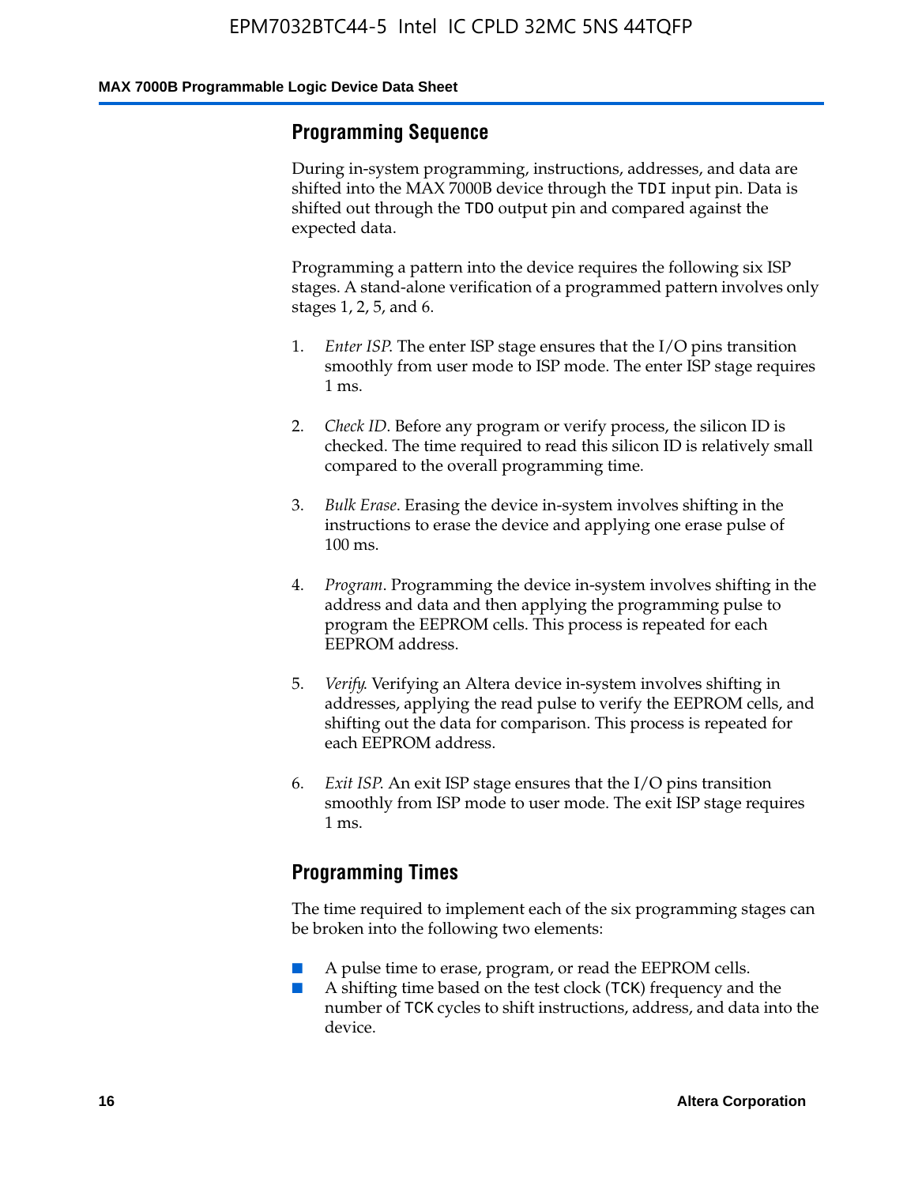## Programming Sequence

During in-system programming, instructions, addresses, and data are shifted into the MAX 7000B device through the `TDI` input pin. Data is shifted out through the `TDO` output pin and compared against the expected data.

Programming a pattern into the device requires the following six ISP stages. A stand-alone verification of a programmed pattern involves only stages 1, 2, 5, and 6.

1. *Enter ISP*. The enter ISP stage ensures that the I/O pins transition smoothly from user mode to ISP mode. The enter ISP stage requires 1 ms.

2. *Check ID*. Before any program or verify process, the silicon ID is checked. The time required to read this silicon ID is relatively small compared to the overall programming time.

3. *Bulk Erase*. Erasing the device in-system involves shifting in the instructions to erase the device and applying one erase pulse of 100 ms.

4. *Program*. Programming the device in-system involves shifting in the address and data and then applying the programming pulse to program the EEPROM cells. This process is repeated for each EEPROM address.

5. *Verify*. Verifying an Altera device in-system involves shifting in addresses, applying the read pulse to verify the EEPROM cells, and shifting out the data for comparison. This process is repeated for each EEPROM address.

6. *Exit ISP*. An exit ISP stage ensures that the I/O pins transition smoothly from ISP mode to user mode. The exit ISP stage requires 1 ms.

## Programming Times

The time required to implement each of the six programming stages can be broken into the following two elements:

- A pulse time to erase, program, or read the EEPROM cells.
- A shifting time based on the test clock (`TCK`) frequency and the number of `TCK` cycles to shift instructions, address, and data into the device.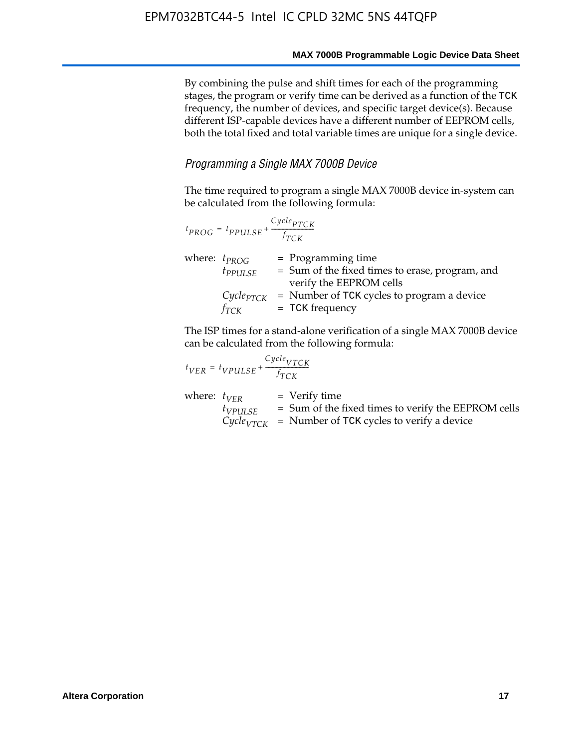By combining the pulse and shift times for each of the programming stages, the program or verify time can be derived as a function of the TCK frequency, the number of devices, and specific target device(s). Because different ISP-capable devices have a different number of EEPROM cells, both the total fixed and total variable times are unique for a single device.

### *Programming a Single MAX 7000B Device*

The time required to program a single MAX 7000B device in-system can be calculated from the following formula:

$$t_{PROG} = t_{PPULSE} + \frac{Cycle_{PTCK}}{f_{TCK}}$$

where: $t_{PROG}$ = Programming time
$t_{PPULSE}$ = Sum of the fixed times to erase, program, and verify the EEPROM cells
$Cycle_{PTCK}$ = Number of TCK cycles to program a device
$f_{TCK}$ = TCK frequency

The ISP times for a stand-alone verification of a single MAX 7000B device can be calculated from the following formula:

$$t_{VER} = t_{VPULSE} + \frac{Cycle_{VTCK}}{f_{TCK}}$$

where: $t_{VER}$ = Verify time
$t_{VPULSE}$ = Sum of the fixed times to verify the EEPROM cells
$Cycle_{VTCK}$ = Number of TCK cycles to verify a device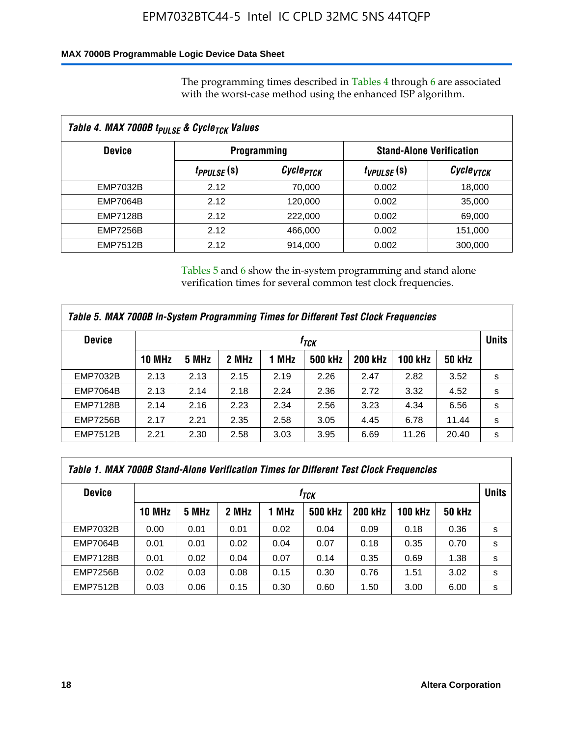The programming times described in Tables 4 through 6 are associated with the worst-case method using the enhanced ISP algorithm.

*Table 4. MAX 7000B $t_{PULSE}$ & $Cycle_{TCK}$ Values*

| Device | Programming | | Stand-Alone Verification | |
|---|---|---|---|---|
| | $t_{PPULSE}$ (s) | $Cycle_{PTCK}$ | $t_{VPULSE}$ (s) | $Cycle_{VTCK}$ |
| EMP7032B | 2.12 | 70,000 | 0.002 | 18,000 |
| EMP7064B | 2.12 | 120,000 | 0.002 | 35,000 |
| EMP7128B | 2.12 | 222,000 | 0.002 | 69,000 |
| EMP7256B | 2.12 | 466,000 | 0.002 | 151,000 |
| EMP7512B | 2.12 | 914,000 | 0.002 | 300,000 |

Tables 5 and 6 show the in-system programming and stand alone verification times for several common test clock frequencies.

*Table 5. MAX 7000B In-System Programming Times for Different Test Clock Frequencies*

| Device | $f_{TCK}$ | | | | | | | | Units |
|---|---|---|---|---|---|---|---|---|---|
| | 10 MHz | 5 MHz | 2 MHz | 1 MHz | 500 kHz | 200 kHz | 100 kHz | 50 kHz | |
| EMP7032B | 2.13 | 2.13 | 2.15 | 2.19 | 2.26 | 2.47 | 2.82 | 3.52 | s |
| EMP7064B | 2.13 | 2.14 | 2.18 | 2.24 | 2.36 | 2.72 | 3.32 | 4.52 | s |
| EMP7128B | 2.14 | 2.16 | 2.23 | 2.34 | 2.56 | 3.23 | 4.34 | 6.56 | s |
| EMP7256B | 2.17 | 2.21 | 2.35 | 2.58 | 3.05 | 4.45 | 6.78 | 11.44 | s |
| EMP7512B | 2.21 | 2.30 | 2.58 | 3.03 | 3.95 | 6.69 | 11.26 | 20.40 | s |

*Table 1. MAX 7000B Stand-Alone Verification Times for Different Test Clock Frequencies*

| Device | $f_{TCK}$ | | | | | | | | Units |
|---|---|---|---|---|---|---|---|---|---|
| | 10 MHz | 5 MHz | 2 MHz | 1 MHz | 500 kHz | 200 kHz | 100 kHz | 50 kHz | |
| EMP7032B | 0.00 | 0.01 | 0.01 | 0.02 | 0.04 | 0.09 | 0.18 | 0.36 | s |
| EMP7064B | 0.01 | 0.01 | 0.02 | 0.04 | 0.07 | 0.18 | 0.35 | 0.70 | s |
| EMP7128B | 0.01 | 0.02 | 0.04 | 0.07 | 0.14 | 0.35 | 0.69 | 1.38 | s |
| EMP7256B | 0.02 | 0.03 | 0.08 | 0.15 | 0.30 | 0.76 | 1.51 | 3.02 | s |
| EMP7512B | 0.03 | 0.06 | 0.15 | 0.30 | 0.60 | 1.50 | 3.00 | 6.00 | s |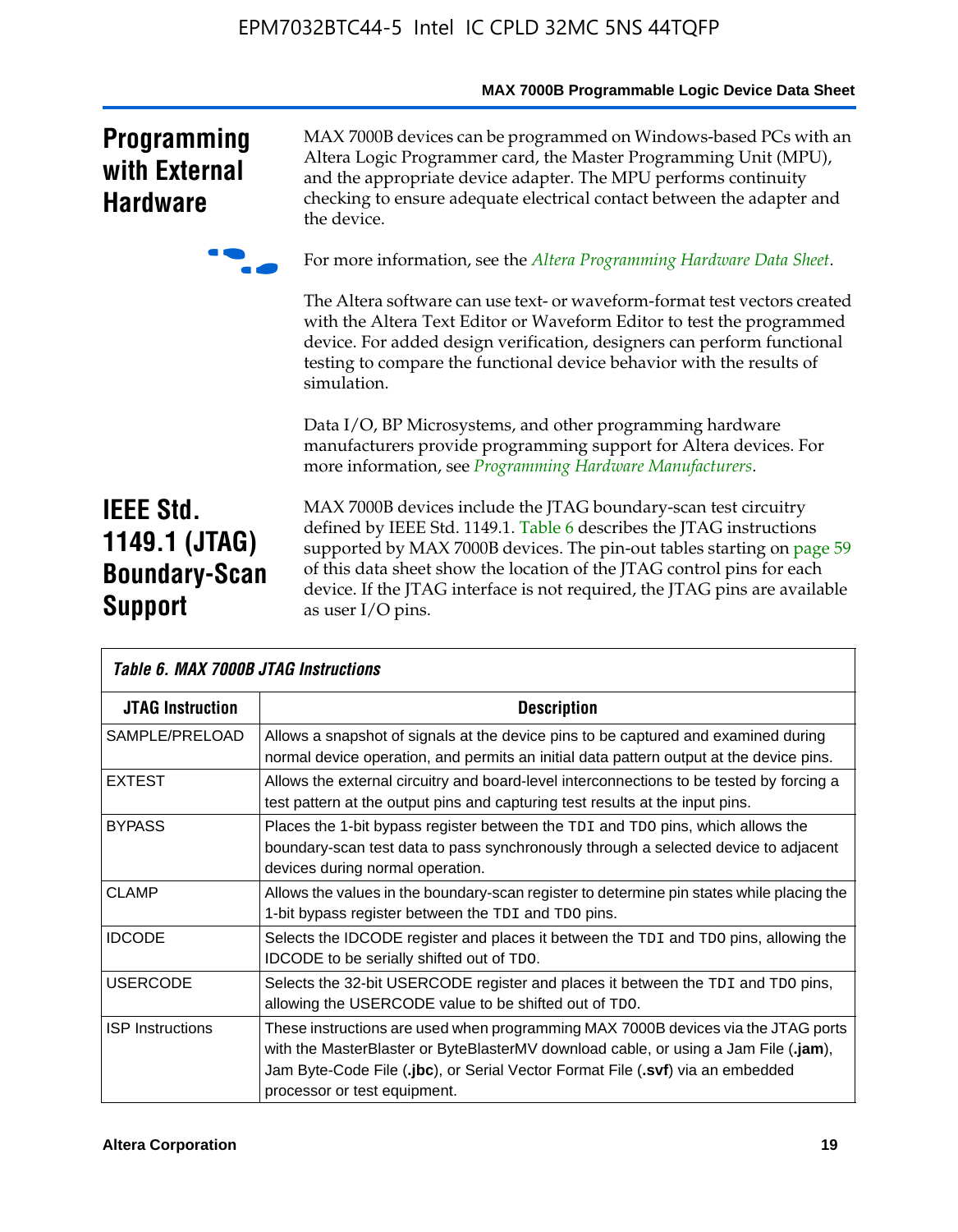## Programming with External Hardware

MAX 7000B devices can be programmed on Windows-based PCs with an Altera Logic Programmer card, the Master Programming Unit (MPU), and the appropriate device adapter. The MPU performs continuity checking to ensure adequate electrical contact between the adapter and the device.

For more information, see the *Altera Programming Hardware Data Sheet*.

The Altera software can use text- or waveform-format test vectors created with the Altera Text Editor or Waveform Editor to test the programmed device. For added design verification, designers can perform functional testing to compare the functional device behavior with the results of simulation.

Data I/O, BP Microsystems, and other programming hardware manufacturers provide programming support for Altera devices. For more information, see *Programming Hardware Manufacturers*.

## IEEE Std. 1149.1 (JTAG) Boundary-Scan Support

MAX 7000B devices include the JTAG boundary-scan test circuitry defined by IEEE Std. 1149.1. Table 6 describes the JTAG instructions supported by MAX 7000B devices. The pin-out tables starting on page 59 of this data sheet show the location of the JTAG control pins for each device. If the JTAG interface is not required, the JTAG pins are available as user I/O pins.

**Table 6. MAX 7000B JTAG Instructions**

| JTAG Instruction | Description |
|---|---|
| SAMPLE/PRELOAD | Allows a snapshot of signals at the device pins to be captured and examined during normal device operation, and permits an initial data pattern output at the device pins. |
| EXTEST | Allows the external circuitry and board-level interconnections to be tested by forcing a test pattern at the output pins and capturing test results at the input pins. |
| BYPASS | Places the 1-bit bypass register between the `TDI` and `TDO` pins, which allows the boundary-scan test data to pass synchronously through a selected device to adjacent devices during normal operation. |
| CLAMP | Allows the values in the boundary-scan register to determine pin states while placing the 1-bit bypass register between the `TDI` and `TDO` pins. |
| IDCODE | Selects the IDCODE register and places it between the `TDI` and `TDO` pins, allowing the IDCODE to be serially shifted out of `TDO`. |
| USERCODE | Selects the 32-bit USERCODE register and places it between the `TDI` and `TDO` pins, allowing the USERCODE value to be shifted out of `TDO`. |
| ISP Instructions | These instructions are used when programming MAX 7000B devices via the JTAG ports with the MasterBlaster or ByteBlasterMV download cable, or using a Jam File (**.jam**), Jam Byte-Code File (**.jbc**), or Serial Vector Format File (**.svf**) via an embedded processor or test equipment. |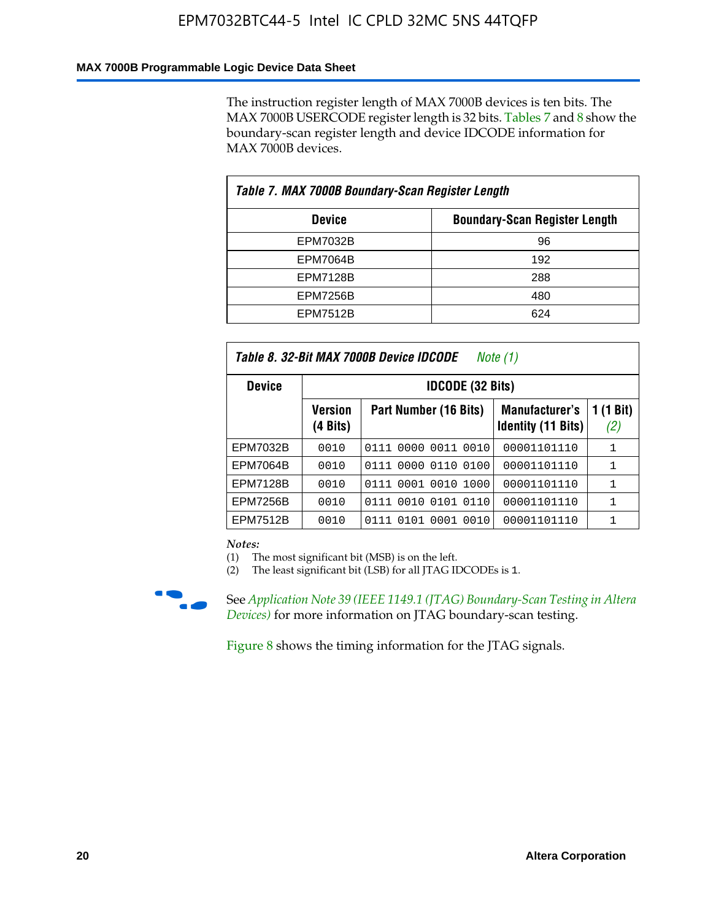The instruction register length of MAX 7000B devices is ten bits. The MAX 7000B USERCODE register length is 32 bits. Tables 7 and 8 show the boundary-scan register length and device IDCODE information for MAX 7000B devices.

**Table 7. MAX 7000B Boundary-Scan Register Length**

| Device | Boundary-Scan Register Length |
|---|---|
| EPM7032B | 96 |
| EPM7064B | 192 |
| EPM7128B | 288 |
| EPM7256B | 480 |
| EPM7512B | 624 |

**Table 8. 32-Bit MAX 7000B Device IDCODE** *Note (1)*

| Device | IDCODE (32 Bits) | | | |
|---|---|---|---|---|
| | Version (4 Bits) | Part Number (16 Bits) | Manufacturer's Identity (11 Bits) | 1 (1 Bit) *(2)* |
| EPM7032B | 0010 | 0111 0000 0011 0010 | 00001101110 | 1 |
| EPM7064B | 0010 | 0111 0000 0110 0100 | 00001101110 | 1 |
| EPM7128B | 0010 | 0111 0001 0010 1000 | 00001101110 | 1 |
| EPM7256B | 0010 | 0111 0010 0101 0110 | 00001101110 | 1 |
| EPM7512B | 0010 | 0111 0101 0001 0010 | 00001101110 | 1 |

*Notes:*
(1) The most significant bit (MSB) is on the left.
(2) The least significant bit (LSB) for all JTAG IDCODEs is 1.

See *Application Note 39 (IEEE 1149.1 (JTAG) Boundary-Scan Testing in Altera Devices)* for more information on JTAG boundary-scan testing.

Figure 8 shows the timing information for the JTAG signals.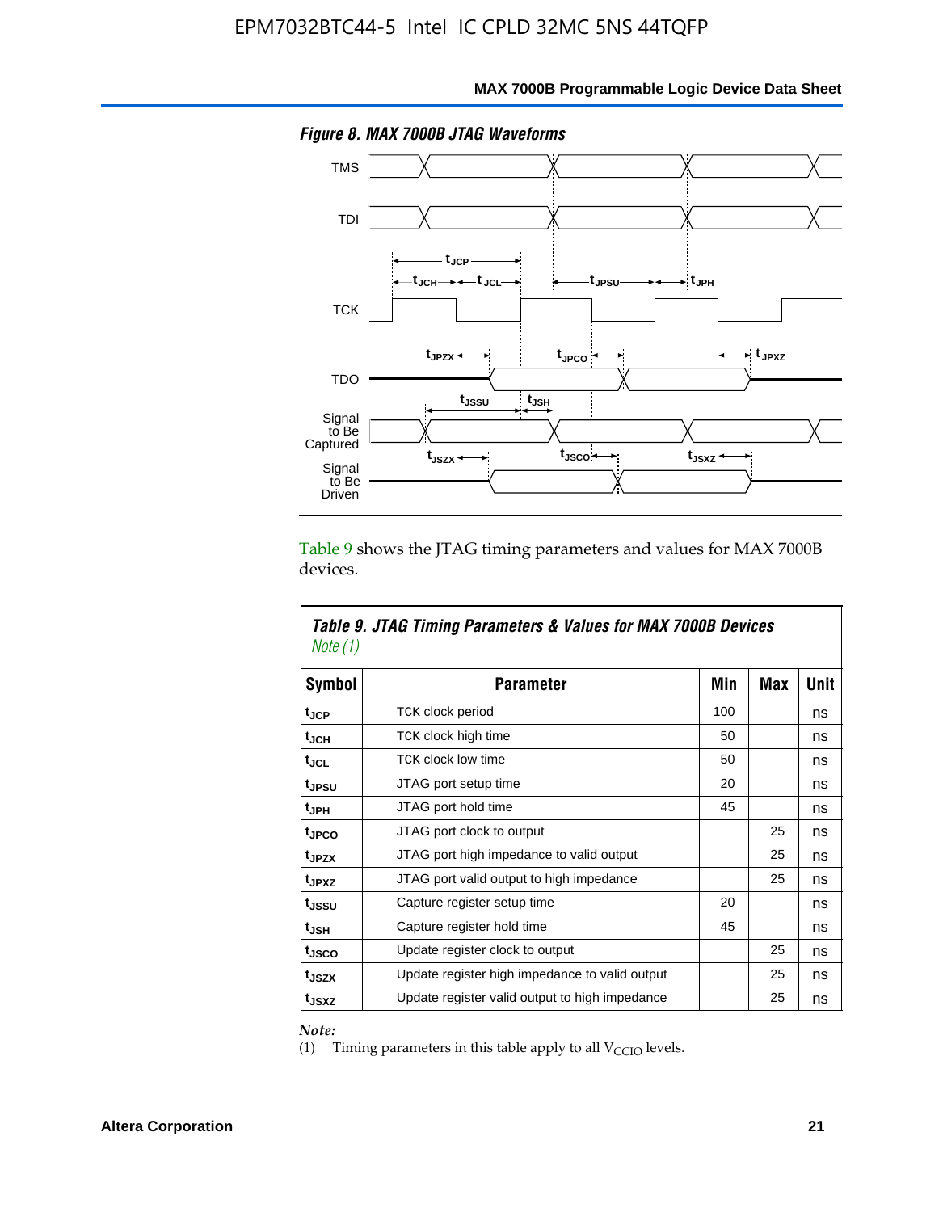*Figure 8. MAX 7000B JTAG Waveforms*

Table 9 shows the JTAG timing parameters and values for MAX 7000B devices.

**Table 9. JTAG Timing Parameters & Values for MAX 7000B Devices** *Note (1)*

| Symbol | Parameter | Min | Max | Unit |
|---|---|---|---|---|
| $t_{JCP}$ | TCK clock period | 100 | | ns |
| $t_{JCH}$ | TCK clock high time | 50 | | ns |
| $t_{JCL}$ | TCK clock low time | 50 | | ns |
| $t_{JPSU}$ | JTAG port setup time | 20 | | ns |
| $t_{JPH}$ | JTAG port hold time | 45 | | ns |
| $t_{JPCO}$ | JTAG port clock to output | | 25 | ns |
| $t_{JPZX}$ | JTAG port high impedance to valid output | | 25 | ns |
| $t_{JPXZ}$ | JTAG port valid output to high impedance | | 25 | ns |
| $t_{JSSU}$ | Capture register setup time | 20 | | ns |
| $t_{JSH}$ | Capture register hold time | 45 | | ns |
| $t_{JSCO}$ | Update register clock to output | | 25 | ns |
| $t_{JSZX}$ | Update register high impedance to valid output | | 25 | ns |
| $t_{JSXZ}$ | Update register valid output to high impedance | | 25 | ns |

*Note:*

(1) Timing parameters in this table apply to all $V_{CCIO}$ levels.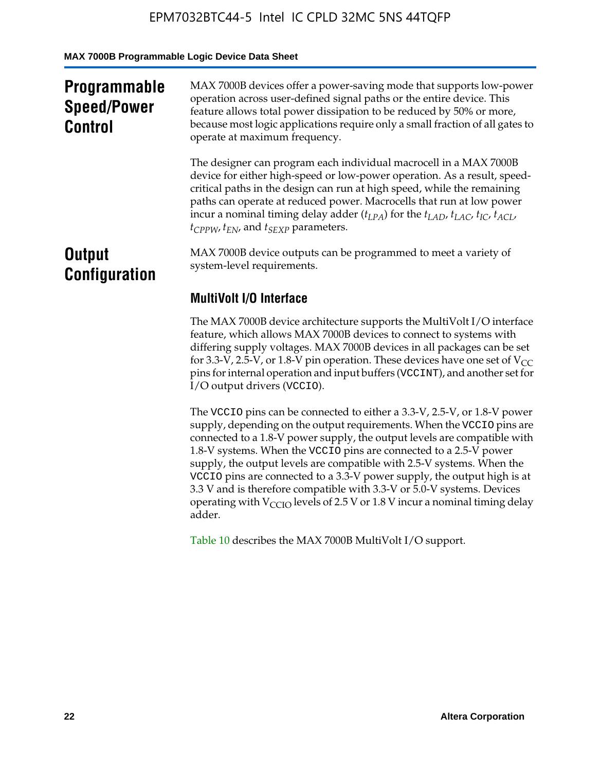## Programmable Speed/Power Control

MAX 7000B devices offer a power-saving mode that supports low-power operation across user-defined signal paths or the entire device. This feature allows total power dissipation to be reduced by 50% or more, because most logic applications require only a small fraction of all gates to operate at maximum frequency.

The designer can program each individual macrocell in a MAX 7000B device for either high-speed or low-power operation. As a result, speed-critical paths in the design can run at high speed, while the remaining paths can operate at reduced power. Macrocells that run at low power incur a nominal timing delay adder ($t_{LPA}$) for the $t_{LAD}$, $t_{LAC}$, $t_{IC}$, $t_{ACL}$, $t_{CPPW}$, $t_{EN}$, and $t_{SEXP}$ parameters.

## Output Configuration

MAX 7000B device outputs can be programmed to meet a variety of system-level requirements.

### MultiVolt I/O Interface

The MAX 7000B device architecture supports the MultiVolt I/O interface feature, which allows MAX 7000B devices to connect to systems with differing supply voltages. MAX 7000B devices in all packages can be set for 3.3-V, 2.5-V, or 1.8-V pin operation. These devices have one set of $V_{CC}$ pins for internal operation and input buffers (VCCINT), and another set for I/O output drivers (VCCIO).

The VCCIO pins can be connected to either a 3.3-V, 2.5-V, or 1.8-V power supply, depending on the output requirements. When the VCCIO pins are connected to a 1.8-V power supply, the output levels are compatible with 1.8-V systems. When the VCCIO pins are connected to a 2.5-V power supply, the output levels are compatible with 2.5-V systems. When the VCCIO pins are connected to a 3.3-V power supply, the output high is at 3.3 V and is therefore compatible with 3.3-V or 5.0-V systems. Devices operating with $V_{CCIO}$ levels of 2.5 V or 1.8 V incur a nominal timing delay adder.

Table 10 describes the MAX 7000B MultiVolt I/O support.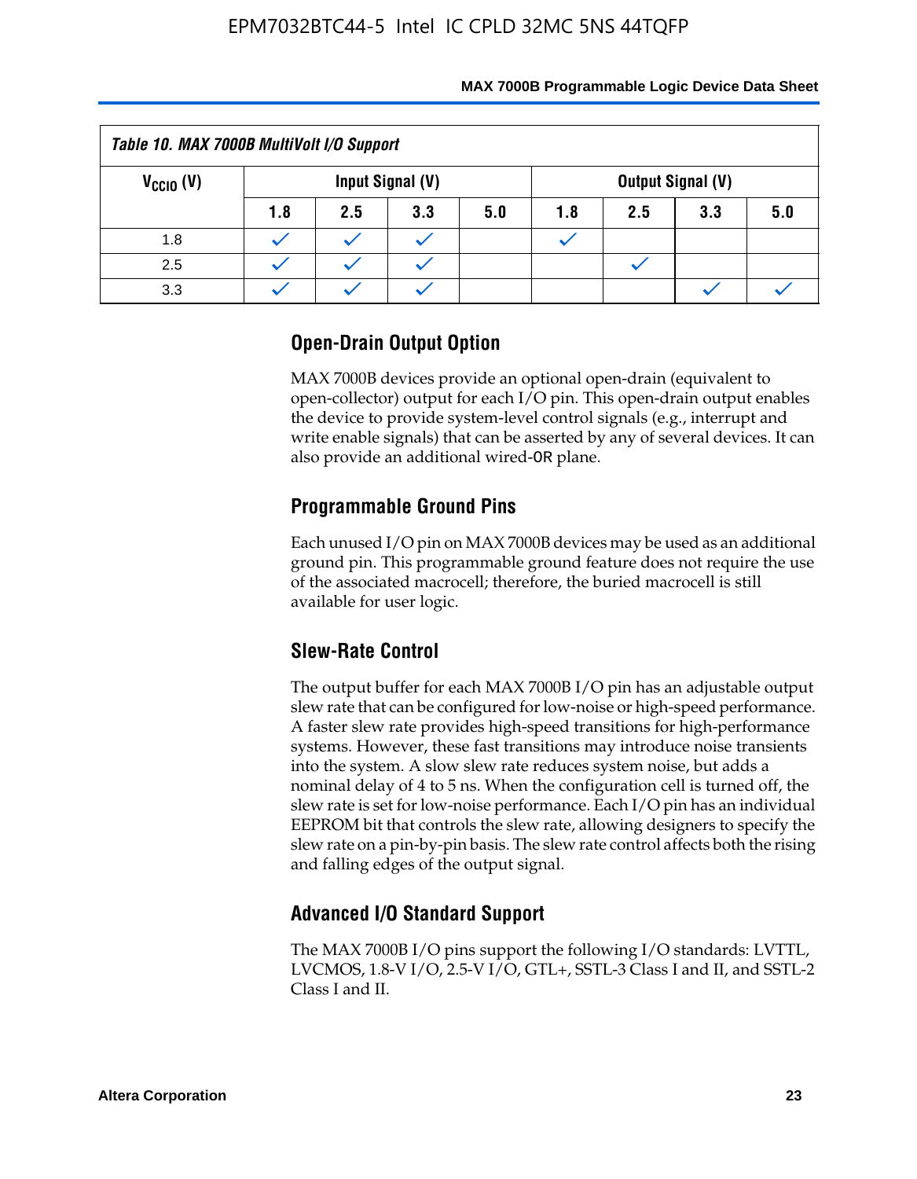| Table 10. MAX 7000B MultiVolt I/O Support | | | | | | | | |
|---|---|---|---|---|---|---|---|---|
| $V_{CCIO}$ (V) | Input Signal (V) | | | | Output Signal (V) | | | |
| | 1.8 | 2.5 | 3.3 | 5.0 | 1.8 | 2.5 | 3.3 | 5.0 |
| 1.8 | ✓ | ✓ | ✓ | | ✓ | | | |
| 2.5 | ✓ | ✓ | ✓ | | | ✓ | | |
| 3.3 | ✓ | ✓ | ✓ | | | | ✓ | ✓ |

## Open-Drain Output Option

MAX 7000B devices provide an optional open-drain (equivalent to open-collector) output for each I/O pin. This open-drain output enables the device to provide system-level control signals (e.g., interrupt and write enable signals) that can be asserted by any of several devices. It can also provide an additional wired-OR plane.

## Programmable Ground Pins

Each unused I/O pin on MAX 7000B devices may be used as an additional ground pin. This programmable ground feature does not require the use of the associated macrocell; therefore, the buried macrocell is still available for user logic.

## Slew-Rate Control

The output buffer for each MAX 7000B I/O pin has an adjustable output slew rate that can be configured for low-noise or high-speed performance. A faster slew rate provides high-speed transitions for high-performance systems. However, these fast transitions may introduce noise transients into the system. A slow slew rate reduces system noise, but adds a nominal delay of 4 to 5 ns. When the configuration cell is turned off, the slew rate is set for low-noise performance. Each I/O pin has an individual EEPROM bit that controls the slew rate, allowing designers to specify the slew rate on a pin-by-pin basis. The slew rate control affects both the rising and falling edges of the output signal.

## Advanced I/O Standard Support

The MAX 7000B I/O pins support the following I/O standards: LVTTL, LVCMOS, 1.8-V I/O, 2.5-V I/O, GTL+, SSTL-3 Class I and II, and SSTL-2 Class I and II.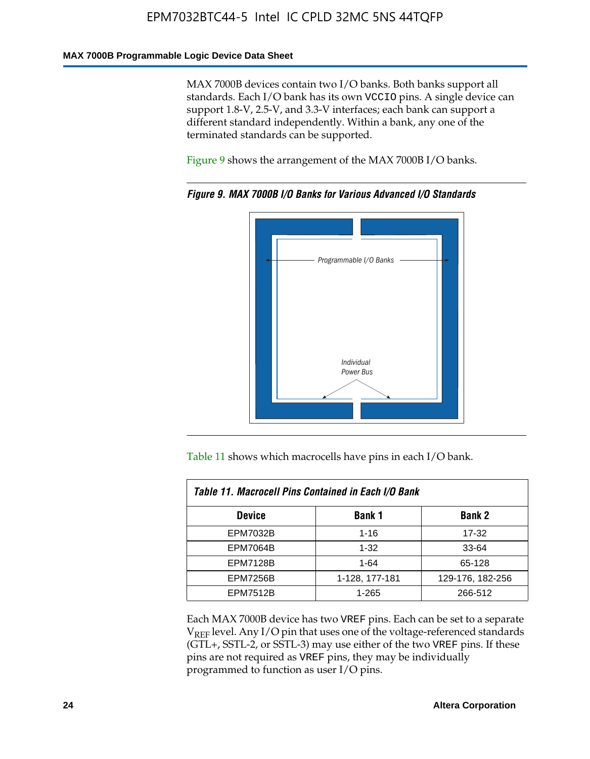MAX 7000B devices contain two I/O banks. Both banks support all standards. Each I/O bank has its own VCCIO pins. A single device can support 1.8-V, 2.5-V, and 3.3-V interfaces; each bank can support a different standard independently. Within a bank, any one of the terminated standards can be supported.

Figure 9 shows the arrangement of the MAX 7000B I/O banks.

*Figure 9. MAX 7000B I/O Banks for Various Advanced I/O Standards*

Programmable I/O Banks

Individual Power Bus

Table 11 shows which macrocells have pins in each I/O bank.

**Table 11. Macrocell Pins Contained in Each I/O Bank**

| Device | Bank 1 | Bank 2 |
|---|---|---|
| EPM7032B | 1-16 | 17-32 |
| EPM7064B | 1-32 | 33-64 |
| EPM7128B | 1-64 | 65-128 |
| EPM7256B | 1-128, 177-181 | 129-176, 182-256 |
| EPM7512B | 1-265 | 266-512 |

Each MAX 7000B device has two VREF pins. Each can be set to a separate $V_{REF}$ level. Any I/O pin that uses one of the voltage-referenced standards (GTL+, SSTL-2, or SSTL-3) may use either of the two VREF pins. If these pins are not required as VREF pins, they may be individually programmed to function as user I/O pins.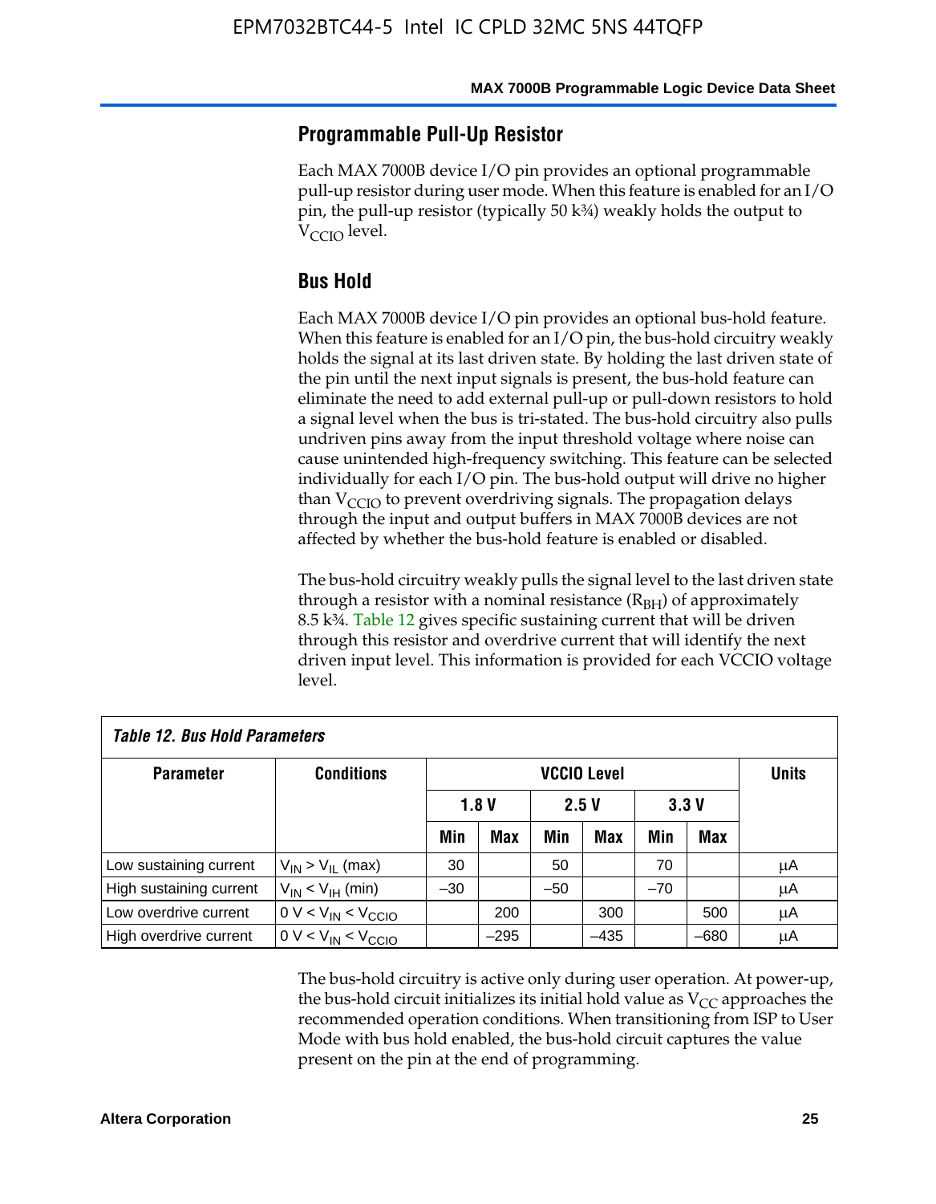## Programmable Pull-Up Resistor

Each MAX 7000B device I/O pin provides an optional programmable pull-up resistor during user mode. When this feature is enabled for an I/O pin, the pull-up resistor (typically 50 k¾) weakly holds the output to $V_{CCIO}$ level.

## Bus Hold

Each MAX 7000B device I/O pin provides an optional bus-hold feature. When this feature is enabled for an I/O pin, the bus-hold circuitry weakly holds the signal at its last driven state. By holding the last driven state of the pin until the next input signals is present, the bus-hold feature can eliminate the need to add external pull-up or pull-down resistors to hold a signal level when the bus is tri-stated. The bus-hold circuitry also pulls undriven pins away from the input threshold voltage where noise can cause unintended high-frequency switching. This feature can be selected individually for each I/O pin. The bus-hold output will drive no higher than $V_{CCIO}$ to prevent overdriving signals. The propagation delays through the input and output buffers in MAX 7000B devices are not affected by whether the bus-hold feature is enabled or disabled.

The bus-hold circuitry weakly pulls the signal level to the last driven state through a resistor with a nominal resistance ($R_{BH}$) of approximately 8.5 k¾. Table 12 gives specific sustaining current that will be driven through this resistor and overdrive current that will identify the next driven input level. This information is provided for each VCCIO voltage level.

*Table 12. Bus Hold Parameters*

| Parameter | Conditions | VCCIO Level | | | | | | Units |
|---|---|---|---|---|---|---|---|---|
| | | 1.8 V | | 2.5 V | | 3.3 V | | |
| | | Min | Max | Min | Max | Min | Max | |
| Low sustaining current | $V_{IN} > V_{IL}$ (max) | 30 | | 50 | | 70 | | µA |
| High sustaining current | $V_{IN} < V_{IH}$ (min) | –30 | | –50 | | –70 | | µA |
| Low overdrive current | $0 V < V_{IN} < V_{CCIO}$ | | 200 | | 300 | | 500 | µA |
| High overdrive current | $0 V < V_{IN} < V_{CCIO}$ | | –295 | | –435 | | –680 | µA |

The bus-hold circuitry is active only during user operation. At power-up, the bus-hold circuit initializes its initial hold value as $V_{CC}$ approaches the recommended operation conditions. When transitioning from ISP to User Mode with bus hold enabled, the bus-hold circuit captures the value present on the pin at the end of programming.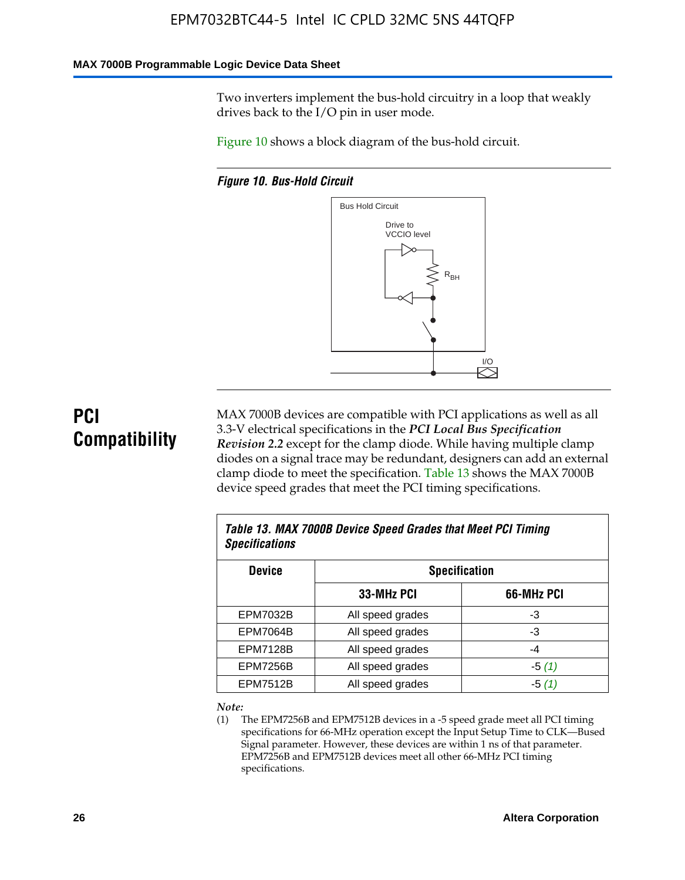Two inverters implement the bus-hold circuitry in a loop that weakly drives back to the I/O pin in user mode.

Figure 10 shows a block diagram of the bus-hold circuit.

*Figure 10. Bus-Hold Circuit*

Bus Hold Circuit

Drive to VCCIO level

$R_{BH}$

I/O

## PCI Compatibility

MAX 7000B devices are compatible with PCI applications as well as all 3.3-V electrical specifications in the ***PCI Local Bus Specification Revision 2.2*** except for the clamp diode. While having multiple clamp diodes on a signal trace may be redundant, designers can add an external clamp diode to meet the specification. Table 13 shows the MAX 7000B device speed grades that meet the PCI timing specifications.

*Table 13. MAX 7000B Device Speed Grades that Meet PCI Timing Specifications*

| Device | Specification | |
|---|---|---|
| | 33-MHz PCI | 66-MHz PCI |
| EPM7032B | All speed grades | -3 |
| EPM7064B | All speed grades | -3 |
| EPM7128B | All speed grades | -4 |
| EPM7256B | All speed grades | -5 (1) |
| EPM7512B | All speed grades | -5 (1) |

*Note:*

(1) The EPM7256B and EPM7512B devices in a -5 speed grade meet all PCI timing specifications for 66-MHz operation except the Input Setup Time to CLK—Bused Signal parameter. However, these devices are within 1 ns of that parameter. EPM7256B and EPM7512B devices meet all other 66-MHz PCI timing specifications.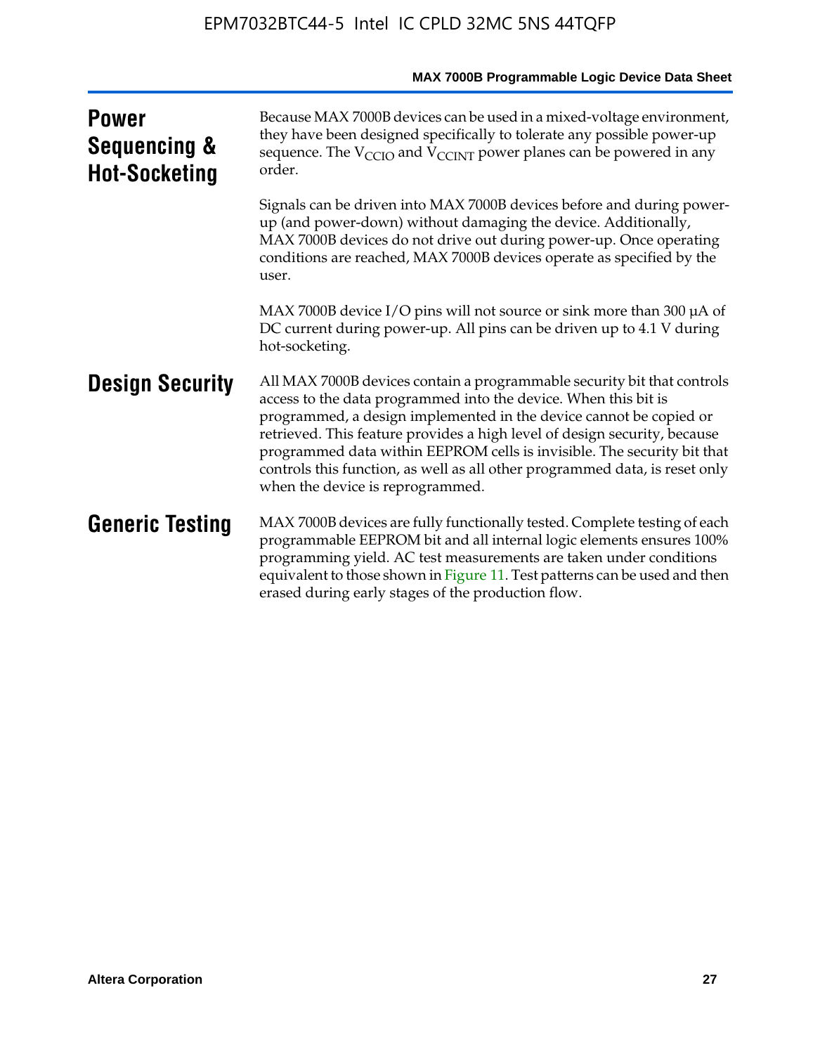## Power Sequencing & Hot-Socketing

Because MAX 7000B devices can be used in a mixed-voltage environment, they have been designed specifically to tolerate any possible power-up sequence. The $V_{CCIO}$ and $V_{CCINT}$ power planes can be powered in any order.

Signals can be driven into MAX 7000B devices before and during power-up (and power-down) without damaging the device. Additionally, MAX 7000B devices do not drive out during power-up. Once operating conditions are reached, MAX 7000B devices operate as specified by the user.

MAX 7000B device I/O pins will not source or sink more than 300 μA of DC current during power-up. All pins can be driven up to 4.1 V during hot-socketing.

## Design Security

All MAX 7000B devices contain a programmable security bit that controls access to the data programmed into the device. When this bit is programmed, a design implemented in the device cannot be copied or retrieved. This feature provides a high level of design security, because programmed data within EEPROM cells is invisible. The security bit that controls this function, as well as all other programmed data, is reset only when the device is reprogrammed.

## Generic Testing

MAX 7000B devices are fully functionally tested. Complete testing of each programmable EEPROM bit and all internal logic elements ensures 100% programming yield. AC test measurements are taken under conditions equivalent to those shown in Figure 11. Test patterns can be used and then erased during early stages of the production flow.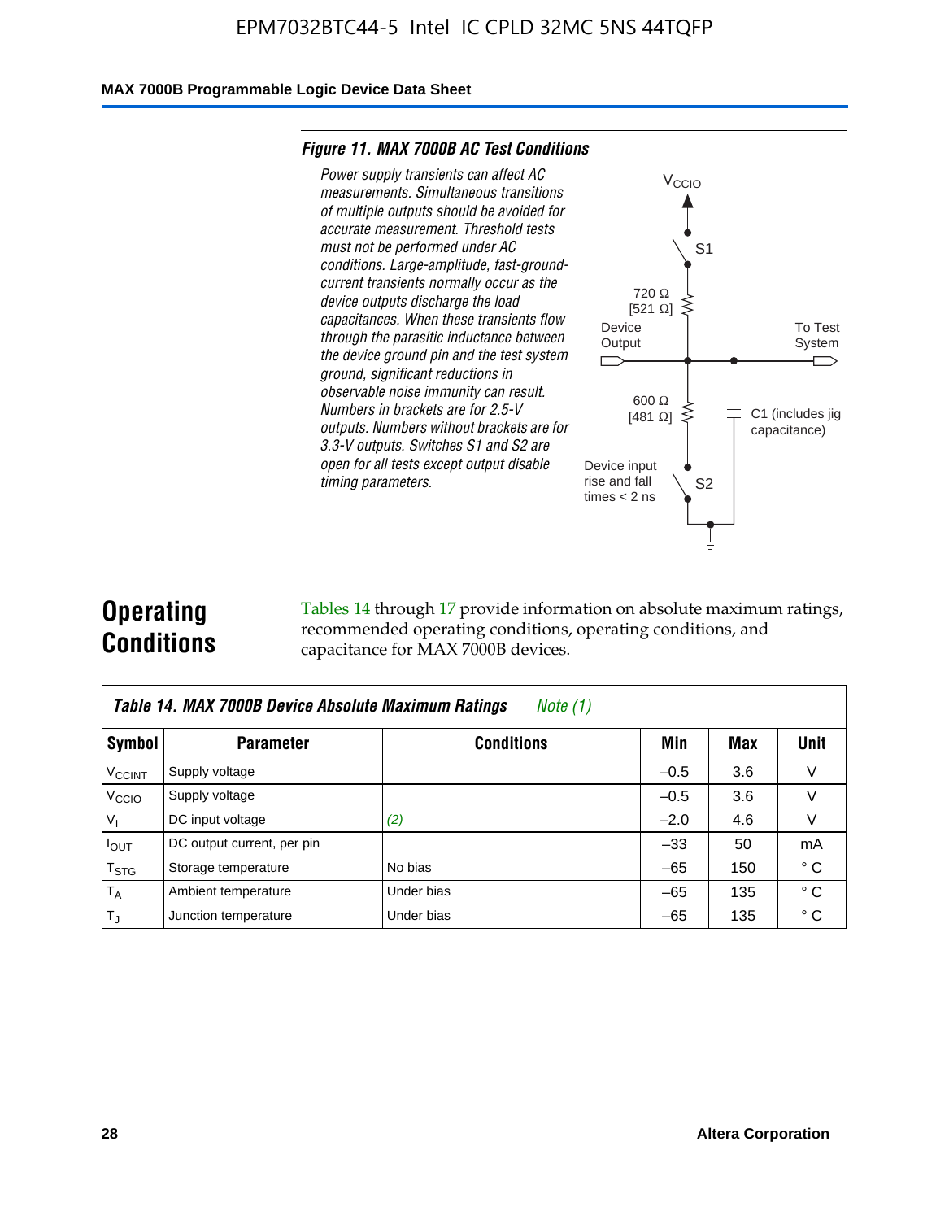**Figure 11. MAX 7000B AC Test Conditions**

*Power supply transients can affect AC measurements. Simultaneous transitions of multiple outputs should be avoided for accurate measurement. Threshold tests must not be performed under AC conditions. Large-amplitude, fast-ground-current transients normally occur as the device outputs discharge the load capacitances. When these transients flow through the parasitic inductance between the device ground pin and the test system ground, significant reductions in observable noise immunity can result. Numbers in brackets are for 2.5-V outputs. Numbers without brackets are for 3.3-V outputs. Switches S1 and S2 are open for all tests except output disable timing parameters.*

$V_{CCIO}$

S1

720 Ω
[521 Ω]

Device Output

To Test System

600 Ω
[481 Ω]

C1 (includes jig capacitance)

Device input rise and fall times < 2 ns

S2

## Operating Conditions

Tables 14 through 17 provide information on absolute maximum ratings, recommended operating conditions, operating conditions, and capacitance for MAX 7000B devices.

**Table 14. MAX 7000B Device Absolute Maximum Ratings** *Note (1)*

| Symbol | Parameter | Conditions | Min | Max | Unit |
|---|---|---|---|---|---|
| $V_{CCINT}$ | Supply voltage | | –0.5 | 3.6 | V |
| $V_{CCIO}$ | Supply voltage | | –0.5 | 3.6 | V |
| $V_I$ | DC input voltage | *(2)* | –2.0 | 4.6 | V |
| $I_{OUT}$ | DC output current, per pin | | –33 | 50 | mA |
| $T_{STG}$ | Storage temperature | No bias | –65 | 150 | ° C |
| $T_A$ | Ambient temperature | Under bias | –65 | 135 | ° C |
| $T_J$ | Junction temperature | Under bias | –65 | 135 | ° C |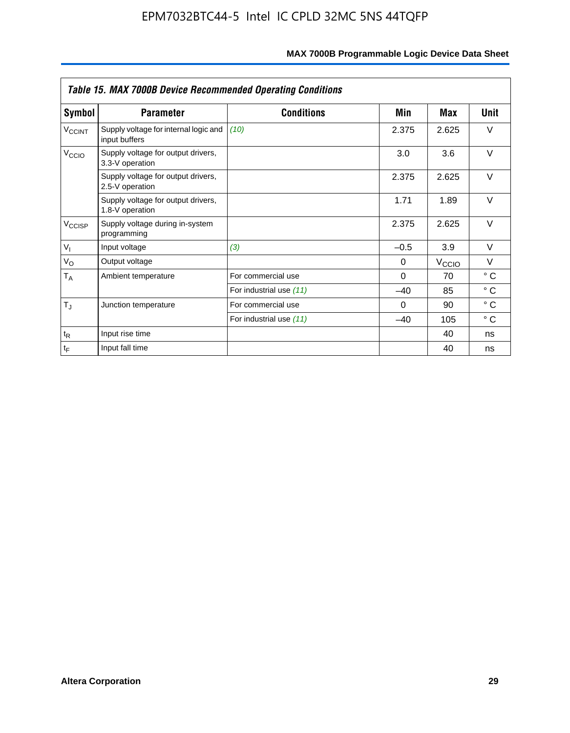*Table 15. MAX 7000B Device Recommended Operating Conditions*

| Symbol | Parameter | Conditions | Min | Max | Unit |
|---|---|---|---|---|---|
| $V_{CCINT}$ | Supply voltage for internal logic and input buffers | *(10)* | 2.375 | 2.625 | V |
| $V_{CCIO}$ | Supply voltage for output drivers, 3.3-V operation | | 3.0 | 3.6 | V |
| | Supply voltage for output drivers, 2.5-V operation | | 2.375 | 2.625 | V |
| | Supply voltage for output drivers, 1.8-V operation | | 1.71 | 1.89 | V |
| $V_{CCISP}$ | Supply voltage during in-system programming | | 2.375 | 2.625 | V |
| $V_I$ | Input voltage | *(3)* | –0.5 | 3.9 | V |
| $V_O$ | Output voltage | | 0 | $V_{CCIO}$ | V |
| $T_A$ | Ambient temperature | For commercial use | 0 | 70 | ° C |
| | | For industrial use *(11)* | –40 | 85 | ° C |
| $T_J$ | Junction temperature | For commercial use | 0 | 90 | ° C |
| | | For industrial use *(11)* | –40 | 105 | ° C |
| $t_R$ | Input rise time | | | 40 | ns |
| $t_F$ | Input fall time | | | 40 | ns |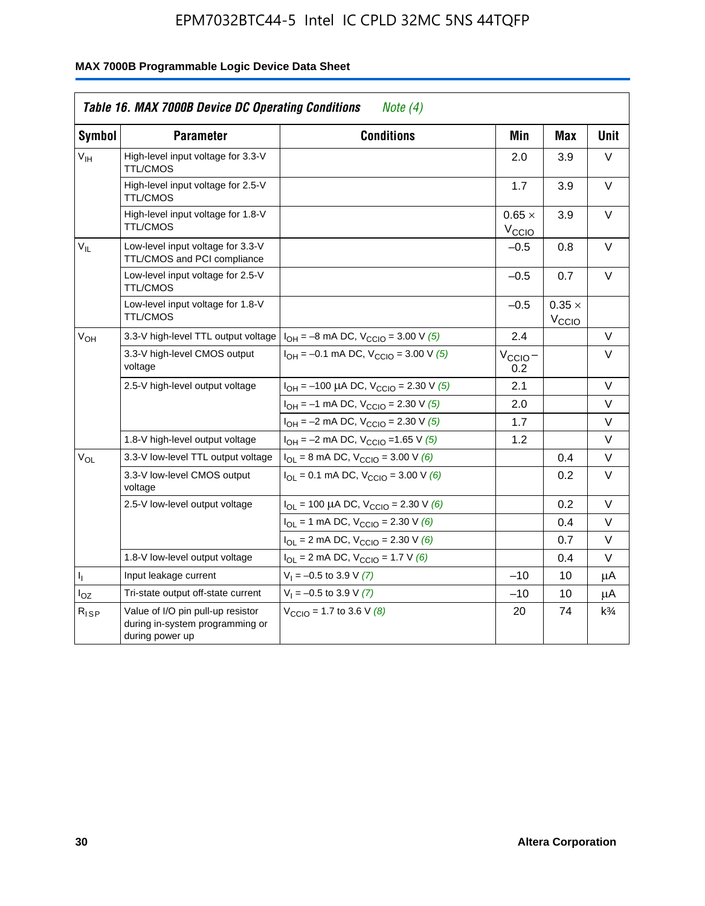**Table 16. MAX 7000B Device DC Operating Conditions** *Note (4)*

| Symbol | Parameter | Conditions | Min | Max | Unit |
|---|---|---|---|---|---|
| $V_{IH}$ | High-level input voltage for 3.3-V TTL/CMOS | | 2.0 | 3.9 | V |
| | High-level input voltage for 2.5-V TTL/CMOS | | 1.7 | 3.9 | V |
| | High-level input voltage for 1.8-V TTL/CMOS | | $0.65 \times V_{CCIO}$ | 3.9 | V |
| $V_{IL}$ | Low-level input voltage for 3.3-V TTL/CMOS and PCI compliance | | –0.5 | 0.8 | V |
| | Low-level input voltage for 2.5-V TTL/CMOS | | –0.5 | 0.7 | V |
| | Low-level input voltage for 1.8-V TTL/CMOS | | –0.5 | $0.35 \times V_{CCIO}$ | |
| $V_{OH}$ | 3.3-V high-level TTL output voltage | $I_{OH}$ = –8 mA DC, $V_{CCIO}$ = 3.00 V *(5)* | 2.4 | | V |
| | 3.3-V high-level CMOS output voltage | $I_{OH}$ = –0.1 mA DC, $V_{CCIO}$ = 3.00 V *(5)* | $V_{CCIO} - 0.2$ | | V |
| | 2.5-V high-level output voltage | $I_{OH}$ = –100 µA DC, $V_{CCIO}$ = 2.30 V *(5)* | 2.1 | | V |
| | | $I_{OH}$ = –1 mA DC, $V_{CCIO}$ = 2.30 V *(5)* | 2.0 | | V |
| | | $I_{OH}$ = –2 mA DC, $V_{CCIO}$ = 2.30 V *(5)* | 1.7 | | V |
| | 1.8-V high-level output voltage | $I_{OH}$ = –2 mA DC, $V_{CCIO}$ =1.65 V *(5)* | 1.2 | | V |
| $V_{OL}$ | 3.3-V low-level TTL output voltage | $I_{OL}$ = 8 mA DC, $V_{CCIO}$ = 3.00 V *(6)* | | 0.4 | V |
| | 3.3-V low-level CMOS output voltage | $I_{OL}$ = 0.1 mA DC, $V_{CCIO}$ = 3.00 V *(6)* | | 0.2 | V |
| | 2.5-V low-level output voltage | $I_{OL}$ = 100 µA DC, $V_{CCIO}$ = 2.30 V *(6)* | | 0.2 | V |
| | | $I_{OL}$ = 1 mA DC, $V_{CCIO}$ = 2.30 V *(6)* | | 0.4 | V |
| | | $I_{OL}$ = 2 mA DC, $V_{CCIO}$ = 2.30 V *(6)* | | 0.7 | V |
| | 1.8-V low-level output voltage | $I_{OL}$ = 2 mA DC, $V_{CCIO}$ = 1.7 V *(6)* | | 0.4 | V |
| $I_I$ | Input leakage current | $V_I$ = –0.5 to 3.9 V *(7)* | –10 | 10 | µA |
| $I_{OZ}$ | Tri-state output off-state current | $V_I$ = –0.5 to 3.9 V *(7)* | –10 | 10 | µA |
| $R_{ISP}$ | Value of I/O pin pull-up resistor during in-system programming or during power up | $V_{CCIO}$ = 1.7 to 3.6 V *(8)* | 20 | 74 | k¾ |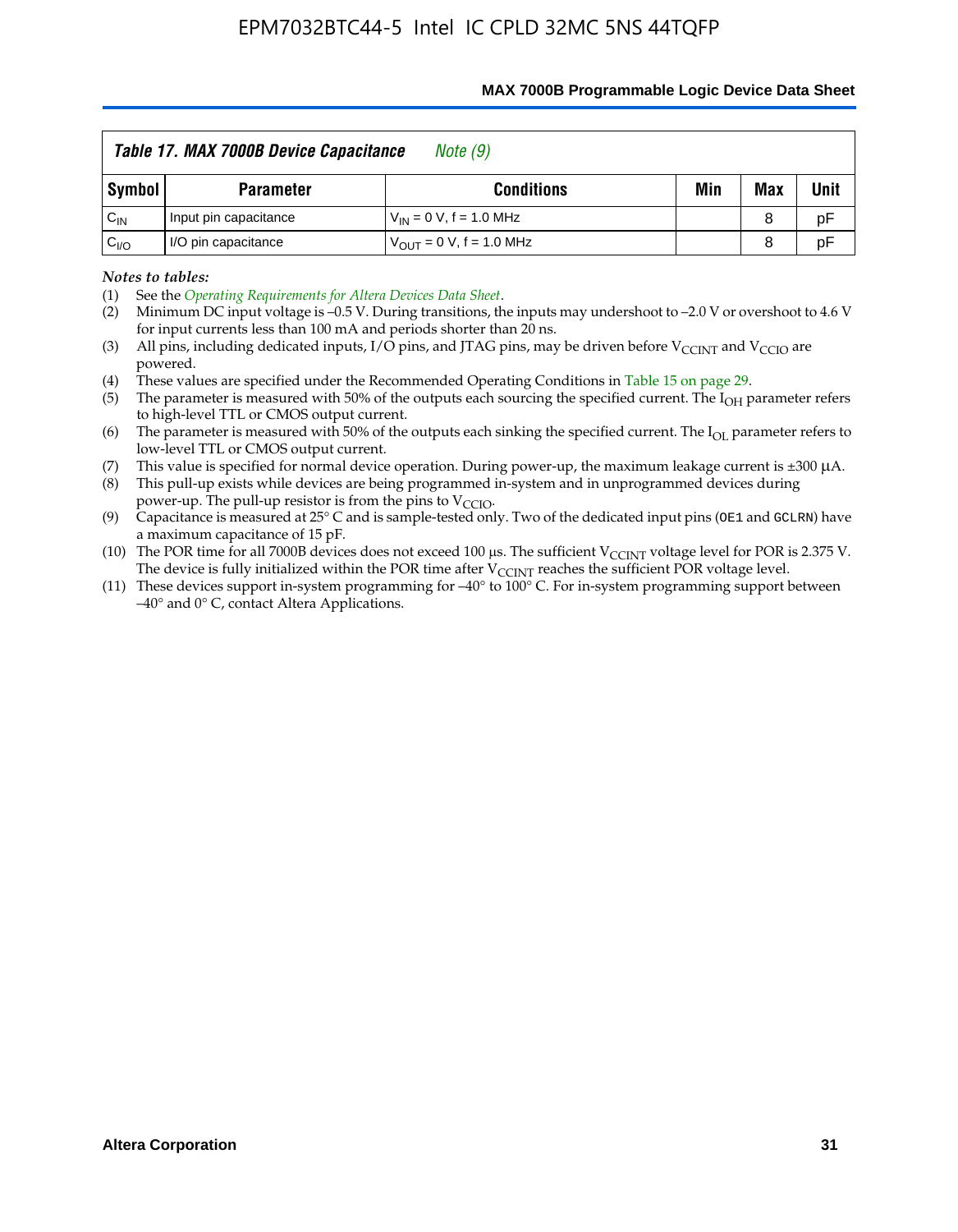**Table 17. MAX 7000B Device Capacitance** *Note (9)*

| Symbol | Parameter | Conditions | Min | Max | Unit |
|---|---|---|---|---|---|
| $C_{IN}$ | Input pin capacitance | $V_{IN}$ = 0 V, f = 1.0 MHz | | 8 | pF |
| $C_{I/O}$ | I/O pin capacitance | $V_{OUT}$ = 0 V, f = 1.0 MHz | | 8 | pF |

*Notes to tables:*

(1) See the *Operating Requirements for Altera Devices Data Sheet*.

(2) Minimum DC input voltage is –0.5 V. During transitions, the inputs may undershoot to –2.0 V or overshoot to 4.6 V for input currents less than 100 mA and periods shorter than 20 ns.

(3) All pins, including dedicated inputs, I/O pins, and JTAG pins, may be driven before $V_{CCINT}$ and $V_{CCIO}$ are powered.

(4) These values are specified under the Recommended Operating Conditions in Table 15 on page 29.

(5) The parameter is measured with 50% of the outputs each sourcing the specified current. The $I_{OH}$ parameter refers to high-level TTL or CMOS output current.

(6) The parameter is measured with 50% of the outputs each sinking the specified current. The $I_{OL}$ parameter refers to low-level TTL or CMOS output current.

(7) This value is specified for normal device operation. During power-up, the maximum leakage current is ±300 µA.

(8) This pull-up exists while devices are being programmed in-system and in unprogrammed devices during power-up. The pull-up resistor is from the pins to $V_{CCIO}$.

(9) Capacitance is measured at 25° C and is sample-tested only. Two of the dedicated input pins (`OE1` and `GCLRN`) have a maximum capacitance of 15 pF.

(10) The POR time for all 7000B devices does not exceed 100 µs. The sufficient $V_{CCINT}$ voltage level for POR is 2.375 V. The device is fully initialized within the POR time after $V_{CCINT}$ reaches the sufficient POR voltage level.

(11) These devices support in-system programming for –40° to 100° C. For in-system programming support between –40° and 0° C, contact Altera Applications.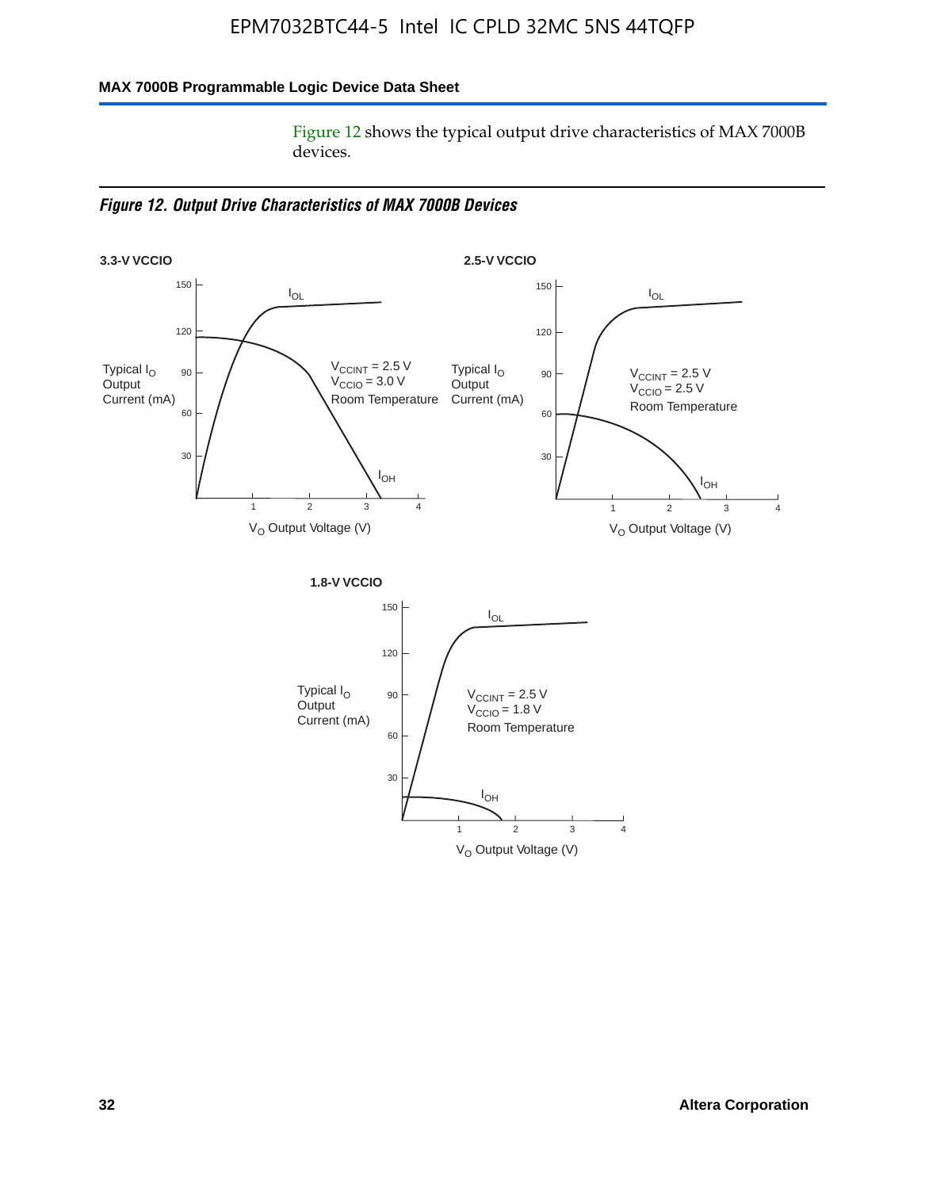Figure 12 shows the typical output drive characteristics of MAX 7000B devices.

***Figure 12. Output Drive Characteristics of MAX 7000B Devices***

**3.3-V VCCIO**

Typical $I_O$ Output Current (mA)

$V_{CCINT}$ = 2.5 V
$V_{CCIO}$ = 3.0 V
Room Temperature

$I_{OL}$, $I_{OH}$

$V_O$ Output Voltage (V)

**2.5-V VCCIO**

Typical $I_O$ Output Current (mA)

$V_{CCINT}$ = 2.5 V
$V_{CCIO}$ = 2.5 V
Room Temperature

$I_{OL}$, $I_{OH}$

$V_O$ Output Voltage (V)

**1.8-V VCCIO**

Typical $I_O$ Output Current (mA)

$V_{CCINT}$ = 2.5 V
$V_{CCIO}$ = 1.8 V
Room Temperature

$I_{OL}$, $I_{OH}$

$V_O$ Output Voltage (V)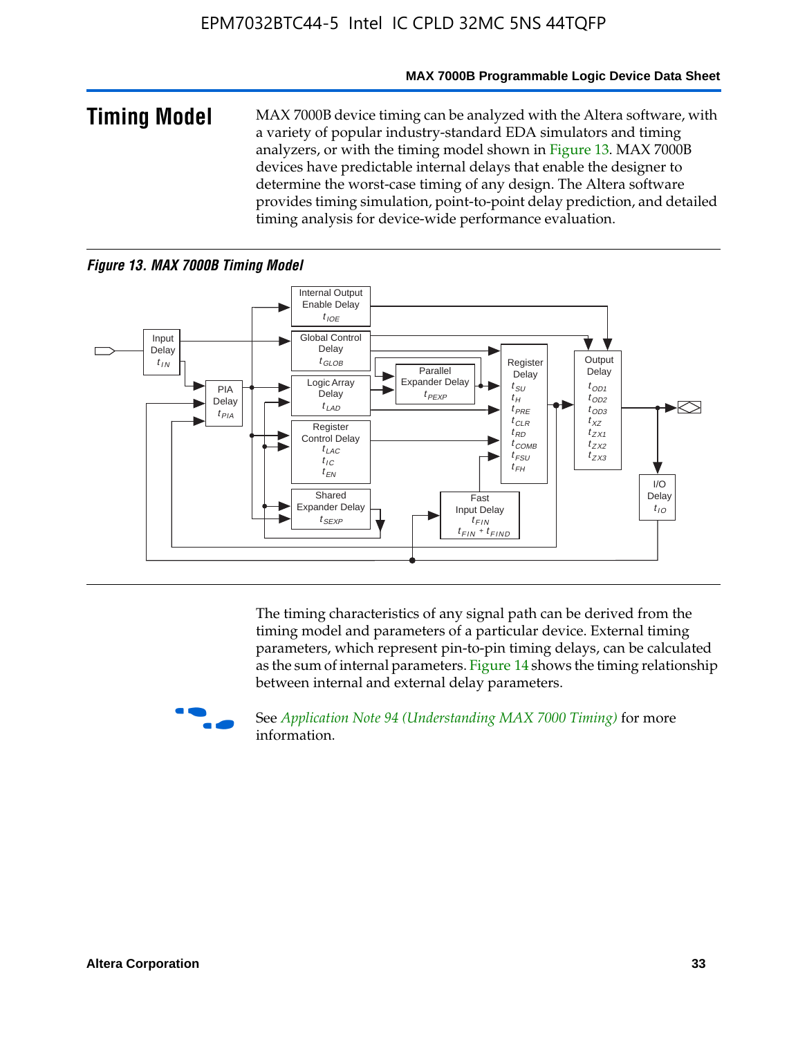## Timing Model

MAX 7000B device timing can be analyzed with the Altera software, with a variety of popular industry-standard EDA simulators and timing analyzers, or with the timing model shown in Figure 13. MAX 7000B devices have predictable internal delays that enable the designer to determine the worst-case timing of any design. The Altera software provides timing simulation, point-to-point delay prediction, and detailed timing analysis for device-wide performance evaluation.

*Figure 13. MAX 7000B Timing Model*

The timing characteristics of any signal path can be derived from the timing model and parameters of a particular device. External timing parameters, which represent pin-to-pin timing delays, can be calculated as the sum of internal parameters. Figure 14 shows the timing relationship between internal and external delay parameters.

See *Application Note 94 (Understanding MAX 7000 Timing)* for more information.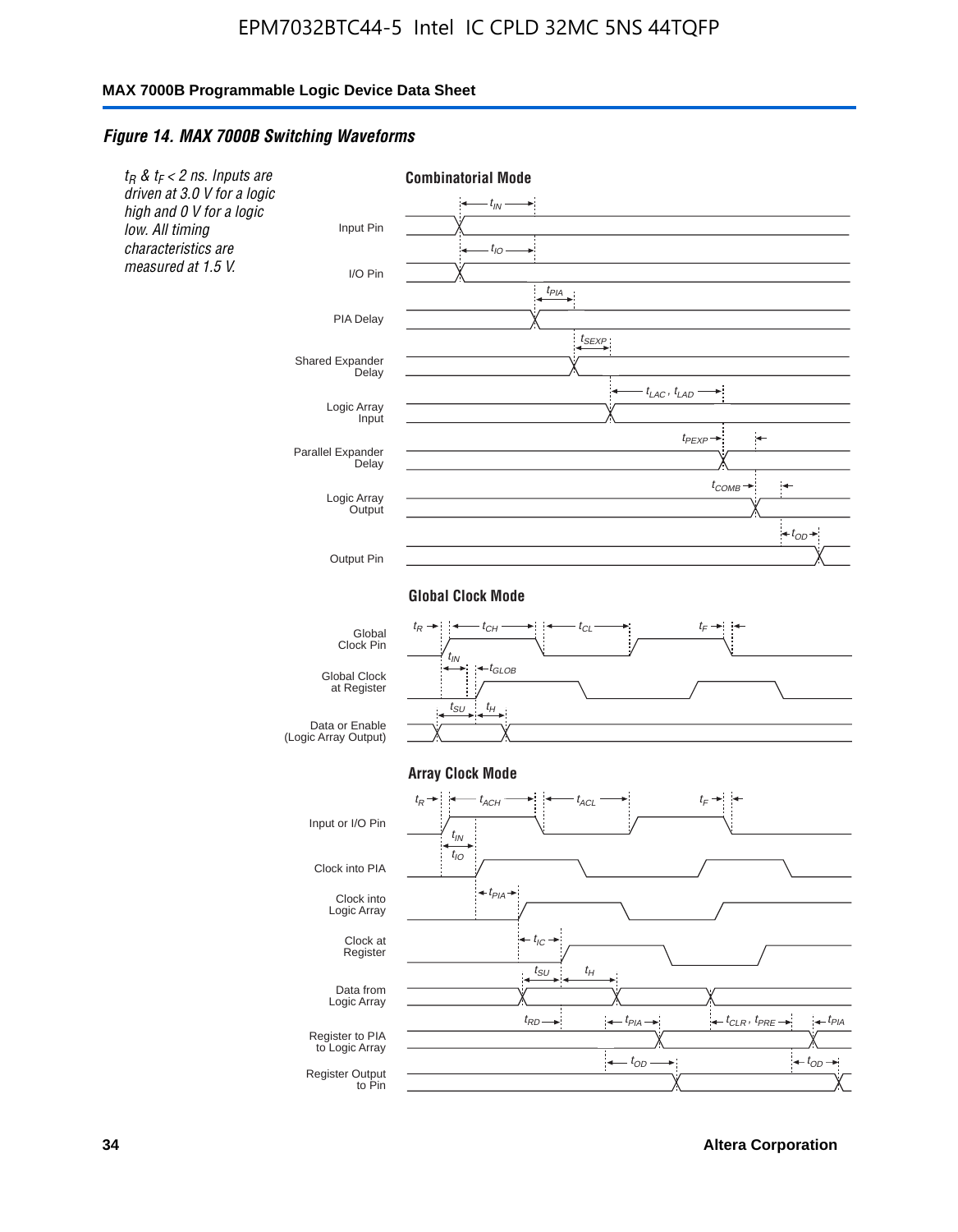*Figure 14. MAX 7000B Switching Waveforms*

*$t_R$ & $t_F$ < 2 ns. Inputs are driven at 3.0 V for a logic high and 0 V for a logic low. All timing characteristics are measured at 1.5 V.*

**Combinatorial Mode**

Input Pin — $t_{IN}$

I/O Pin — $t_{IO}$

PIA Delay — $t_{PIA}$

Shared Expander Delay — $t_{SEXP}$

Logic Array Input — $t_{LAC}$, $t_{LAD}$

Parallel Expander Delay — $t_{PEXP}$

Logic Array Output — $t_{COMB}$

Output Pin — $t_{OD}$

**Global Clock Mode**

Global Clock Pin — $t_R$, $t_{CH}$, $t_{CL}$, $t_F$

Global Clock at Register — $t_{IN}$, $t_{GLOB}$

Data or Enable (Logic Array Output) — $t_{SU}$, $t_H$

**Array Clock Mode**

Input or I/O Pin — $t_R$, $t_{ACH}$, $t_{ACL}$, $t_F$

Clock into PIA — $t_{IN}$, $t_{IO}$

Clock into Logic Array — $t_{PIA}$

Clock at Register — $t_{IC}$

Data from Logic Array — $t_{SU}$, $t_H$

Register to PIA to Logic Array — $t_{RD}$, $t_{PIA}$, $t_{CLR}$, $t_{PRE}$, $t_{PIA}$

Register Output to Pin — $t_{OD}$, $t_{OD}$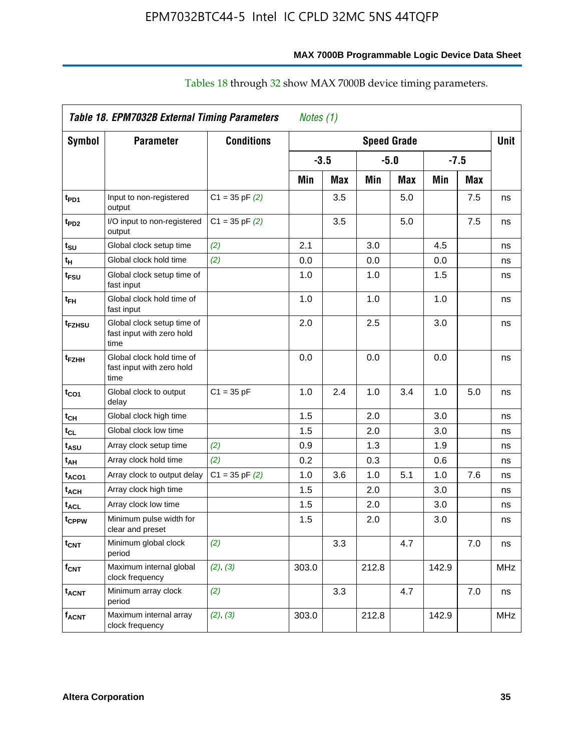Tables 18 through 32 show MAX 7000B device timing parameters.

**Table 18. EPM7032B External Timing Parameters** *Notes (1)*

| Symbol | Parameter | Conditions | Speed Grade | | | | | | Unit |
|---|---|---|---|---|---|---|---|---|---|
| | | | -3.5 | | -5.0 | | -7.5 | | |
| | | | Min | Max | Min | Max | Min | Max | |
| $t_{PD1}$ | Input to non-registered output | C1 = 35 pF *(2)* | | 3.5 | | 5.0 | | 7.5 | ns |
| $t_{PD2}$ | I/O input to non-registered output | C1 = 35 pF *(2)* | | 3.5 | | 5.0 | | 7.5 | ns |
| $t_{SU}$ | Global clock setup time | *(2)* | 2.1 | | 3.0 | | 4.5 | | ns |
| $t_{H}$ | Global clock hold time | *(2)* | 0.0 | | 0.0 | | 0.0 | | ns |
| $t_{FSU}$ | Global clock setup time of fast input | | 1.0 | | 1.0 | | 1.5 | | ns |
| $t_{FH}$ | Global clock hold time of fast input | | 1.0 | | 1.0 | | 1.0 | | ns |
| $t_{FZHSU}$ | Global clock setup time of fast input with zero hold time | | 2.0 | | 2.5 | | 3.0 | | ns |
| $t_{FZHH}$ | Global clock hold time of fast input with zero hold time | | 0.0 | | 0.0 | | 0.0 | | ns |
| $t_{CO1}$ | Global clock to output delay | C1 = 35 pF | 1.0 | 2.4 | 1.0 | 3.4 | 1.0 | 5.0 | ns |
| $t_{CH}$ | Global clock high time | | 1.5 | | 2.0 | | 3.0 | | ns |
| $t_{CL}$ | Global clock low time | | 1.5 | | 2.0 | | 3.0 | | ns |
| $t_{ASU}$ | Array clock setup time | *(2)* | 0.9 | | 1.3 | | 1.9 | | ns |
| $t_{AH}$ | Array clock hold time | *(2)* | 0.2 | | 0.3 | | 0.6 | | ns |
| $t_{ACO1}$ | Array clock to output delay | C1 = 35 pF *(2)* | 1.0 | 3.6 | 1.0 | 5.1 | 1.0 | 7.6 | ns |
| $t_{ACH}$ | Array clock high time | | 1.5 | | 2.0 | | 3.0 | | ns |
| $t_{ACL}$ | Array clock low time | | 1.5 | | 2.0 | | 3.0 | | ns |
| $t_{CPPW}$ | Minimum pulse width for clear and preset | | 1.5 | | 2.0 | | 3.0 | | ns |
| $t_{CNT}$ | Minimum global clock period | *(2)* | | 3.3 | | 4.7 | | 7.0 | ns |
| $f_{CNT}$ | Maximum internal global clock frequency | *(2)*, *(3)* | 303.0 | | 212.8 | | 142.9 | | MHz |
| $t_{ACNT}$ | Minimum array clock period | *(2)* | | 3.3 | | 4.7 | | 7.0 | ns |
| $f_{ACNT}$ | Maximum internal array clock frequency | *(2)*, *(3)* | 303.0 | | 212.8 | | 142.9 | | MHz |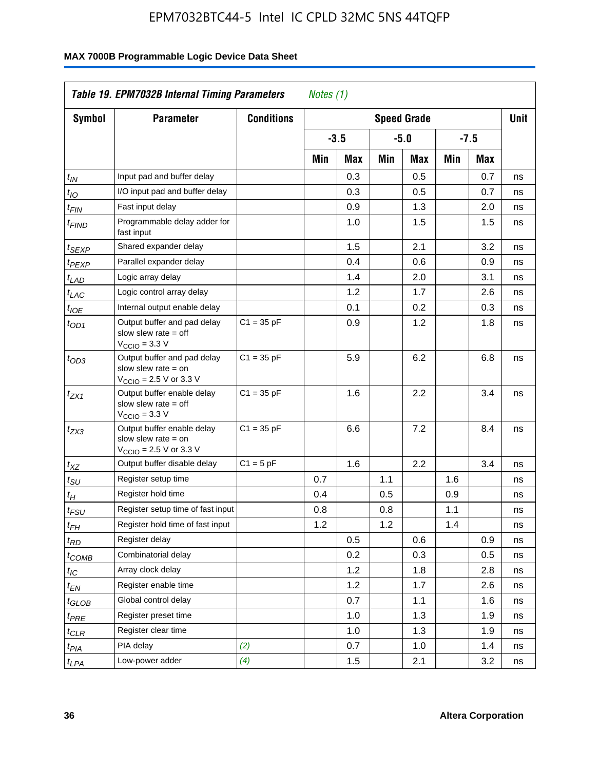| Table 19. EPM7032B Internal Timing Parameters *Notes (1)* | | | | | | | | | |
|---|---|---|---|---|---|---|---|---|---|
| Symbol | Parameter | Conditions | Speed Grade | | | | | | Unit |
| | | | -3.5 | | -5.0 | | -7.5 | | |
| | | | Min | Max | Min | Max | Min | Max | |
| $t_{IN}$ | Input pad and buffer delay | | | 0.3 | | 0.5 | | 0.7 | ns |
| $t_{IO}$ | I/O input pad and buffer delay | | | 0.3 | | 0.5 | | 0.7 | ns |
| $t_{FIN}$ | Fast input delay | | | 0.9 | | 1.3 | | 2.0 | ns |
| $t_{FIND}$ | Programmable delay adder for fast input | | | 1.0 | | 1.5 | | 1.5 | ns |
| $t_{SEXP}$ | Shared expander delay | | | 1.5 | | 2.1 | | 3.2 | ns |
| $t_{PEXP}$ | Parallel expander delay | | | 0.4 | | 0.6 | | 0.9 | ns |
| $t_{LAD}$ | Logic array delay | | | 1.4 | | 2.0 | | 3.1 | ns |
| $t_{LAC}$ | Logic control array delay | | | 1.2 | | 1.7 | | 2.6 | ns |
| $t_{IOE}$ | Internal output enable delay | | | 0.1 | | 0.2 | | 0.3 | ns |
| $t_{OD1}$ | Output buffer and pad delay slow slew rate = off $V_{CCIO}$ = 3.3 V | C1 = 35 pF | | 0.9 | | 1.2 | | 1.8 | ns |
| $t_{OD3}$ | Output buffer and pad delay slow slew rate = on $V_{CCIO}$ = 2.5 V or 3.3 V | C1 = 35 pF | | 5.9 | | 6.2 | | 6.8 | ns |
| $t_{ZX1}$ | Output buffer enable delay slow slew rate = off $V_{CCIO}$ = 3.3 V | C1 = 35 pF | | 1.6 | | 2.2 | | 3.4 | ns |
| $t_{ZX3}$ | Output buffer enable delay slow slew rate = on $V_{CCIO}$ = 2.5 V or 3.3 V | C1 = 35 pF | | 6.6 | | 7.2 | | 8.4 | ns |
| $t_{XZ}$ | Output buffer disable delay | C1 = 5 pF | | 1.6 | | 2.2 | | 3.4 | ns |
| $t_{SU}$ | Register setup time | | 0.7 | | 1.1 | | 1.6 | | ns |
| $t_{H}$ | Register hold time | | 0.4 | | 0.5 | | 0.9 | | ns |
| $t_{FSU}$ | Register setup time of fast input | | 0.8 | | 0.8 | | 1.1 | | ns |
| $t_{FH}$ | Register hold time of fast input | | 1.2 | | 1.2 | | 1.4 | | ns |
| $t_{RD}$ | Register delay | | | 0.5 | | 0.6 | | 0.9 | ns |
| $t_{COMB}$ | Combinatorial delay | | | 0.2 | | 0.3 | | 0.5 | ns |
| $t_{IC}$ | Array clock delay | | | 1.2 | | 1.8 | | 2.8 | ns |
| $t_{EN}$ | Register enable time | | | 1.2 | | 1.7 | | 2.6 | ns |
| $t_{GLOB}$ | Global control delay | | | 0.7 | | 1.1 | | 1.6 | ns |
| $t_{PRE}$ | Register preset time | | | 1.0 | | 1.3 | | 1.9 | ns |
| $t_{CLR}$ | Register clear time | | | 1.0 | | 1.3 | | 1.9 | ns |
| $t_{PIA}$ | PIA delay | *(2)* | | 0.7 | | 1.0 | | 1.4 | ns |
| $t_{LPA}$ | Low-power adder | *(4)* | | 1.5 | | 2.1 | | 3.2 | ns |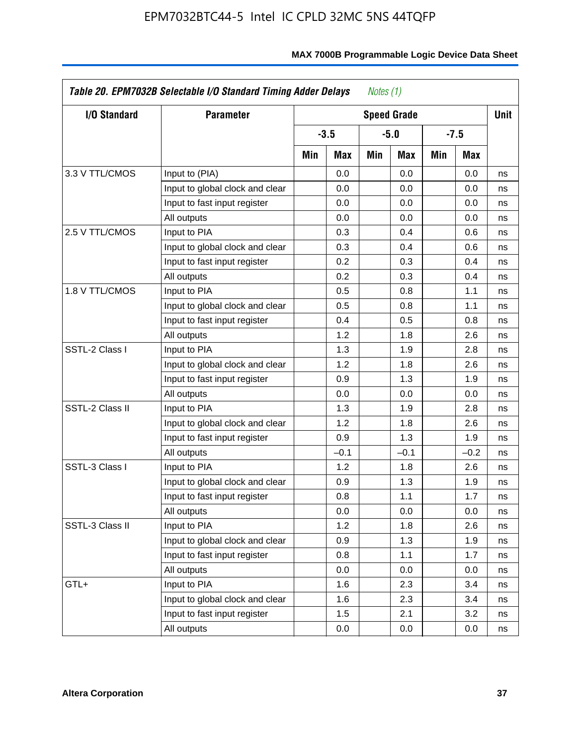**Table 20. EPM7032B Selectable I/O Standard Timing Adder Delays** *Notes (1)*

| I/O Standard | Parameter | Speed Grade | | | | | | Unit |
|---|---|---|---|---|---|---|---|---|
| | | -3.5 | | -5.0 | | -7.5 | | |
| | | Min | Max | Min | Max | Min | Max | |
| 3.3 V TTL/CMOS | Input to (PIA) | | 0.0 | | 0.0 | | 0.0 | ns |
| | Input to global clock and clear | | 0.0 | | 0.0 | | 0.0 | ns |
| | Input to fast input register | | 0.0 | | 0.0 | | 0.0 | ns |
| | All outputs | | 0.0 | | 0.0 | | 0.0 | ns |
| 2.5 V TTL/CMOS | Input to PIA | | 0.3 | | 0.4 | | 0.6 | ns |
| | Input to global clock and clear | | 0.3 | | 0.4 | | 0.6 | ns |
| | Input to fast input register | | 0.2 | | 0.3 | | 0.4 | ns |
| | All outputs | | 0.2 | | 0.3 | | 0.4 | ns |
| 1.8 V TTL/CMOS | Input to PIA | | 0.5 | | 0.8 | | 1.1 | ns |
| | Input to global clock and clear | | 0.5 | | 0.8 | | 1.1 | ns |
| | Input to fast input register | | 0.4 | | 0.5 | | 0.8 | ns |
| | All outputs | | 1.2 | | 1.8 | | 2.6 | ns |
| SSTL-2 Class I | Input to PIA | | 1.3 | | 1.9 | | 2.8 | ns |
| | Input to global clock and clear | | 1.2 | | 1.8 | | 2.6 | ns |
| | Input to fast input register | | 0.9 | | 1.3 | | 1.9 | ns |
| | All outputs | | 0.0 | | 0.0 | | 0.0 | ns |
| SSTL-2 Class II | Input to PIA | | 1.3 | | 1.9 | | 2.8 | ns |
| | Input to global clock and clear | | 1.2 | | 1.8 | | 2.6 | ns |
| | Input to fast input register | | 0.9 | | 1.3 | | 1.9 | ns |
| | All outputs | | –0.1 | | –0.1 | | –0.2 | ns |
| SSTL-3 Class I | Input to PIA | | 1.2 | | 1.8 | | 2.6 | ns |
| | Input to global clock and clear | | 0.9 | | 1.3 | | 1.9 | ns |
| | Input to fast input register | | 0.8 | | 1.1 | | 1.7 | ns |
| | All outputs | | 0.0 | | 0.0 | | 0.0 | ns |
| SSTL-3 Class II | Input to PIA | | 1.2 | | 1.8 | | 2.6 | ns |
| | Input to global clock and clear | | 0.9 | | 1.3 | | 1.9 | ns |
| | Input to fast input register | | 0.8 | | 1.1 | | 1.7 | ns |
| | All outputs | | 0.0 | | 0.0 | | 0.0 | ns |
| GTL+ | Input to PIA | | 1.6 | | 2.3 | | 3.4 | ns |
| | Input to global clock and clear | | 1.6 | | 2.3 | | 3.4 | ns |
| | Input to fast input register | | 1.5 | | 2.1 | | 3.2 | ns |
| | All outputs | | 0.0 | | 0.0 | | 0.0 | ns |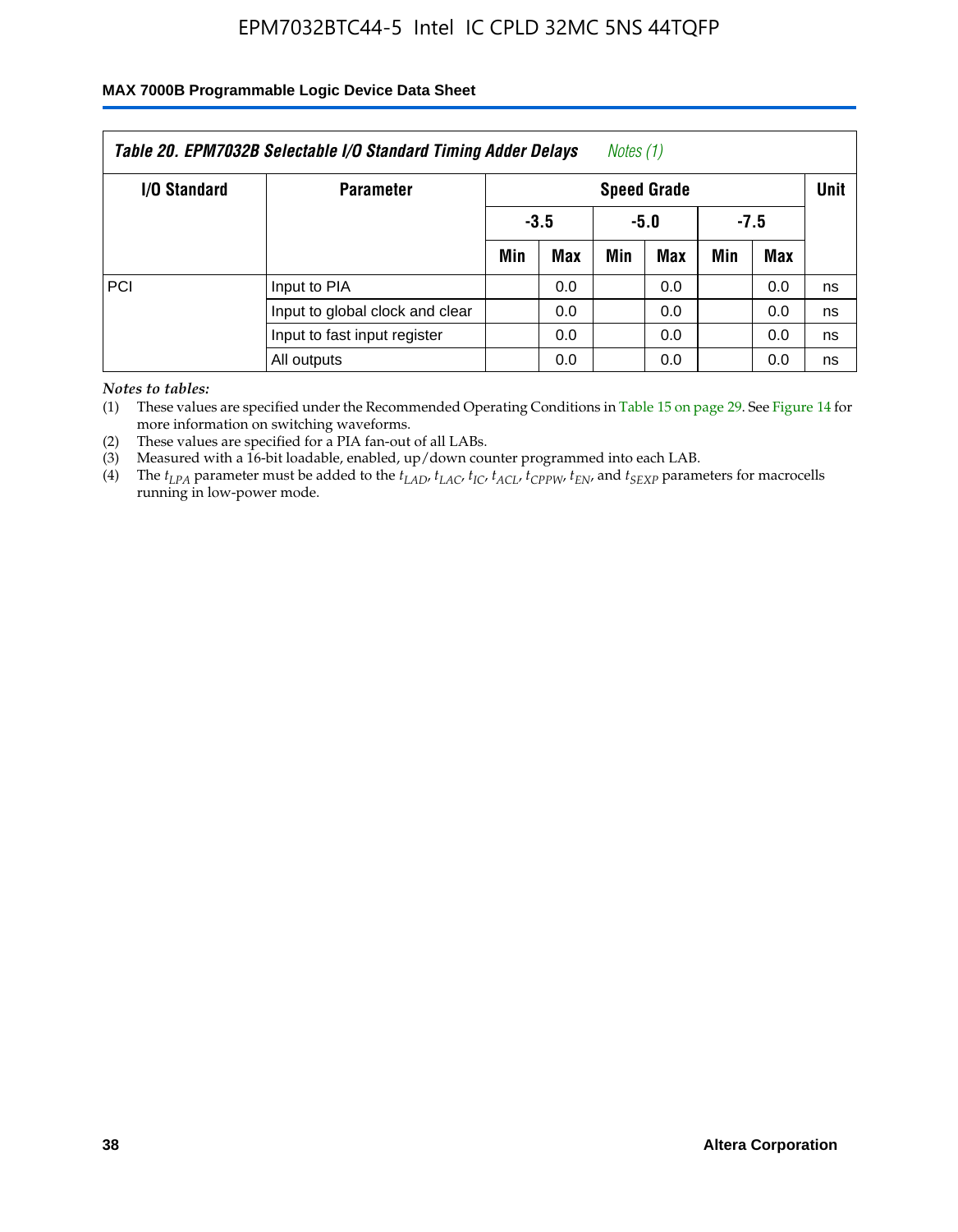| Table 20. EPM7032B Selectable I/O Standard Timing Adder Delays *Notes (1)* | | | | | | | | |
|---|---|---|---|---|---|---|---|---|
| **I/O Standard** | **Parameter** | **Speed Grade** | | | | | | **Unit** |
| | | **-3.5** | | **-5.0** | | **-7.5** | | |
| | | **Min** | **Max** | **Min** | **Max** | **Min** | **Max** | |
| PCI | Input to PIA | | 0.0 | | 0.0 | | 0.0 | ns |
| | Input to global clock and clear | | 0.0 | | 0.0 | | 0.0 | ns |
| | Input to fast input register | | 0.0 | | 0.0 | | 0.0 | ns |
| | All outputs | | 0.0 | | 0.0 | | 0.0 | ns |

*Notes to tables:*

(1) These values are specified under the Recommended Operating Conditions in Table 15 on page 29. See Figure 14 for more information on switching waveforms.

(2) These values are specified for a PIA fan-out of all LABs.

(3) Measured with a 16-bit loadable, enabled, up/down counter programmed into each LAB.

(4) The $t_{LPA}$ parameter must be added to the $t_{LAD}$, $t_{LAC}$, $t_{IC}$, $t_{ACL}$, $t_{CPPW}$, $t_{EN}$, and $t_{SEXP}$ parameters for macrocells running in low-power mode.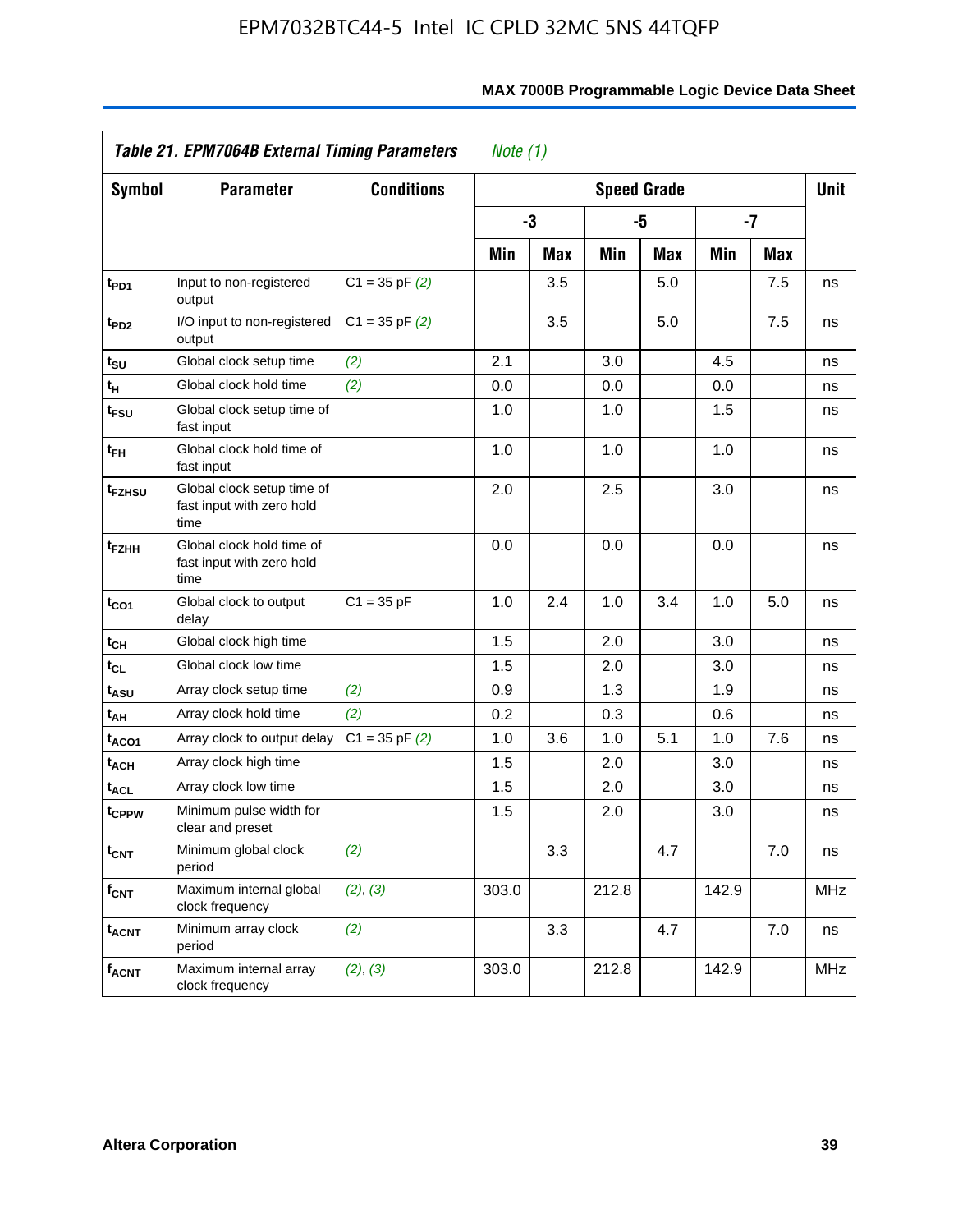*Table 21. EPM7064B External Timing Parameters* *Note (1)*

| Symbol | Parameter | Conditions | Speed Grade | | | | | | Unit |
|---|---|---|---|---|---|---|---|---|---|
| | | | -3 | | -5 | | -7 | | |
| | | | Min | Max | Min | Max | Min | Max | |
| $t_{PD1}$ | Input to non-registered output | C1 = 35 pF *(2)* | | 3.5 | | 5.0 | | 7.5 | ns |
| $t_{PD2}$ | I/O input to non-registered output | C1 = 35 pF *(2)* | | 3.5 | | 5.0 | | 7.5 | ns |
| $t_{SU}$ | Global clock setup time | *(2)* | 2.1 | | 3.0 | | 4.5 | | ns |
| $t_{H}$ | Global clock hold time | *(2)* | 0.0 | | 0.0 | | 0.0 | | ns |
| $t_{FSU}$ | Global clock setup time of fast input | | 1.0 | | 1.0 | | 1.5 | | ns |
| $t_{FH}$ | Global clock hold time of fast input | | 1.0 | | 1.0 | | 1.0 | | ns |
| $t_{FZHSU}$ | Global clock setup time of fast input with zero hold time | | 2.0 | | 2.5 | | 3.0 | | ns |
| $t_{FZHH}$ | Global clock hold time of fast input with zero hold time | | 0.0 | | 0.0 | | 0.0 | | ns |
| $t_{CO1}$ | Global clock to output delay | C1 = 35 pF | 1.0 | 2.4 | 1.0 | 3.4 | 1.0 | 5.0 | ns |
| $t_{CH}$ | Global clock high time | | 1.5 | | 2.0 | | 3.0 | | ns |
| $t_{CL}$ | Global clock low time | | 1.5 | | 2.0 | | 3.0 | | ns |
| $t_{ASU}$ | Array clock setup time | *(2)* | 0.9 | | 1.3 | | 1.9 | | ns |
| $t_{AH}$ | Array clock hold time | *(2)* | 0.2 | | 0.3 | | 0.6 | | ns |
| $t_{ACO1}$ | Array clock to output delay | C1 = 35 pF *(2)* | 1.0 | 3.6 | 1.0 | 5.1 | 1.0 | 7.6 | ns |
| $t_{ACH}$ | Array clock high time | | 1.5 | | 2.0 | | 3.0 | | ns |
| $t_{ACL}$ | Array clock low time | | 1.5 | | 2.0 | | 3.0 | | ns |
| $t_{CPPW}$ | Minimum pulse width for clear and preset | | 1.5 | | 2.0 | | 3.0 | | ns |
| $t_{CNT}$ | Minimum global clock period | *(2)* | | 3.3 | | 4.7 | | 7.0 | ns |
| $f_{CNT}$ | Maximum internal global clock frequency | *(2), (3)* | 303.0 | | 212.8 | | 142.9 | | MHz |
| $t_{ACNT}$ | Minimum array clock period | *(2)* | | 3.3 | | 4.7 | | 7.0 | ns |
| $f_{ACNT}$ | Maximum internal array clock frequency | *(2), (3)* | 303.0 | | 212.8 | | 142.9 | | MHz |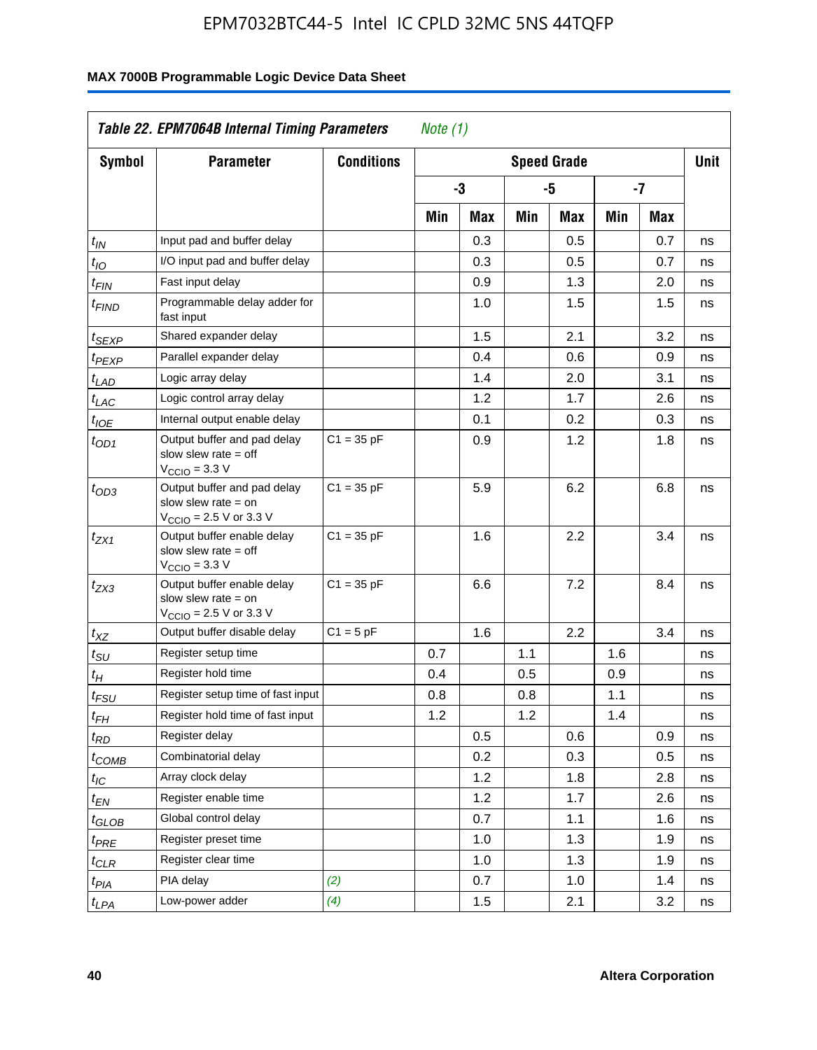| Table 22. EPM7064B Internal Timing Parameters *Note (1)* | | | | | | | | | |
|---|---|---|---|---|---|---|---|---|---|
| Symbol | Parameter | Conditions | Speed Grade | | | | | | Unit |
| | | | -3 | | -5 | | -7 | | |
| | | | Min | Max | Min | Max | Min | Max | |
| $t_{IN}$ | Input pad and buffer delay | | | 0.3 | | 0.5 | | 0.7 | ns |
| $t_{IO}$ | I/O input pad and buffer delay | | | 0.3 | | 0.5 | | 0.7 | ns |
| $t_{FIN}$ | Fast input delay | | | 0.9 | | 1.3 | | 2.0 | ns |
| $t_{FIND}$ | Programmable delay adder for fast input | | | 1.0 | | 1.5 | | 1.5 | ns |
| $t_{SEXP}$ | Shared expander delay | | | 1.5 | | 2.1 | | 3.2 | ns |
| $t_{PEXP}$ | Parallel expander delay | | | 0.4 | | 0.6 | | 0.9 | ns |
| $t_{LAD}$ | Logic array delay | | | 1.4 | | 2.0 | | 3.1 | ns |
| $t_{LAC}$ | Logic control array delay | | | 1.2 | | 1.7 | | 2.6 | ns |
| $t_{IOE}$ | Internal output enable delay | | | 0.1 | | 0.2 | | 0.3 | ns |
| $t_{OD1}$ | Output buffer and pad delay slow slew rate = off $V_{CCIO}$ = 3.3 V | C1 = 35 pF | | 0.9 | | 1.2 | | 1.8 | ns |
| $t_{OD3}$ | Output buffer and pad delay slow slew rate = on $V_{CCIO}$ = 2.5 V or 3.3 V | C1 = 35 pF | | 5.9 | | 6.2 | | 6.8 | ns |
| $t_{ZX1}$ | Output buffer enable delay slow slew rate = off $V_{CCIO}$ = 3.3 V | C1 = 35 pF | | 1.6 | | 2.2 | | 3.4 | ns |
| $t_{ZX3}$ | Output buffer enable delay slow slew rate = on $V_{CCIO}$ = 2.5 V or 3.3 V | C1 = 35 pF | | 6.6 | | 7.2 | | 8.4 | ns |
| $t_{XZ}$ | Output buffer disable delay | C1 = 5 pF | | 1.6 | | 2.2 | | 3.4 | ns |
| $t_{SU}$ | Register setup time | | 0.7 | | 1.1 | | 1.6 | | ns |
| $t_{H}$ | Register hold time | | 0.4 | | 0.5 | | 0.9 | | ns |
| $t_{FSU}$ | Register setup time of fast input | | 0.8 | | 0.8 | | 1.1 | | ns |
| $t_{FH}$ | Register hold time of fast input | | 1.2 | | 1.2 | | 1.4 | | ns |
| $t_{RD}$ | Register delay | | | 0.5 | | 0.6 | | 0.9 | ns |
| $t_{COMB}$ | Combinatorial delay | | | 0.2 | | 0.3 | | 0.5 | ns |
| $t_{IC}$ | Array clock delay | | | 1.2 | | 1.8 | | 2.8 | ns |
| $t_{EN}$ | Register enable time | | | 1.2 | | 1.7 | | 2.6 | ns |
| $t_{GLOB}$ | Global control delay | | | 0.7 | | 1.1 | | 1.6 | ns |
| $t_{PRE}$ | Register preset time | | | 1.0 | | 1.3 | | 1.9 | ns |
| $t_{CLR}$ | Register clear time | | | 1.0 | | 1.3 | | 1.9 | ns |
| $t_{PIA}$ | PIA delay | *(2)* | | 0.7 | | 1.0 | | 1.4 | ns |
| $t_{LPA}$ | Low-power adder | *(4)* | | 1.5 | | 2.1 | | 3.2 | ns |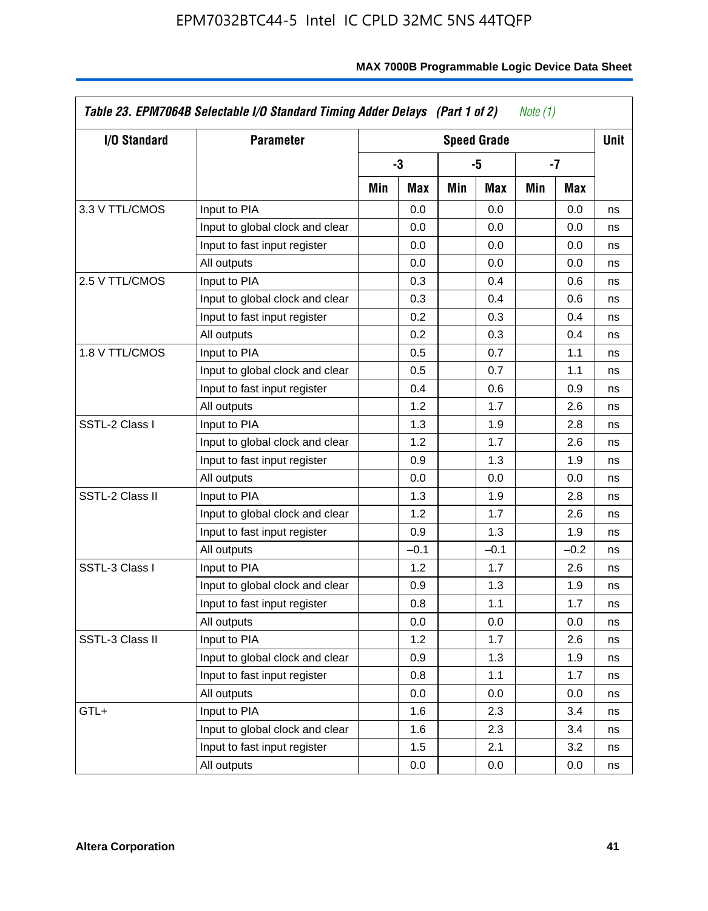| *Table 23. EPM7064B Selectable I/O Standard Timing Adder Delays (Part 1 of 2) Note (1)* | | | | | | | | |
|---|---|---|---|---|---|---|---|---|
| **I/O Standard** | **Parameter** | **Speed Grade** | | | | | | **Unit** |
| | | **-3** | | **-5** | | **-7** | | |
| | | **Min** | **Max** | **Min** | **Max** | **Min** | **Max** | |
| 3.3 V TTL/CMOS | Input to PIA | | 0.0 | | 0.0 | | 0.0 | ns |
| | Input to global clock and clear | | 0.0 | | 0.0 | | 0.0 | ns |
| | Input to fast input register | | 0.0 | | 0.0 | | 0.0 | ns |
| | All outputs | | 0.0 | | 0.0 | | 0.0 | ns |
| 2.5 V TTL/CMOS | Input to PIA | | 0.3 | | 0.4 | | 0.6 | ns |
| | Input to global clock and clear | | 0.3 | | 0.4 | | 0.6 | ns |
| | Input to fast input register | | 0.2 | | 0.3 | | 0.4 | ns |
| | All outputs | | 0.2 | | 0.3 | | 0.4 | ns |
| 1.8 V TTL/CMOS | Input to PIA | | 0.5 | | 0.7 | | 1.1 | ns |
| | Input to global clock and clear | | 0.5 | | 0.7 | | 1.1 | ns |
| | Input to fast input register | | 0.4 | | 0.6 | | 0.9 | ns |
| | All outputs | | 1.2 | | 1.7 | | 2.6 | ns |
| SSTL-2 Class I | Input to PIA | | 1.3 | | 1.9 | | 2.8 | ns |
| | Input to global clock and clear | | 1.2 | | 1.7 | | 2.6 | ns |
| | Input to fast input register | | 0.9 | | 1.3 | | 1.9 | ns |
| | All outputs | | 0.0 | | 0.0 | | 0.0 | ns |
| SSTL-2 Class II | Input to PIA | | 1.3 | | 1.9 | | 2.8 | ns |
| | Input to global clock and clear | | 1.2 | | 1.7 | | 2.6 | ns |
| | Input to fast input register | | 0.9 | | 1.3 | | 1.9 | ns |
| | All outputs | | –0.1 | | –0.1 | | –0.2 | ns |
| SSTL-3 Class I | Input to PIA | | 1.2 | | 1.7 | | 2.6 | ns |
| | Input to global clock and clear | | 0.9 | | 1.3 | | 1.9 | ns |
| | Input to fast input register | | 0.8 | | 1.1 | | 1.7 | ns |
| | All outputs | | 0.0 | | 0.0 | | 0.0 | ns |
| SSTL-3 Class II | Input to PIA | | 1.2 | | 1.7 | | 2.6 | ns |
| | Input to global clock and clear | | 0.9 | | 1.3 | | 1.9 | ns |
| | Input to fast input register | | 0.8 | | 1.1 | | 1.7 | ns |
| | All outputs | | 0.0 | | 0.0 | | 0.0 | ns |
| GTL+ | Input to PIA | | 1.6 | | 2.3 | | 3.4 | ns |
| | Input to global clock and clear | | 1.6 | | 2.3 | | 3.4 | ns |
| | Input to fast input register | | 1.5 | | 2.1 | | 3.2 | ns |
| | All outputs | | 0.0 | | 0.0 | | 0.0 | ns |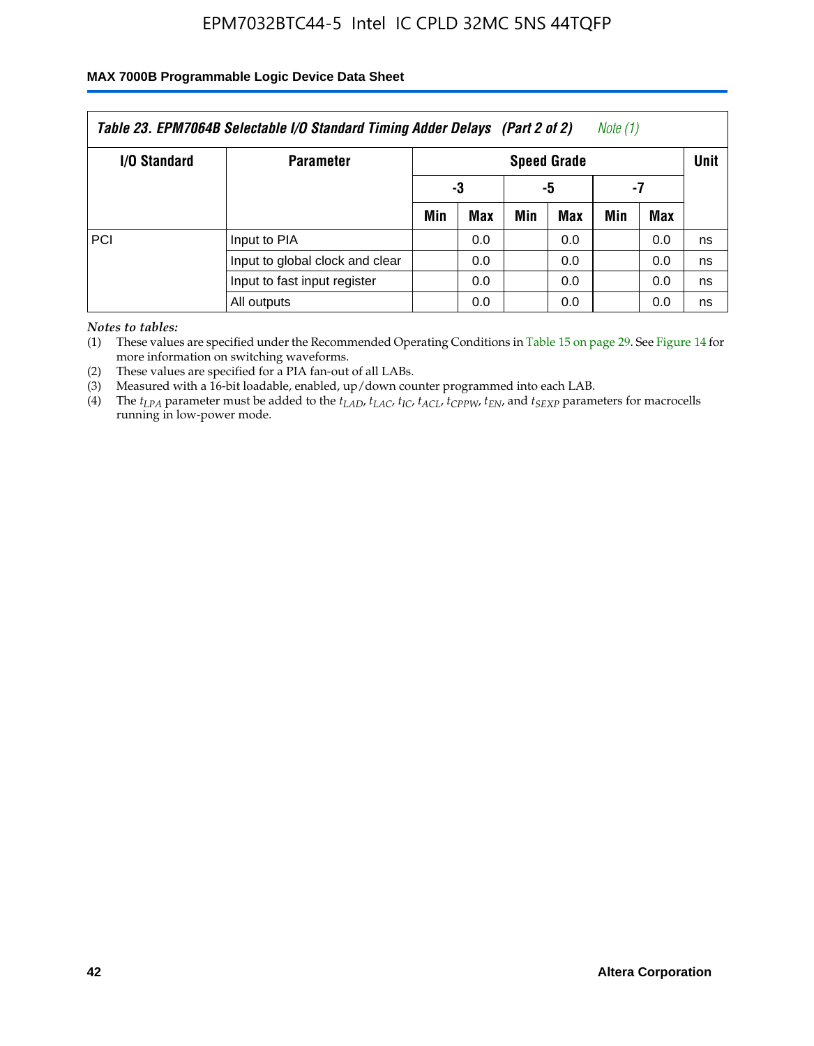**Table 23. EPM7064B Selectable I/O Standard Timing Adder Delays (Part 2 of 2)** *Note (1)*

| I/O Standard | Parameter | Speed Grade | | | | | | Unit |
|---|---|---|---|---|---|---|---|---|
| | | -3 | | -5 | | -7 | | |
| | | Min | Max | Min | Max | Min | Max | |
| PCI | Input to PIA | | 0.0 | | 0.0 | | 0.0 | ns |
| | Input to global clock and clear | | 0.0 | | 0.0 | | 0.0 | ns |
| | Input to fast input register | | 0.0 | | 0.0 | | 0.0 | ns |
| | All outputs | | 0.0 | | 0.0 | | 0.0 | ns |

*Notes to tables:*

(1) These values are specified under the Recommended Operating Conditions in Table 15 on page 29. See Figure 14 for more information on switching waveforms.

(2) These values are specified for a PIA fan-out of all LABs.

(3) Measured with a 16-bit loadable, enabled, up/down counter programmed into each LAB.

(4) The $t_{LPA}$ parameter must be added to the $t_{LAD}$, $t_{LAC}$, $t_{IC}$, $t_{ACL}$, $t_{CPPW}$, $t_{EN}$, and $t_{SEXP}$ parameters for macrocells running in low-power mode.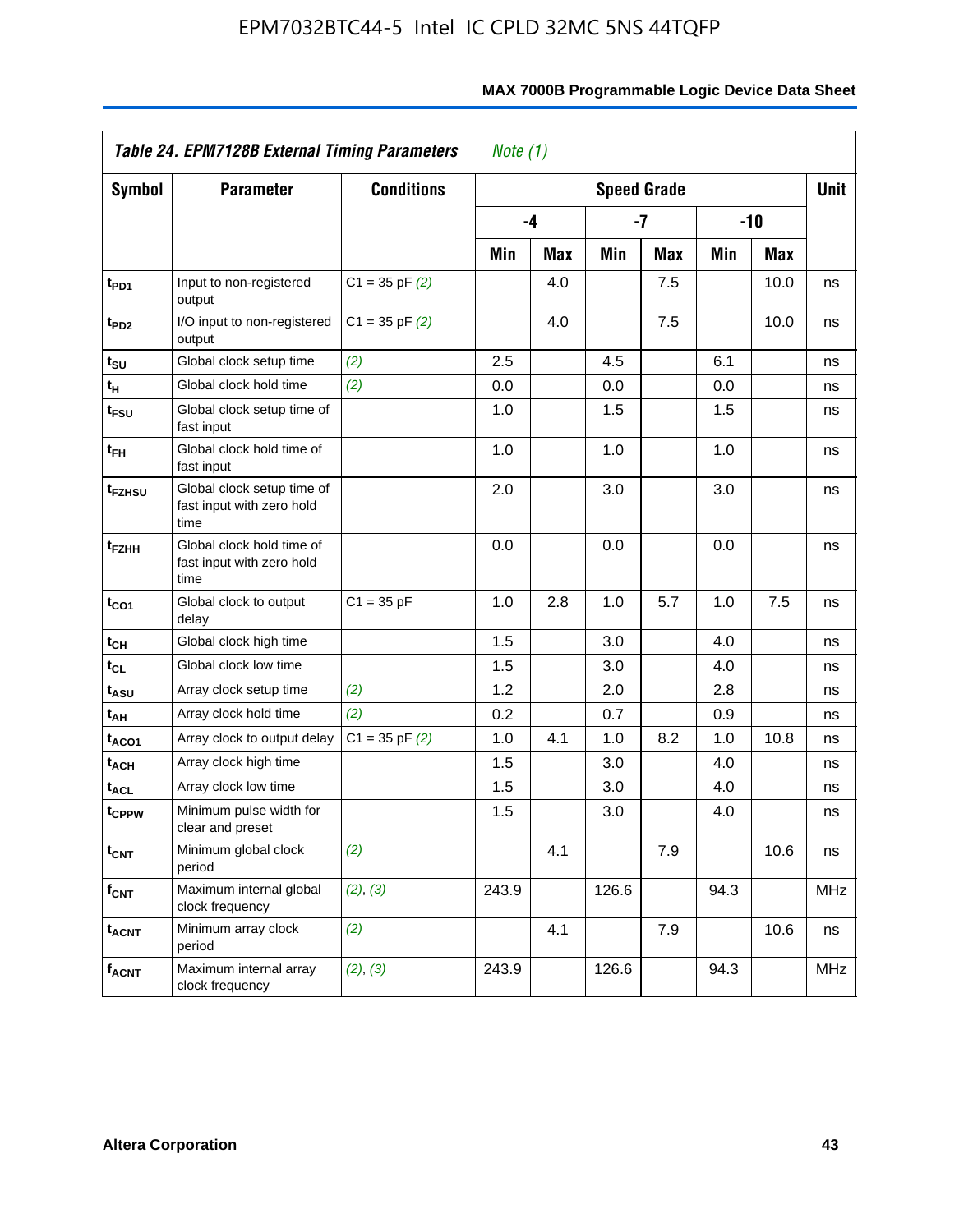**Table 24. EPM7128B External Timing Parameters** *Note (1)*

| Symbol | Parameter | Conditions | Speed Grade | | | | | | Unit |
|---|---|---|---|---|---|---|---|---|---|
| | | | -4 | | -7 | | -10 | | |
| | | | Min | Max | Min | Max | Min | Max | |
| $t_{PD1}$ | Input to non-registered output | C1 = 35 pF *(2)* | | 4.0 | | 7.5 | | 10.0 | ns |
| $t_{PD2}$ | I/O input to non-registered output | C1 = 35 pF *(2)* | | 4.0 | | 7.5 | | 10.0 | ns |
| $t_{SU}$ | Global clock setup time | *(2)* | 2.5 | | 4.5 | | 6.1 | | ns |
| $t_{H}$ | Global clock hold time | *(2)* | 0.0 | | 0.0 | | 0.0 | | ns |
| $t_{FSU}$ | Global clock setup time of fast input | | 1.0 | | 1.5 | | 1.5 | | ns |
| $t_{FH}$ | Global clock hold time of fast input | | 1.0 | | 1.0 | | 1.0 | | ns |
| $t_{FZHSU}$ | Global clock setup time of fast input with zero hold time | | 2.0 | | 3.0 | | 3.0 | | ns |
| $t_{FZHH}$ | Global clock hold time of fast input with zero hold time | | 0.0 | | 0.0 | | 0.0 | | ns |
| $t_{CO1}$ | Global clock to output delay | C1 = 35 pF | 1.0 | 2.8 | 1.0 | 5.7 | 1.0 | 7.5 | ns |
| $t_{CH}$ | Global clock high time | | 1.5 | | 3.0 | | 4.0 | | ns |
| $t_{CL}$ | Global clock low time | | 1.5 | | 3.0 | | 4.0 | | ns |
| $t_{ASU}$ | Array clock setup time | *(2)* | 1.2 | | 2.0 | | 2.8 | | ns |
| $t_{AH}$ | Array clock hold time | *(2)* | 0.2 | | 0.7 | | 0.9 | | ns |
| $t_{ACO1}$ | Array clock to output delay | C1 = 35 pF *(2)* | 1.0 | 4.1 | 1.0 | 8.2 | 1.0 | 10.8 | ns |
| $t_{ACH}$ | Array clock high time | | 1.5 | | 3.0 | | 4.0 | | ns |
| $t_{ACL}$ | Array clock low time | | 1.5 | | 3.0 | | 4.0 | | ns |
| $t_{CPPW}$ | Minimum pulse width for clear and preset | | 1.5 | | 3.0 | | 4.0 | | ns |
| $t_{CNT}$ | Minimum global clock period | *(2)* | | 4.1 | | 7.9 | | 10.6 | ns |
| $f_{CNT}$ | Maximum internal global clock frequency | *(2)*, *(3)* | 243.9 | | 126.6 | | 94.3 | | MHz |
| $t_{ACNT}$ | Minimum array clock period | *(2)* | | 4.1 | | 7.9 | | 10.6 | ns |
| $f_{ACNT}$ | Maximum internal array clock frequency | *(2)*, *(3)* | 243.9 | | 126.6 | | 94.3 | | MHz |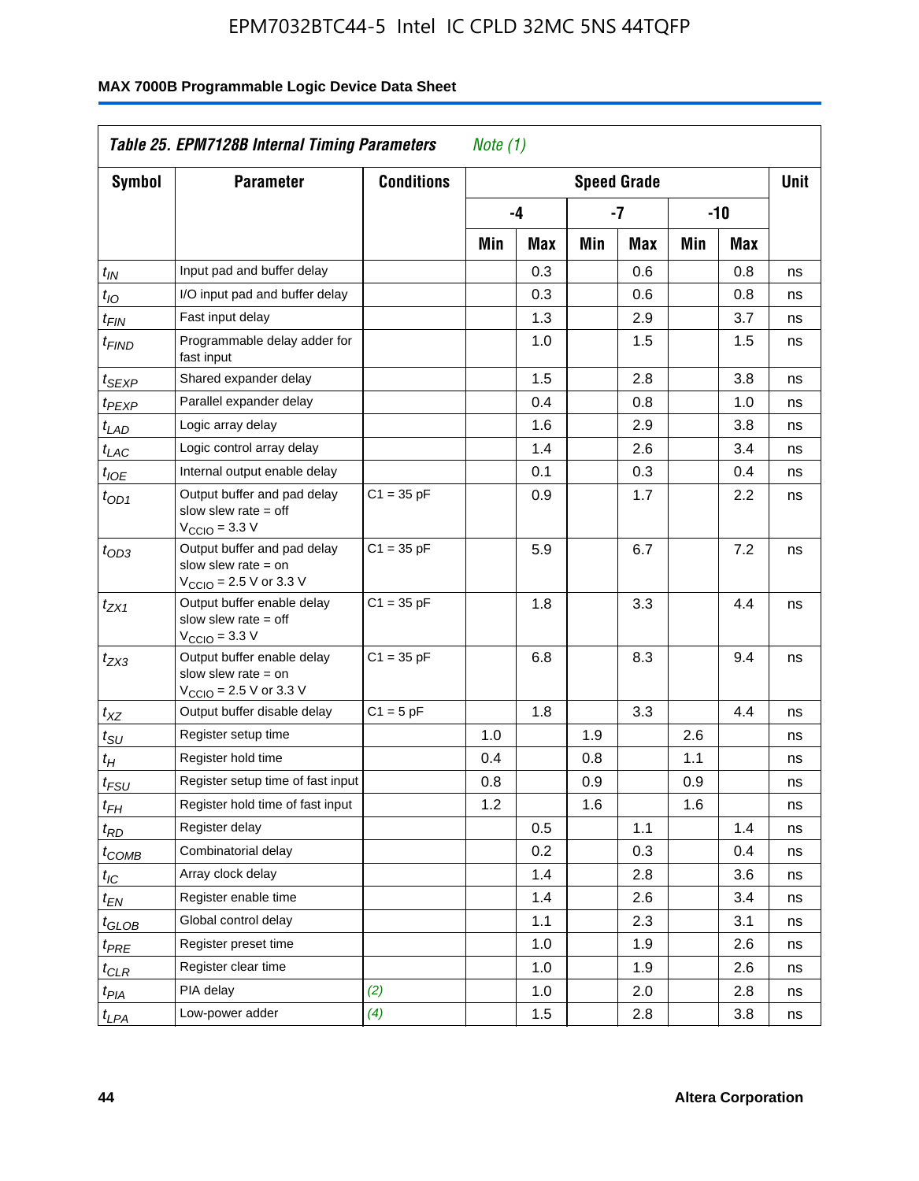## Table 25. EPM7128B Internal Timing Parameters *Note (1)*

| Symbol | Parameter | Conditions | Speed Grade | | | | | | Unit |
|---|---|---|---|---|---|---|---|---|---|
| | | | -4 | | -7 | | -10 | | |
| | | | Min | Max | Min | Max | Min | Max | |
| $t_{IN}$ | Input pad and buffer delay | | | 0.3 | | 0.6 | | 0.8 | ns |
| $t_{IO}$ | I/O input pad and buffer delay | | | 0.3 | | 0.6 | | 0.8 | ns |
| $t_{FIN}$ | Fast input delay | | | 1.3 | | 2.9 | | 3.7 | ns |
| $t_{FIND}$ | Programmable delay adder for fast input | | | 1.0 | | 1.5 | | 1.5 | ns |
| $t_{SEXP}$ | Shared expander delay | | | 1.5 | | 2.8 | | 3.8 | ns |
| $t_{PEXP}$ | Parallel expander delay | | | 0.4 | | 0.8 | | 1.0 | ns |
| $t_{LAD}$ | Logic array delay | | | 1.6 | | 2.9 | | 3.8 | ns |
| $t_{LAC}$ | Logic control array delay | | | 1.4 | | 2.6 | | 3.4 | ns |
| $t_{IOE}$ | Internal output enable delay | | | 0.1 | | 0.3 | | 0.4 | ns |
| $t_{OD1}$ | Output buffer and pad delay slow slew rate = off $V_{CCIO}$ = 3.3 V | C1 = 35 pF | | 0.9 | | 1.7 | | 2.2 | ns |
| $t_{OD3}$ | Output buffer and pad delay slow slew rate = on $V_{CCIO}$ = 2.5 V or 3.3 V | C1 = 35 pF | | 5.9 | | 6.7 | | 7.2 | ns |
| $t_{ZX1}$ | Output buffer enable delay slow slew rate = off $V_{CCIO}$ = 3.3 V | C1 = 35 pF | | 1.8 | | 3.3 | | 4.4 | ns |
| $t_{ZX3}$ | Output buffer enable delay slow slew rate = on $V_{CCIO}$ = 2.5 V or 3.3 V | C1 = 35 pF | | 6.8 | | 8.3 | | 9.4 | ns |
| $t_{XZ}$ | Output buffer disable delay | C1 = 5 pF | | 1.8 | | 3.3 | | 4.4 | ns |
| $t_{SU}$ | Register setup time | | 1.0 | | 1.9 | | 2.6 | | ns |
| $t_{H}$ | Register hold time | | 0.4 | | 0.8 | | 1.1 | | ns |
| $t_{FSU}$ | Register setup time of fast input | | 0.8 | | 0.9 | | 0.9 | | ns |
| $t_{FH}$ | Register hold time of fast input | | 1.2 | | 1.6 | | 1.6 | | ns |
| $t_{RD}$ | Register delay | | | 0.5 | | 1.1 | | 1.4 | ns |
| $t_{COMB}$ | Combinatorial delay | | | 0.2 | | 0.3 | | 0.4 | ns |
| $t_{IC}$ | Array clock delay | | | 1.4 | | 2.8 | | 3.6 | ns |
| $t_{EN}$ | Register enable time | | | 1.4 | | 2.6 | | 3.4 | ns |
| $t_{GLOB}$ | Global control delay | | | 1.1 | | 2.3 | | 3.1 | ns |
| $t_{PRE}$ | Register preset time | | | 1.0 | | 1.9 | | 2.6 | ns |
| $t_{CLR}$ | Register clear time | | | 1.0 | | 1.9 | | 2.6 | ns |
| $t_{PIA}$ | PIA delay | *(2)* | | 1.0 | | 2.0 | | 2.8 | ns |
| $t_{LPA}$ | Low-power adder | *(4)* | | 1.5 | | 2.8 | | 3.8 | ns |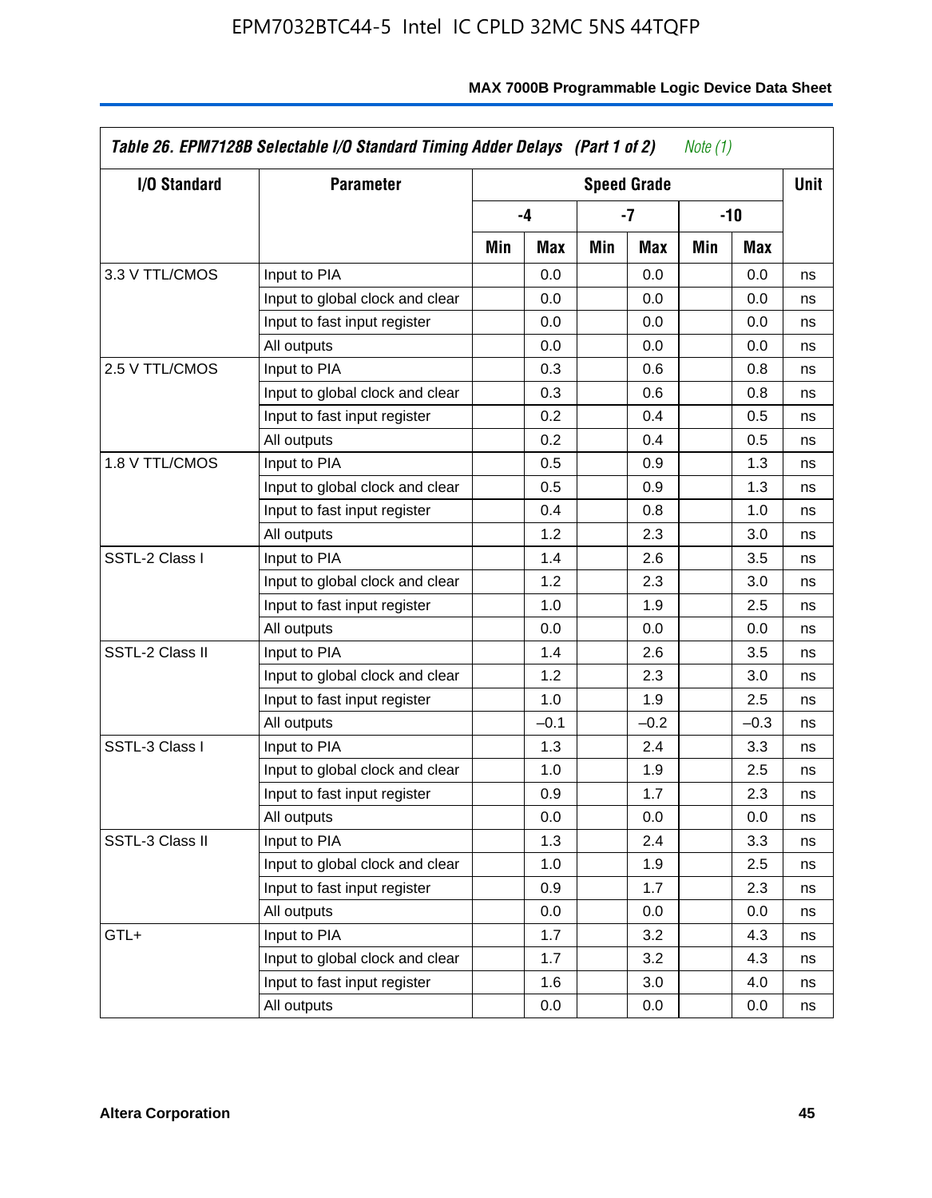| *Table 26. EPM7128B Selectable I/O Standard Timing Adder Delays (Part 1 of 2) Note (1)* | | | | | | | | |
|---|---|---|---|---|---|---|---|---|
| **I/O Standard** | **Parameter** | **Speed Grade** | | | | | | **Unit** |
| | | **-4** | | **-7** | | **-10** | | |
| | | **Min** | **Max** | **Min** | **Max** | **Min** | **Max** | |
| 3.3 V TTL/CMOS | Input to PIA | | 0.0 | | 0.0 | | 0.0 | ns |
| | Input to global clock and clear | | 0.0 | | 0.0 | | 0.0 | ns |
| | Input to fast input register | | 0.0 | | 0.0 | | 0.0 | ns |
| | All outputs | | 0.0 | | 0.0 | | 0.0 | ns |
| 2.5 V TTL/CMOS | Input to PIA | | 0.3 | | 0.6 | | 0.8 | ns |
| | Input to global clock and clear | | 0.3 | | 0.6 | | 0.8 | ns |
| | Input to fast input register | | 0.2 | | 0.4 | | 0.5 | ns |
| | All outputs | | 0.2 | | 0.4 | | 0.5 | ns |
| 1.8 V TTL/CMOS | Input to PIA | | 0.5 | | 0.9 | | 1.3 | ns |
| | Input to global clock and clear | | 0.5 | | 0.9 | | 1.3 | ns |
| | Input to fast input register | | 0.4 | | 0.8 | | 1.0 | ns |
| | All outputs | | 1.2 | | 2.3 | | 3.0 | ns |
| SSTL-2 Class I | Input to PIA | | 1.4 | | 2.6 | | 3.5 | ns |
| | Input to global clock and clear | | 1.2 | | 2.3 | | 3.0 | ns |
| | Input to fast input register | | 1.0 | | 1.9 | | 2.5 | ns |
| | All outputs | | 0.0 | | 0.0 | | 0.0 | ns |
| SSTL-2 Class II | Input to PIA | | 1.4 | | 2.6 | | 3.5 | ns |
| | Input to global clock and clear | | 1.2 | | 2.3 | | 3.0 | ns |
| | Input to fast input register | | 1.0 | | 1.9 | | 2.5 | ns |
| | All outputs | | –0.1 | | –0.2 | | –0.3 | ns |
| SSTL-3 Class I | Input to PIA | | 1.3 | | 2.4 | | 3.3 | ns |
| | Input to global clock and clear | | 1.0 | | 1.9 | | 2.5 | ns |
| | Input to fast input register | | 0.9 | | 1.7 | | 2.3 | ns |
| | All outputs | | 0.0 | | 0.0 | | 0.0 | ns |
| SSTL-3 Class II | Input to PIA | | 1.3 | | 2.4 | | 3.3 | ns |
| | Input to global clock and clear | | 1.0 | | 1.9 | | 2.5 | ns |
| | Input to fast input register | | 0.9 | | 1.7 | | 2.3 | ns |
| | All outputs | | 0.0 | | 0.0 | | 0.0 | ns |
| GTL+ | Input to PIA | | 1.7 | | 3.2 | | 4.3 | ns |
| | Input to global clock and clear | | 1.7 | | 3.2 | | 4.3 | ns |
| | Input to fast input register | | 1.6 | | 3.0 | | 4.0 | ns |
| | All outputs | | 0.0 | | 0.0 | | 0.0 | ns |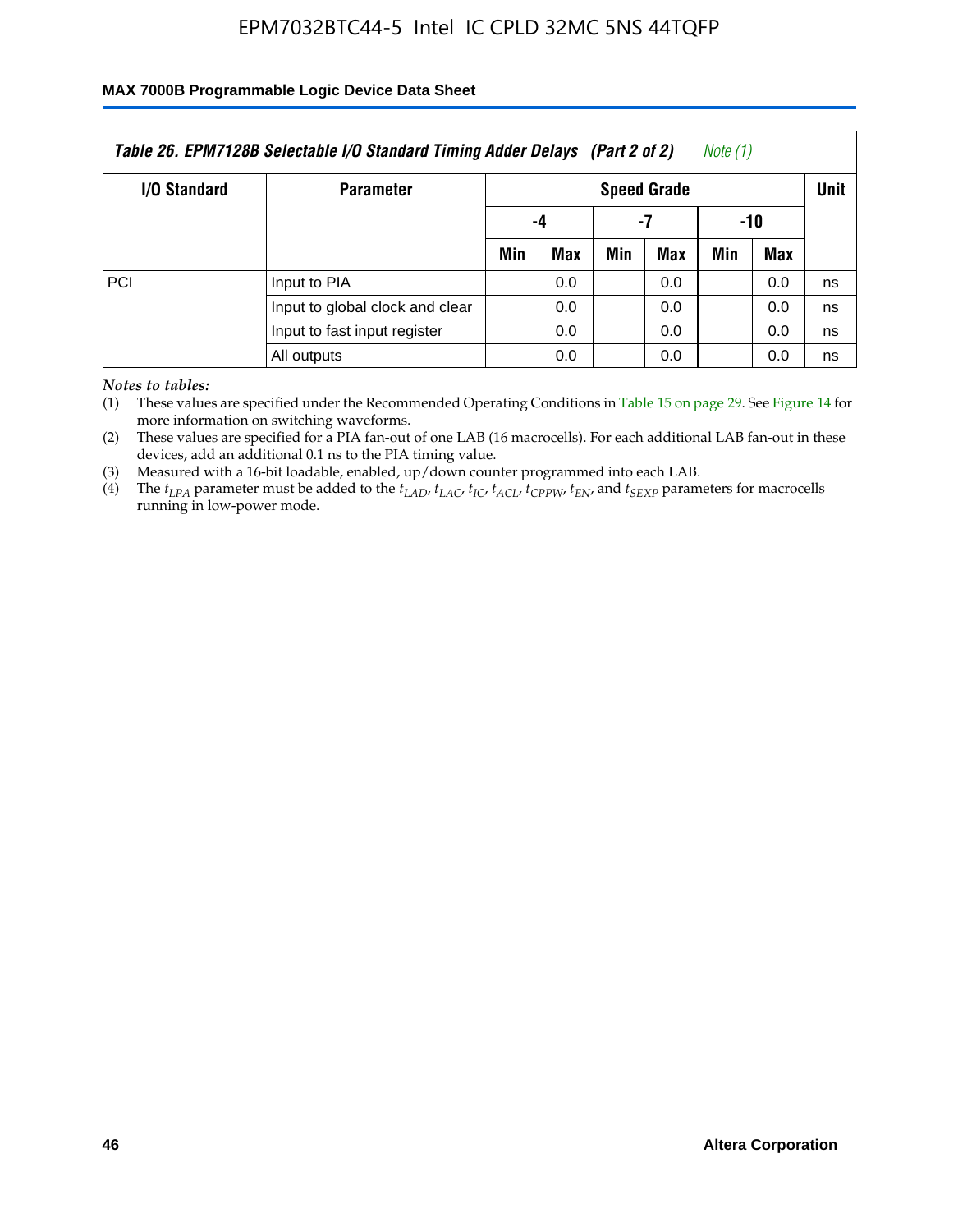Table 26. EPM7128B Selectable I/O Standard Timing Adder Delays (Part 2 of 2) *Note (1)*

| I/O Standard | Parameter | Speed Grade | | | | | | Unit |
|---|---|---|---|---|---|---|---|---|
| | | -4 | | -7 | | -10 | | |
| | | Min | Max | Min | Max | Min | Max | |
| PCI | Input to PIA | | 0.0 | | 0.0 | | 0.0 | ns |
| | Input to global clock and clear | | 0.0 | | 0.0 | | 0.0 | ns |
| | Input to fast input register | | 0.0 | | 0.0 | | 0.0 | ns |
| | All outputs | | 0.0 | | 0.0 | | 0.0 | ns |

*Notes to tables:*

(1) These values are specified under the Recommended Operating Conditions in Table 15 on page 29. See Figure 14 for more information on switching waveforms.

(2) These values are specified for a PIA fan-out of one LAB (16 macrocells). For each additional LAB fan-out in these devices, add an additional 0.1 ns to the PIA timing value.

(3) Measured with a 16-bit loadable, enabled, up/down counter programmed into each LAB.

(4) The $t_{LPA}$ parameter must be added to the $t_{LAD}$, $t_{LAC}$, $t_{IC}$, $t_{ACL}$, $t_{CPPW}$, $t_{EN}$, and $t_{SEXP}$ parameters for macrocells running in low-power mode.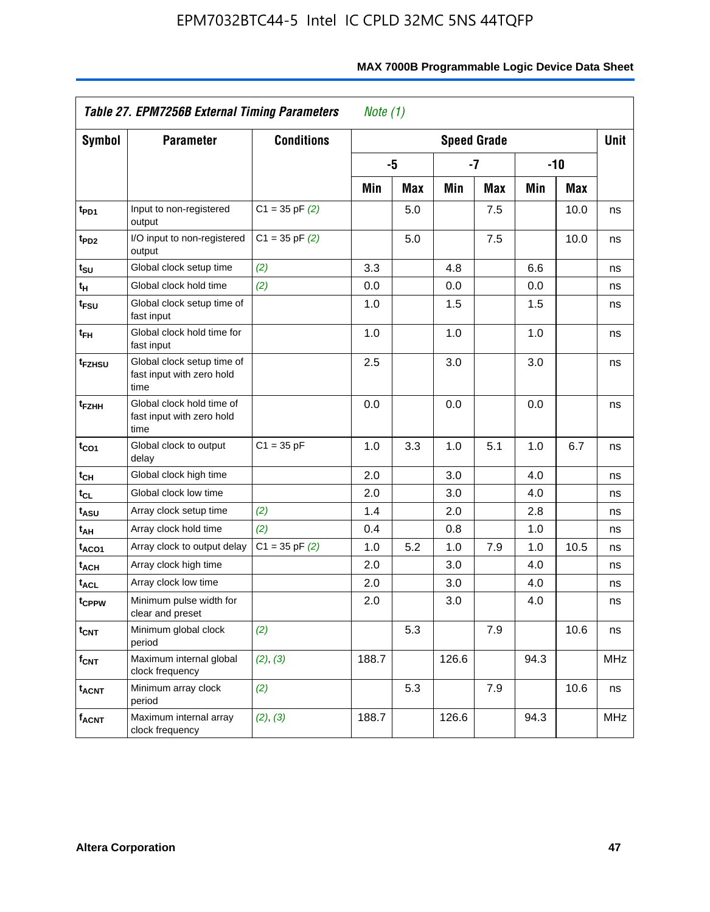| Table 27. EPM7256B External Timing Parameters *Note (1)* | | | | | | | | | |
|---|---|---|---|---|---|---|---|---|---|
| Symbol | Parameter | Conditions | Speed Grade | | | | | | Unit |
| | | | -5 | | -7 | | -10 | | |
| | | | Min | Max | Min | Max | Min | Max | |
| $t_{PD1}$ | Input to non-registered output | C1 = 35 pF *(2)* | | 5.0 | | 7.5 | | 10.0 | ns |
| $t_{PD2}$ | I/O input to non-registered output | C1 = 35 pF *(2)* | | 5.0 | | 7.5 | | 10.0 | ns |
| $t_{SU}$ | Global clock setup time | *(2)* | 3.3 | | 4.8 | | 6.6 | | ns |
| $t_{H}$ | Global clock hold time | *(2)* | 0.0 | | 0.0 | | 0.0 | | ns |
| $t_{FSU}$ | Global clock setup time of fast input | | 1.0 | | 1.5 | | 1.5 | | ns |
| $t_{FH}$ | Global clock hold time for fast input | | 1.0 | | 1.0 | | 1.0 | | ns |
| $t_{FZHSU}$ | Global clock setup time of fast input with zero hold time | | 2.5 | | 3.0 | | 3.0 | | ns |
| $t_{FZHH}$ | Global clock hold time of fast input with zero hold time | | 0.0 | | 0.0 | | 0.0 | | ns |
| $t_{CO1}$ | Global clock to output delay | C1 = 35 pF | 1.0 | 3.3 | 1.0 | 5.1 | 1.0 | 6.7 | ns |
| $t_{CH}$ | Global clock high time | | 2.0 | | 3.0 | | 4.0 | | ns |
| $t_{CL}$ | Global clock low time | | 2.0 | | 3.0 | | 4.0 | | ns |
| $t_{ASU}$ | Array clock setup time | *(2)* | 1.4 | | 2.0 | | 2.8 | | ns |
| $t_{AH}$ | Array clock hold time | *(2)* | 0.4 | | 0.8 | | 1.0 | | ns |
| $t_{ACO1}$ | Array clock to output delay | C1 = 35 pF *(2)* | 1.0 | 5.2 | 1.0 | 7.9 | 1.0 | 10.5 | ns |
| $t_{ACH}$ | Array clock high time | | 2.0 | | 3.0 | | 4.0 | | ns |
| $t_{ACL}$ | Array clock low time | | 2.0 | | 3.0 | | 4.0 | | ns |
| $t_{CPPW}$ | Minimum pulse width for clear and preset | | 2.0 | | 3.0 | | 4.0 | | ns |
| $t_{CNT}$ | Minimum global clock period | *(2)* | | 5.3 | | 7.9 | | 10.6 | ns |
| $f_{CNT}$ | Maximum internal global clock frequency | *(2)*, *(3)* | 188.7 | | 126.6 | | 94.3 | | MHz |
| $t_{ACNT}$ | Minimum array clock period | *(2)* | | 5.3 | | 7.9 | | 10.6 | ns |
| $f_{ACNT}$ | Maximum internal array clock frequency | *(2)*, *(3)* | 188.7 | | 126.6 | | 94.3 | | MHz |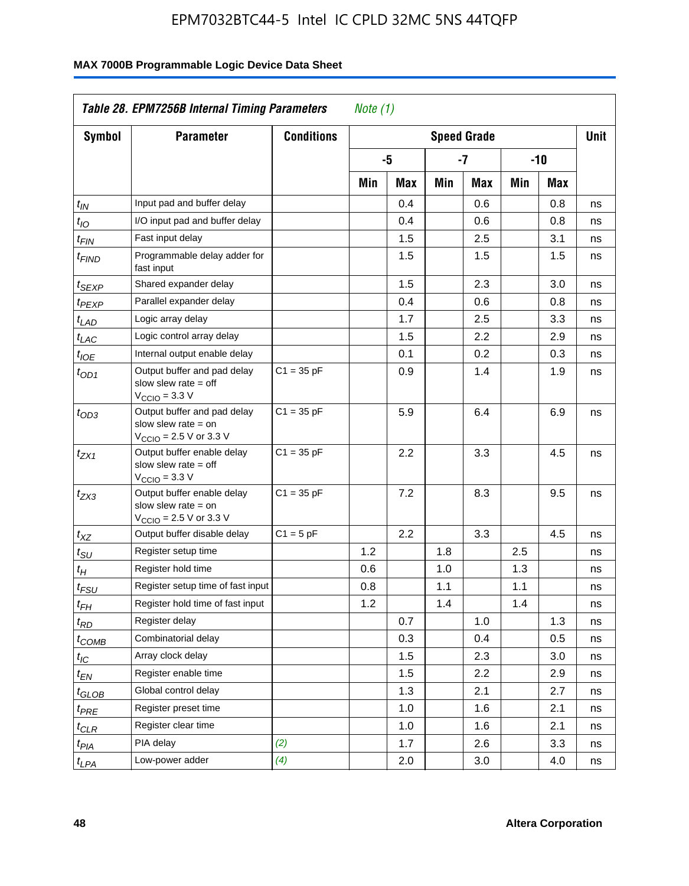**Table 28. EPM7256B Internal Timing Parameters** *Note (1)*

| Symbol | Parameter | Conditions | Speed Grade | | | | | | Unit |
|---|---|---|---|---|---|---|---|---|---|
| | | | -5 | | -7 | | -10 | | |
| | | | Min | Max | Min | Max | Min | Max | |
| $t_{IN}$ | Input pad and buffer delay | | | 0.4 | | 0.6 | | 0.8 | ns |
| $t_{IO}$ | I/O input pad and buffer delay | | | 0.4 | | 0.6 | | 0.8 | ns |
| $t_{FIN}$ | Fast input delay | | | 1.5 | | 2.5 | | 3.1 | ns |
| $t_{FIND}$ | Programmable delay adder for fast input | | | 1.5 | | 1.5 | | 1.5 | ns |
| $t_{SEXP}$ | Shared expander delay | | | 1.5 | | 2.3 | | 3.0 | ns |
| $t_{PEXP}$ | Parallel expander delay | | | 0.4 | | 0.6 | | 0.8 | ns |
| $t_{LAD}$ | Logic array delay | | | 1.7 | | 2.5 | | 3.3 | ns |
| $t_{LAC}$ | Logic control array delay | | | 1.5 | | 2.2 | | 2.9 | ns |
| $t_{IOE}$ | Internal output enable delay | | | 0.1 | | 0.2 | | 0.3 | ns |
| $t_{OD1}$ | Output buffer and pad delay slow slew rate = off $V_{CCIO}$ = 3.3 V | C1 = 35 pF | | 0.9 | | 1.4 | | 1.9 | ns |
| $t_{OD3}$ | Output buffer and pad delay slow slew rate = on $V_{CCIO}$ = 2.5 V or 3.3 V | C1 = 35 pF | | 5.9 | | 6.4 | | 6.9 | ns |
| $t_{ZX1}$ | Output buffer enable delay slow slew rate = off $V_{CCIO}$ = 3.3 V | C1 = 35 pF | | 2.2 | | 3.3 | | 4.5 | ns |
| $t_{ZX3}$ | Output buffer enable delay slow slew rate = on $V_{CCIO}$ = 2.5 V or 3.3 V | C1 = 35 pF | | 7.2 | | 8.3 | | 9.5 | ns |
| $t_{XZ}$ | Output buffer disable delay | C1 = 5 pF | | 2.2 | | 3.3 | | 4.5 | ns |
| $t_{SU}$ | Register setup time | | 1.2 | | 1.8 | | 2.5 | | ns |
| $t_{H}$ | Register hold time | | 0.6 | | 1.0 | | 1.3 | | ns |
| $t_{FSU}$ | Register setup time of fast input | | 0.8 | | 1.1 | | 1.1 | | ns |
| $t_{FH}$ | Register hold time of fast input | | 1.2 | | 1.4 | | 1.4 | | ns |
| $t_{RD}$ | Register delay | | | 0.7 | | 1.0 | | 1.3 | ns |
| $t_{COMB}$ | Combinatorial delay | | | 0.3 | | 0.4 | | 0.5 | ns |
| $t_{IC}$ | Array clock delay | | | 1.5 | | 2.3 | | 3.0 | ns |
| $t_{EN}$ | Register enable time | | | 1.5 | | 2.2 | | 2.9 | ns |
| $t_{GLOB}$ | Global control delay | | | 1.3 | | 2.1 | | 2.7 | ns |
| $t_{PRE}$ | Register preset time | | | 1.0 | | 1.6 | | 2.1 | ns |
| $t_{CLR}$ | Register clear time | | | 1.0 | | 1.6 | | 2.1 | ns |
| $t_{PIA}$ | PIA delay | *(2)* | | 1.7 | | 2.6 | | 3.3 | ns |
| $t_{LPA}$ | Low-power adder | *(4)* | | 2.0 | | 3.0 | | 4.0 | ns |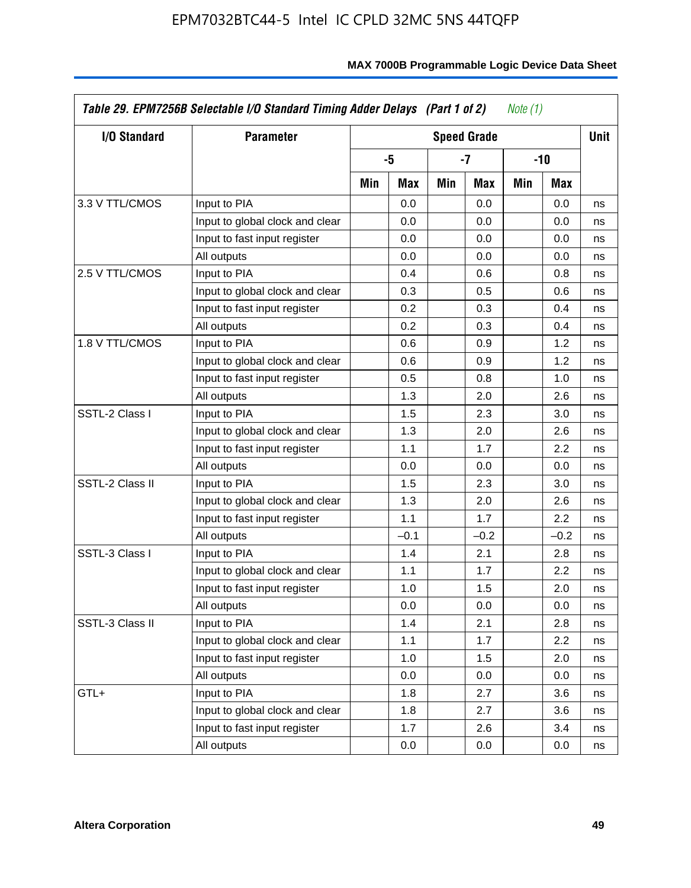**Table 29. EPM7256B Selectable I/O Standard Timing Adder Delays (Part 1 of 2)** *Note (1)*

| I/O Standard | Parameter | Speed Grade | | | | | | Unit |
|---|---|---|---|---|---|---|---|---|
| | | -5 | | -7 | | -10 | | |
| | | Min | Max | Min | Max | Min | Max | |
| 3.3 V TTL/CMOS | Input to PIA | | 0.0 | | 0.0 | | 0.0 | ns |
| | Input to global clock and clear | | 0.0 | | 0.0 | | 0.0 | ns |
| | Input to fast input register | | 0.0 | | 0.0 | | 0.0 | ns |
| | All outputs | | 0.0 | | 0.0 | | 0.0 | ns |
| 2.5 V TTL/CMOS | Input to PIA | | 0.4 | | 0.6 | | 0.8 | ns |
| | Input to global clock and clear | | 0.3 | | 0.5 | | 0.6 | ns |
| | Input to fast input register | | 0.2 | | 0.3 | | 0.4 | ns |
| | All outputs | | 0.2 | | 0.3 | | 0.4 | ns |
| 1.8 V TTL/CMOS | Input to PIA | | 0.6 | | 0.9 | | 1.2 | ns |
| | Input to global clock and clear | | 0.6 | | 0.9 | | 1.2 | ns |
| | Input to fast input register | | 0.5 | | 0.8 | | 1.0 | ns |
| | All outputs | | 1.3 | | 2.0 | | 2.6 | ns |
| SSTL-2 Class I | Input to PIA | | 1.5 | | 2.3 | | 3.0 | ns |
| | Input to global clock and clear | | 1.3 | | 2.0 | | 2.6 | ns |
| | Input to fast input register | | 1.1 | | 1.7 | | 2.2 | ns |
| | All outputs | | 0.0 | | 0.0 | | 0.0 | ns |
| SSTL-2 Class II | Input to PIA | | 1.5 | | 2.3 | | 3.0 | ns |
| | Input to global clock and clear | | 1.3 | | 2.0 | | 2.6 | ns |
| | Input to fast input register | | 1.1 | | 1.7 | | 2.2 | ns |
| | All outputs | | –0.1 | | –0.2 | | –0.2 | ns |
| SSTL-3 Class I | Input to PIA | | 1.4 | | 2.1 | | 2.8 | ns |
| | Input to global clock and clear | | 1.1 | | 1.7 | | 2.2 | ns |
| | Input to fast input register | | 1.0 | | 1.5 | | 2.0 | ns |
| | All outputs | | 0.0 | | 0.0 | | 0.0 | ns |
| SSTL-3 Class II | Input to PIA | | 1.4 | | 2.1 | | 2.8 | ns |
| | Input to global clock and clear | | 1.1 | | 1.7 | | 2.2 | ns |
| | Input to fast input register | | 1.0 | | 1.5 | | 2.0 | ns |
| | All outputs | | 0.0 | | 0.0 | | 0.0 | ns |
| GTL+ | Input to PIA | | 1.8 | | 2.7 | | 3.6 | ns |
| | Input to global clock and clear | | 1.8 | | 2.7 | | 3.6 | ns |
| | Input to fast input register | | 1.7 | | 2.6 | | 3.4 | ns |
| | All outputs | | 0.0 | | 0.0 | | 0.0 | ns |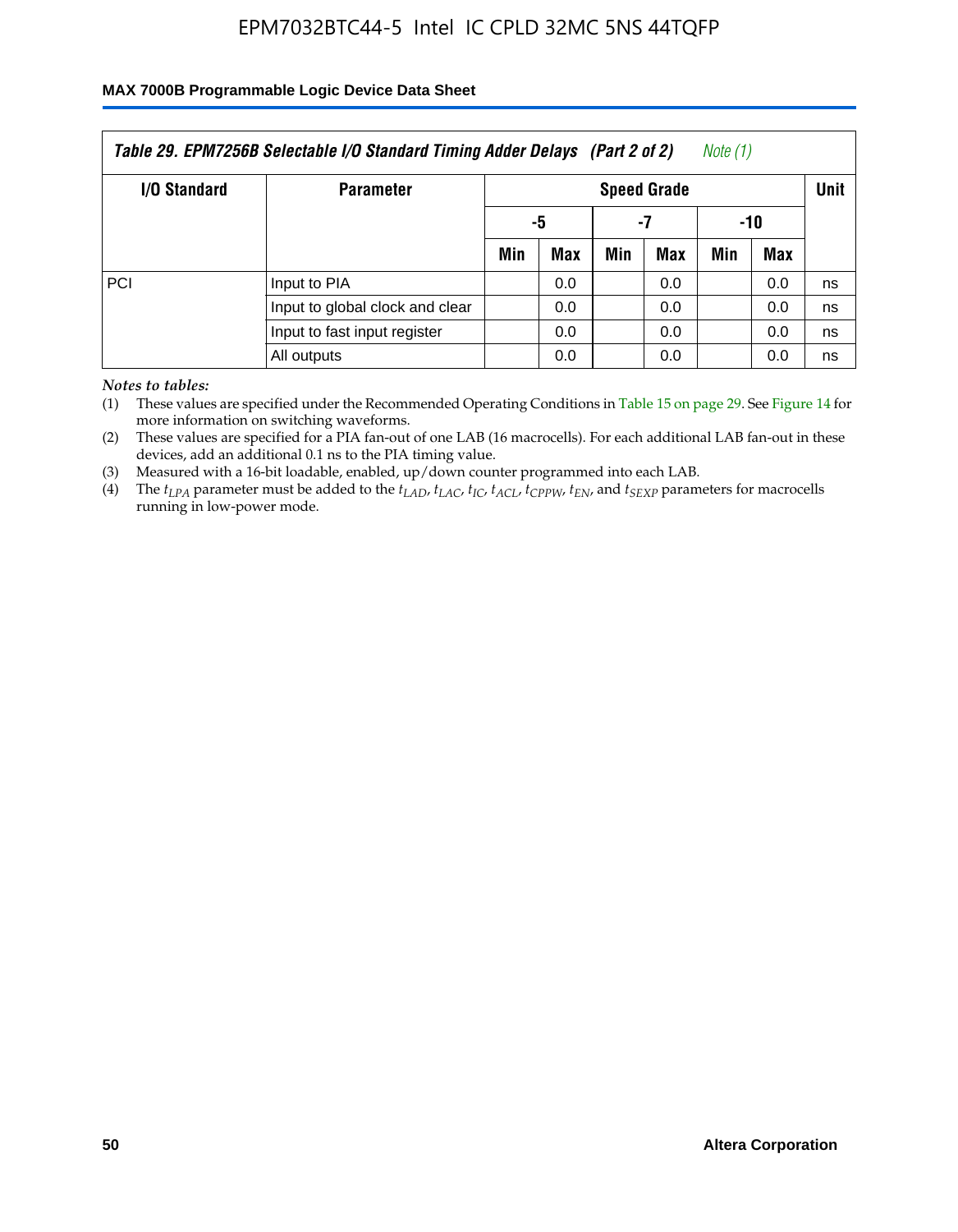**Table 29. EPM7256B Selectable I/O Standard Timing Adder Delays (Part 2 of 2)** *Note (1)*

| I/O Standard | Parameter | Speed Grade | | | | | | Unit |
|---|---|---|---|---|---|---|---|---|
| | | -5 | | -7 | | -10 | | |
| | | Min | Max | Min | Max | Min | Max | |
| PCI | Input to PIA | | 0.0 | | 0.0 | | 0.0 | ns |
| | Input to global clock and clear | | 0.0 | | 0.0 | | 0.0 | ns |
| | Input to fast input register | | 0.0 | | 0.0 | | 0.0 | ns |
| | All outputs | | 0.0 | | 0.0 | | 0.0 | ns |

*Notes to tables:*

(1) These values are specified under the Recommended Operating Conditions in Table 15 on page 29. See Figure 14 for more information on switching waveforms.

(2) These values are specified for a PIA fan-out of one LAB (16 macrocells). For each additional LAB fan-out in these devices, add an additional 0.1 ns to the PIA timing value.

(3) Measured with a 16-bit loadable, enabled, up/down counter programmed into each LAB.

(4) The $t_{LPA}$ parameter must be added to the $t_{LAD}$, $t_{LAC}$, $t_{IC}$, $t_{ACL}$, $t_{CPPW}$, $t_{EN}$, and $t_{SEXP}$ parameters for macrocells running in low-power mode.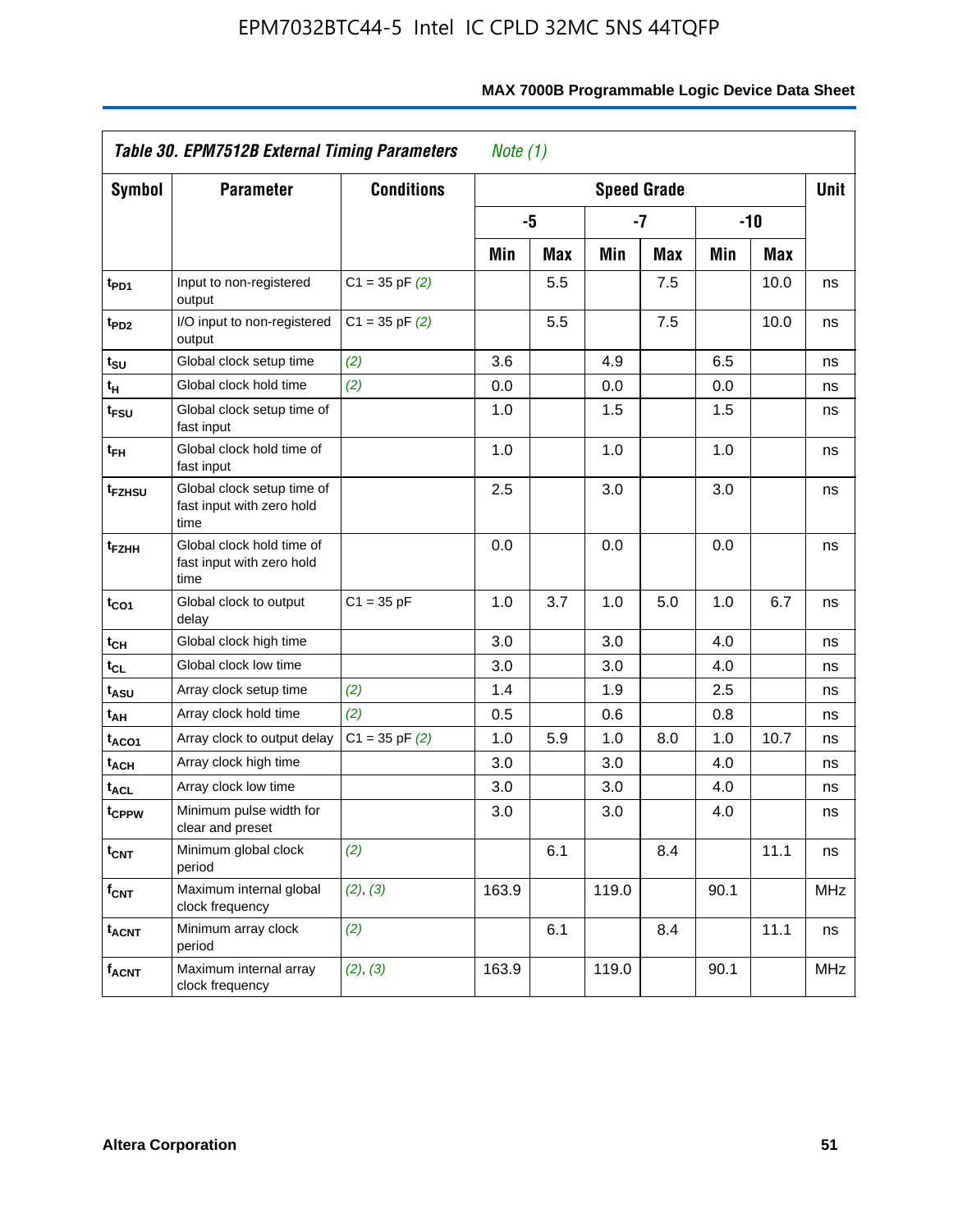**Table 30. EPM7512B External Timing Parameters** *Note (1)*

| Symbol | Parameter | Conditions | Speed Grade | | | | | | Unit |
|---|---|---|---|---|---|---|---|---|---|
| | | | -5 | | -7 | | -10 | | |
| | | | Min | Max | Min | Max | Min | Max | |
| $t_{PD1}$ | Input to non-registered output | C1 = 35 pF *(2)* | | 5.5 | | 7.5 | | 10.0 | ns |
| $t_{PD2}$ | I/O input to non-registered output | C1 = 35 pF *(2)* | | 5.5 | | 7.5 | | 10.0 | ns |
| $t_{SU}$ | Global clock setup time | *(2)* | 3.6 | | 4.9 | | 6.5 | | ns |
| $t_H$ | Global clock hold time | *(2)* | 0.0 | | 0.0 | | 0.0 | | ns |
| $t_{FSU}$ | Global clock setup time of fast input | | 1.0 | | 1.5 | | 1.5 | | ns |
| $t_{FH}$ | Global clock hold time of fast input | | 1.0 | | 1.0 | | 1.0 | | ns |
| $t_{FZHSU}$ | Global clock setup time of fast input with zero hold time | | 2.5 | | 3.0 | | 3.0 | | ns |
| $t_{FZHH}$ | Global clock hold time of fast input with zero hold time | | 0.0 | | 0.0 | | 0.0 | | ns |
| $t_{CO1}$ | Global clock to output delay | C1 = 35 pF | 1.0 | 3.7 | 1.0 | 5.0 | 1.0 | 6.7 | ns |
| $t_{CH}$ | Global clock high time | | 3.0 | | 3.0 | | 4.0 | | ns |
| $t_{CL}$ | Global clock low time | | 3.0 | | 3.0 | | 4.0 | | ns |
| $t_{ASU}$ | Array clock setup time | *(2)* | 1.4 | | 1.9 | | 2.5 | | ns |
| $t_{AH}$ | Array clock hold time | *(2)* | 0.5 | | 0.6 | | 0.8 | | ns |
| $t_{ACO1}$ | Array clock to output delay | C1 = 35 pF *(2)* | 1.0 | 5.9 | 1.0 | 8.0 | 1.0 | 10.7 | ns |
| $t_{ACH}$ | Array clock high time | | 3.0 | | 3.0 | | 4.0 | | ns |
| $t_{ACL}$ | Array clock low time | | 3.0 | | 3.0 | | 4.0 | | ns |
| $t_{CPPW}$ | Minimum pulse width for clear and preset | | 3.0 | | 3.0 | | 4.0 | | ns |
| $t_{CNT}$ | Minimum global clock period | *(2)* | | 6.1 | | 8.4 | | 11.1 | ns |
| $f_{CNT}$ | Maximum internal global clock frequency | *(2)*, *(3)* | 163.9 | | 119.0 | | 90.1 | | MHz |
| $t_{ACNT}$ | Minimum array clock period | *(2)* | | 6.1 | | 8.4 | | 11.1 | ns |
| $f_{ACNT}$ | Maximum internal array clock frequency | *(2)*, *(3)* | 163.9 | | 119.0 | | 90.1 | | MHz |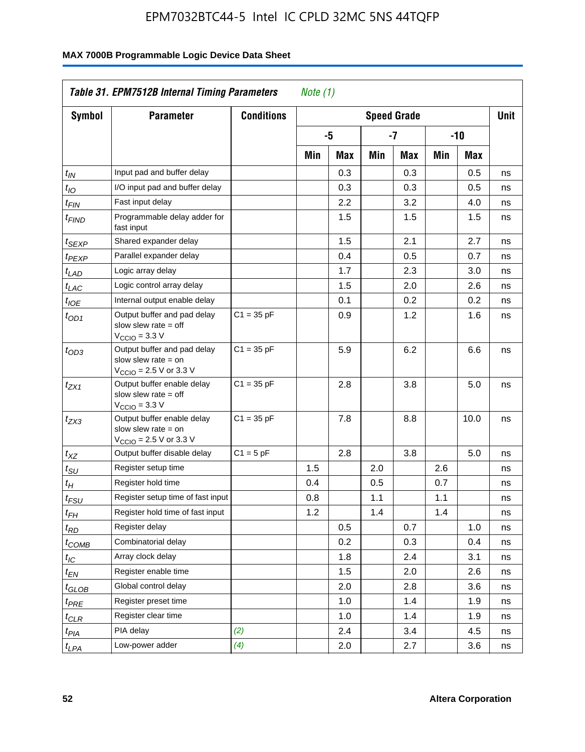**Table 31. EPM7512B Internal Timing Parameters** *Note (1)*

| Symbol | Parameter | Conditions | Speed Grade | | | | | | Unit |
|---|---|---|---|---|---|---|---|---|---|
| | | | -5 | | -7 | | -10 | | |
| | | | Min | Max | Min | Max | Min | Max | |
| $t_{IN}$ | Input pad and buffer delay | | | 0.3 | | 0.3 | | 0.5 | ns |
| $t_{IO}$ | I/O input pad and buffer delay | | | 0.3 | | 0.3 | | 0.5 | ns |
| $t_{FIN}$ | Fast input delay | | | 2.2 | | 3.2 | | 4.0 | ns |
| $t_{FIND}$ | Programmable delay adder for fast input | | | 1.5 | | 1.5 | | 1.5 | ns |
| $t_{SEXP}$ | Shared expander delay | | | 1.5 | | 2.1 | | 2.7 | ns |
| $t_{PEXP}$ | Parallel expander delay | | | 0.4 | | 0.5 | | 0.7 | ns |
| $t_{LAD}$ | Logic array delay | | | 1.7 | | 2.3 | | 3.0 | ns |
| $t_{LAC}$ | Logic control array delay | | | 1.5 | | 2.0 | | 2.6 | ns |
| $t_{IOE}$ | Internal output enable delay | | | 0.1 | | 0.2 | | 0.2 | ns |
| $t_{OD1}$ | Output buffer and pad delay slow slew rate = off $V_{CCIO}$ = 3.3 V | C1 = 35 pF | | 0.9 | | 1.2 | | 1.6 | ns |
| $t_{OD3}$ | Output buffer and pad delay slow slew rate = on $V_{CCIO}$ = 2.5 V or 3.3 V | C1 = 35 pF | | 5.9 | | 6.2 | | 6.6 | ns |
| $t_{ZX1}$ | Output buffer enable delay slow slew rate = off $V_{CCIO}$ = 3.3 V | C1 = 35 pF | | 2.8 | | 3.8 | | 5.0 | ns |
| $t_{ZX3}$ | Output buffer enable delay slow slew rate = on $V_{CCIO}$ = 2.5 V or 3.3 V | C1 = 35 pF | | 7.8 | | 8.8 | | 10.0 | ns |
| $t_{XZ}$ | Output buffer disable delay | C1 = 5 pF | | 2.8 | | 3.8 | | 5.0 | ns |
| $t_{SU}$ | Register setup time | | 1.5 | | 2.0 | | 2.6 | | ns |
| $t_H$ | Register hold time | | 0.4 | | 0.5 | | 0.7 | | ns |
| $t_{FSU}$ | Register setup time of fast input | | 0.8 | | 1.1 | | 1.1 | | ns |
| $t_{FH}$ | Register hold time of fast input | | 1.2 | | 1.4 | | 1.4 | | ns |
| $t_{RD}$ | Register delay | | | 0.5 | | 0.7 | | 1.0 | ns |
| $t_{COMB}$ | Combinatorial delay | | | 0.2 | | 0.3 | | 0.4 | ns |
| $t_{IC}$ | Array clock delay | | | 1.8 | | 2.4 | | 3.1 | ns |
| $t_{EN}$ | Register enable time | | | 1.5 | | 2.0 | | 2.6 | ns |
| $t_{GLOB}$ | Global control delay | | | 2.0 | | 2.8 | | 3.6 | ns |
| $t_{PRE}$ | Register preset time | | | 1.0 | | 1.4 | | 1.9 | ns |
| $t_{CLR}$ | Register clear time | | | 1.0 | | 1.4 | | 1.9 | ns |
| $t_{PIA}$ | PIA delay | *(2)* | | 2.4 | | 3.4 | | 4.5 | ns |
| $t_{LPA}$ | Low-power adder | *(4)* | | 2.0 | | 2.7 | | 3.6 | ns |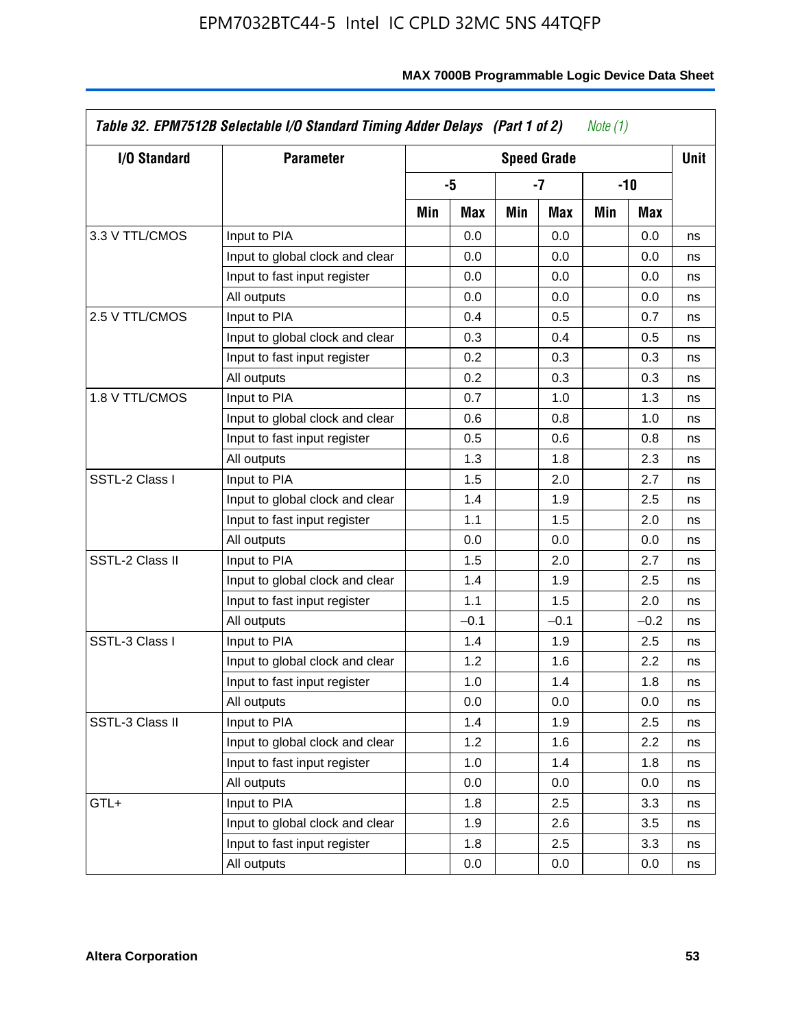| Table 32. EPM7512B Selectable I/O Standard Timing Adder Delays (Part 1 of 2) *Note (1)* | | | | | | | | |
|---|---|---|---|---|---|---|---|---|
| I/O Standard | Parameter | Speed Grade | | | | | | Unit |
| | | -5 | | -7 | | -10 | | |
| | | Min | Max | Min | Max | Min | Max | |
| 3.3 V TTL/CMOS | Input to PIA | | 0.0 | | 0.0 | | 0.0 | ns |
| | Input to global clock and clear | | 0.0 | | 0.0 | | 0.0 | ns |
| | Input to fast input register | | 0.0 | | 0.0 | | 0.0 | ns |
| | All outputs | | 0.0 | | 0.0 | | 0.0 | ns |
| 2.5 V TTL/CMOS | Input to PIA | | 0.4 | | 0.5 | | 0.7 | ns |
| | Input to global clock and clear | | 0.3 | | 0.4 | | 0.5 | ns |
| | Input to fast input register | | 0.2 | | 0.3 | | 0.3 | ns |
| | All outputs | | 0.2 | | 0.3 | | 0.3 | ns |
| 1.8 V TTL/CMOS | Input to PIA | | 0.7 | | 1.0 | | 1.3 | ns |
| | Input to global clock and clear | | 0.6 | | 0.8 | | 1.0 | ns |
| | Input to fast input register | | 0.5 | | 0.6 | | 0.8 | ns |
| | All outputs | | 1.3 | | 1.8 | | 2.3 | ns |
| SSTL-2 Class I | Input to PIA | | 1.5 | | 2.0 | | 2.7 | ns |
| | Input to global clock and clear | | 1.4 | | 1.9 | | 2.5 | ns |
| | Input to fast input register | | 1.1 | | 1.5 | | 2.0 | ns |
| | All outputs | | 0.0 | | 0.0 | | 0.0 | ns |
| SSTL-2 Class II | Input to PIA | | 1.5 | | 2.0 | | 2.7 | ns |
| | Input to global clock and clear | | 1.4 | | 1.9 | | 2.5 | ns |
| | Input to fast input register | | 1.1 | | 1.5 | | 2.0 | ns |
| | All outputs | | –0.1 | | –0.1 | | –0.2 | ns |
| SSTL-3 Class I | Input to PIA | | 1.4 | | 1.9 | | 2.5 | ns |
| | Input to global clock and clear | | 1.2 | | 1.6 | | 2.2 | ns |
| | Input to fast input register | | 1.0 | | 1.4 | | 1.8 | ns |
| | All outputs | | 0.0 | | 0.0 | | 0.0 | ns |
| SSTL-3 Class II | Input to PIA | | 1.4 | | 1.9 | | 2.5 | ns |
| | Input to global clock and clear | | 1.2 | | 1.6 | | 2.2 | ns |
| | Input to fast input register | | 1.0 | | 1.4 | | 1.8 | ns |
| | All outputs | | 0.0 | | 0.0 | | 0.0 | ns |
| GTL+ | Input to PIA | | 1.8 | | 2.5 | | 3.3 | ns |
| | Input to global clock and clear | | 1.9 | | 2.6 | | 3.5 | ns |
| | Input to fast input register | | 1.8 | | 2.5 | | 3.3 | ns |
| | All outputs | | 0.0 | | 0.0 | | 0.0 | ns |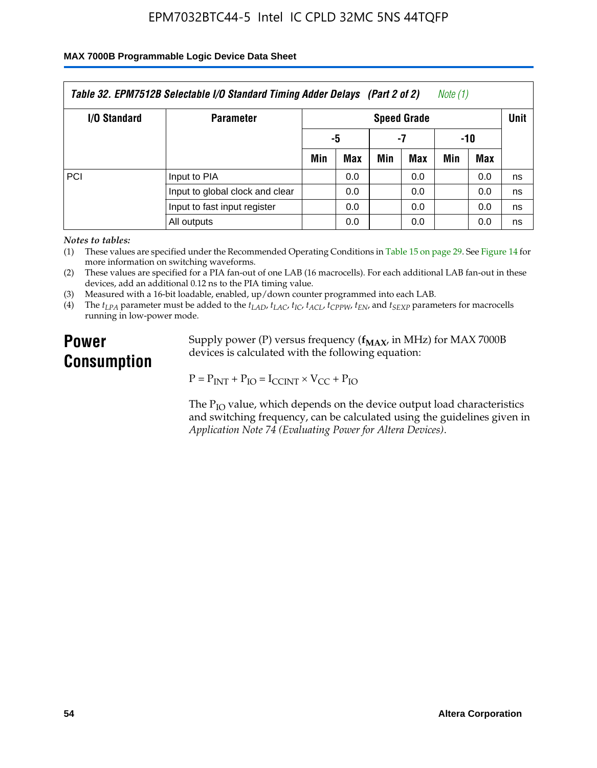| Table 32. EPM7512B Selectable I/O Standard Timing Adder Delays (Part 2 of 2) Note (1) | | | | | | | | |
|---|---|---|---|---|---|---|---|---|
| I/O Standard | Parameter | Speed Grade | | | | | | Unit |
| | | -5 | | -7 | | -10 | | |
| | | Min | Max | Min | Max | Min | Max | |
| PCI | Input to PIA | | 0.0 | | 0.0 | | 0.0 | ns |
| | Input to global clock and clear | | 0.0 | | 0.0 | | 0.0 | ns |
| | Input to fast input register | | 0.0 | | 0.0 | | 0.0 | ns |
| | All outputs | | 0.0 | | 0.0 | | 0.0 | ns |

*Notes to tables:*

(1) These values are specified under the Recommended Operating Conditions in Table 15 on page 29. See Figure 14 for more information on switching waveforms.

(2) These values are specified for a PIA fan-out of one LAB (16 macrocells). For each additional LAB fan-out in these devices, add an additional 0.12 ns to the PIA timing value.

(3) Measured with a 16-bit loadable, enabled, up/down counter programmed into each LAB.

(4) The $t_{LPA}$ parameter must be added to the $t_{LAD}$, $t_{LAC}$, $t_{IC}$, $t_{ACL}$, $t_{CPPW}$, $t_{EN}$, and $t_{SEXP}$ parameters for macrocells running in low-power mode.

# Power Consumption

Supply power (P) versus frequency ($f_{MAX}$, in MHz) for MAX 7000B devices is calculated with the following equation:

$$P = P_{INT} + P_{IO} = I_{CCINT} \times V_{CC} + P_{IO}$$

The $P_{IO}$ value, which depends on the device output load characteristics and switching frequency, can be calculated using the guidelines given in *Application Note 74 (Evaluating Power for Altera Devices)*.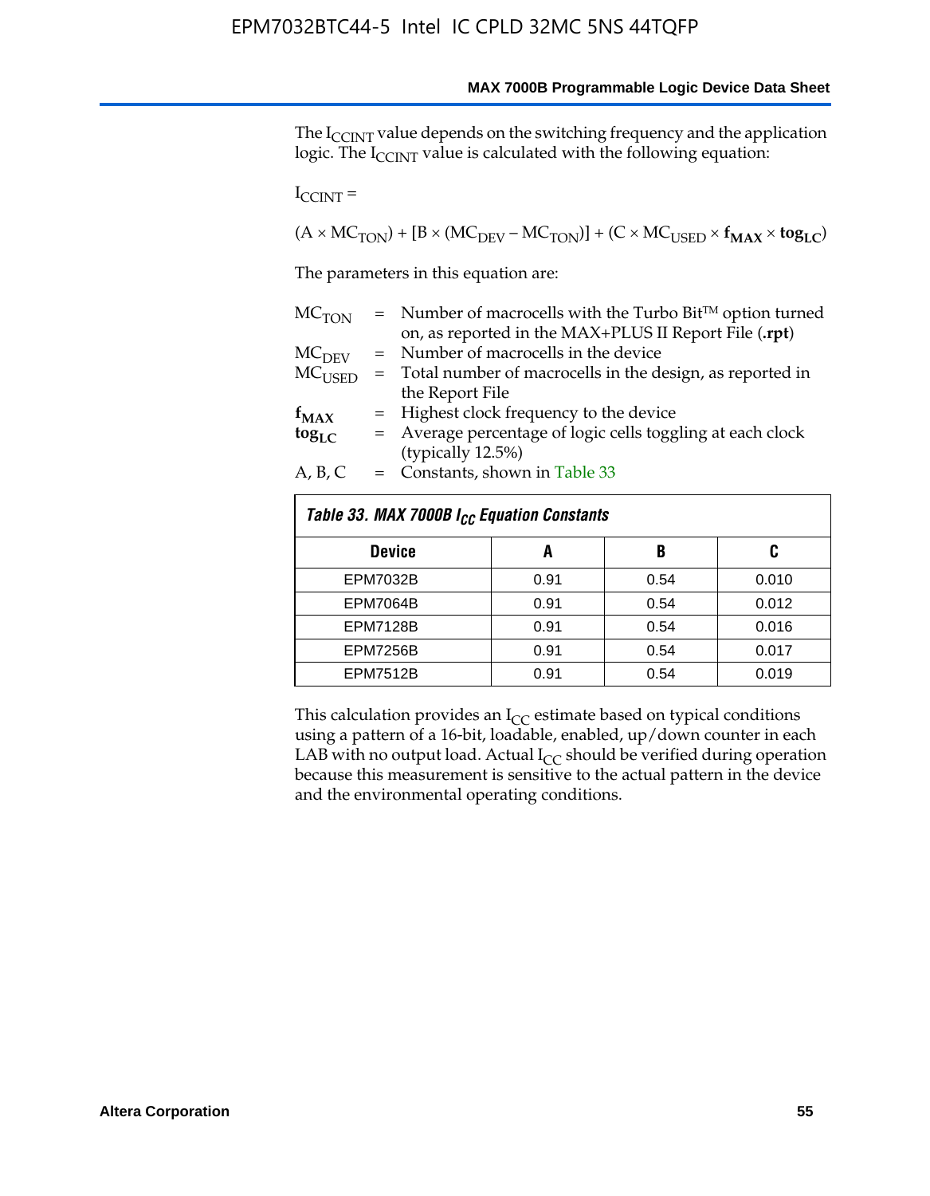The $I_{CCINT}$ value depends on the switching frequency and the application logic. The $I_{CCINT}$ value is calculated with the following equation:

$I_{CCINT}$ =

$$(A \times MC_{TON}) + [B \times (MC_{DEV} - MC_{TON})] + (C \times MC_{USED} \times \mathbf{f_{MAX}} \times \mathbf{tog_{LC}})$$

The parameters in this equation are:

| | | |
|---|---|---|
| $MC_{TON}$ | = | Number of macrocells with the Turbo Bit™ option turned on, as reported in the MAX+PLUS II Report File (**.rpt**) |
| $MC_{DEV}$ | = | Number of macrocells in the device |
| $MC_{USED}$ | = | Total number of macrocells in the design, as reported in the Report File |
| $\mathbf{f_{MAX}}$ | = | Highest clock frequency to the device |
| $\mathbf{tog_{LC}}$ | = | Average percentage of logic cells toggling at each clock (typically 12.5%) |
| A, B, C | = | Constants, shown in Table 33 |

*Table 33. MAX 7000B $I_{CC}$ Equation Constants*

| Device | A | B | C |
|---|---|---|---|
| EPM7032B | 0.91 | 0.54 | 0.010 |
| EPM7064B | 0.91 | 0.54 | 0.012 |
| EPM7128B | 0.91 | 0.54 | 0.016 |
| EPM7256B | 0.91 | 0.54 | 0.017 |
| EPM7512B | 0.91 | 0.54 | 0.019 |

This calculation provides an $I_{CC}$ estimate based on typical conditions using a pattern of a 16-bit, loadable, enabled, up/down counter in each LAB with no output load. Actual $I_{CC}$ should be verified during operation because this measurement is sensitive to the actual pattern in the device and the environmental operating conditions.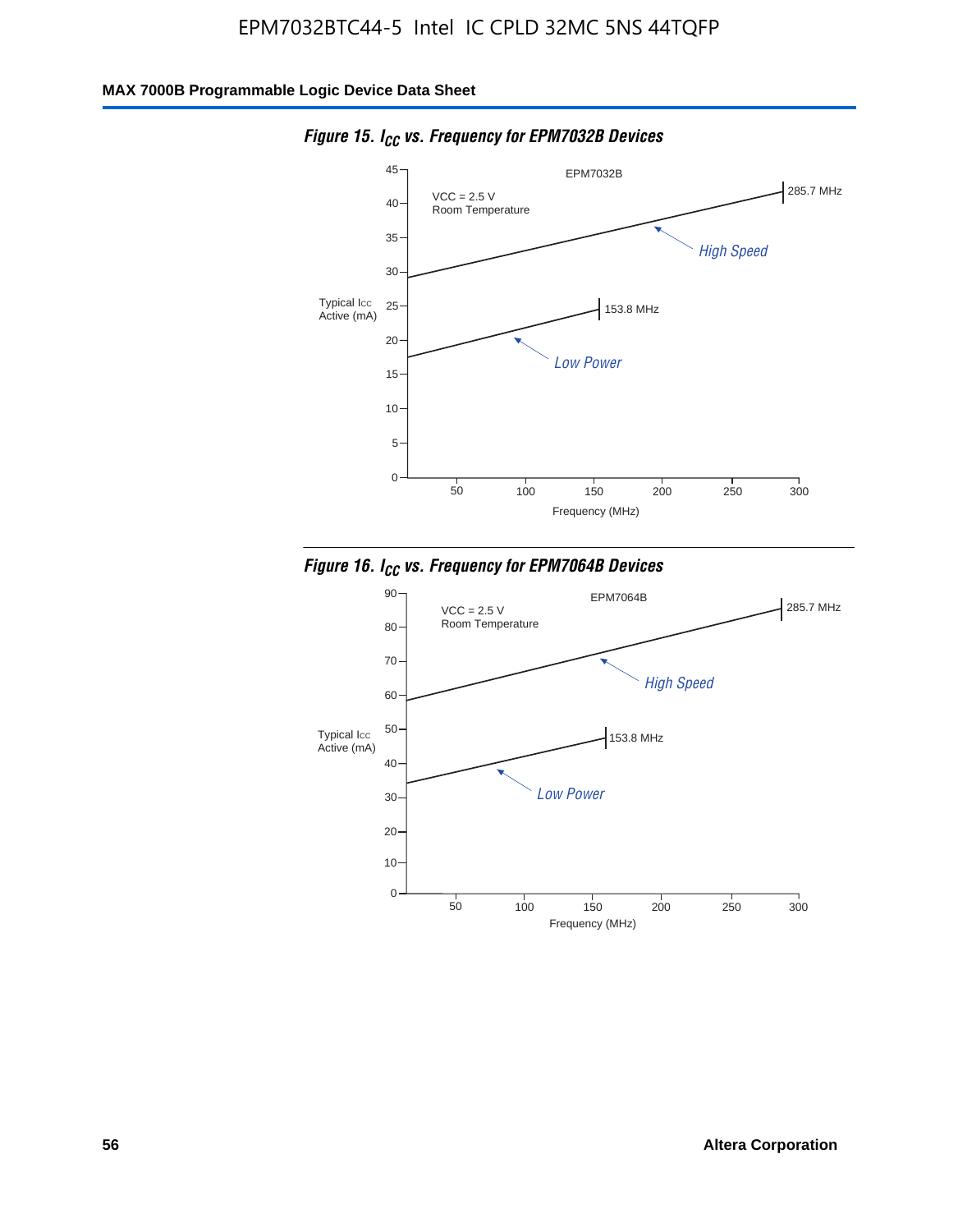**Figure 15. $I_{CC}$ vs. Frequency for EPM7032B Devices**

EPM7032B

VCC = 2.5 V
Room Temperature

Typical $I_{CC}$ Active (mA)

Frequency (MHz)

High Speed — 285.7 MHz

Low Power — 153.8 MHz

**Figure 16. $I_{CC}$ vs. Frequency for EPM7064B Devices**

EPM7064B

VCC = 2.5 V
Room Temperature

Typical $I_{CC}$ Active (mA)

Frequency (MHz)

High Speed — 285.7 MHz

Low Power — 153.8 MHz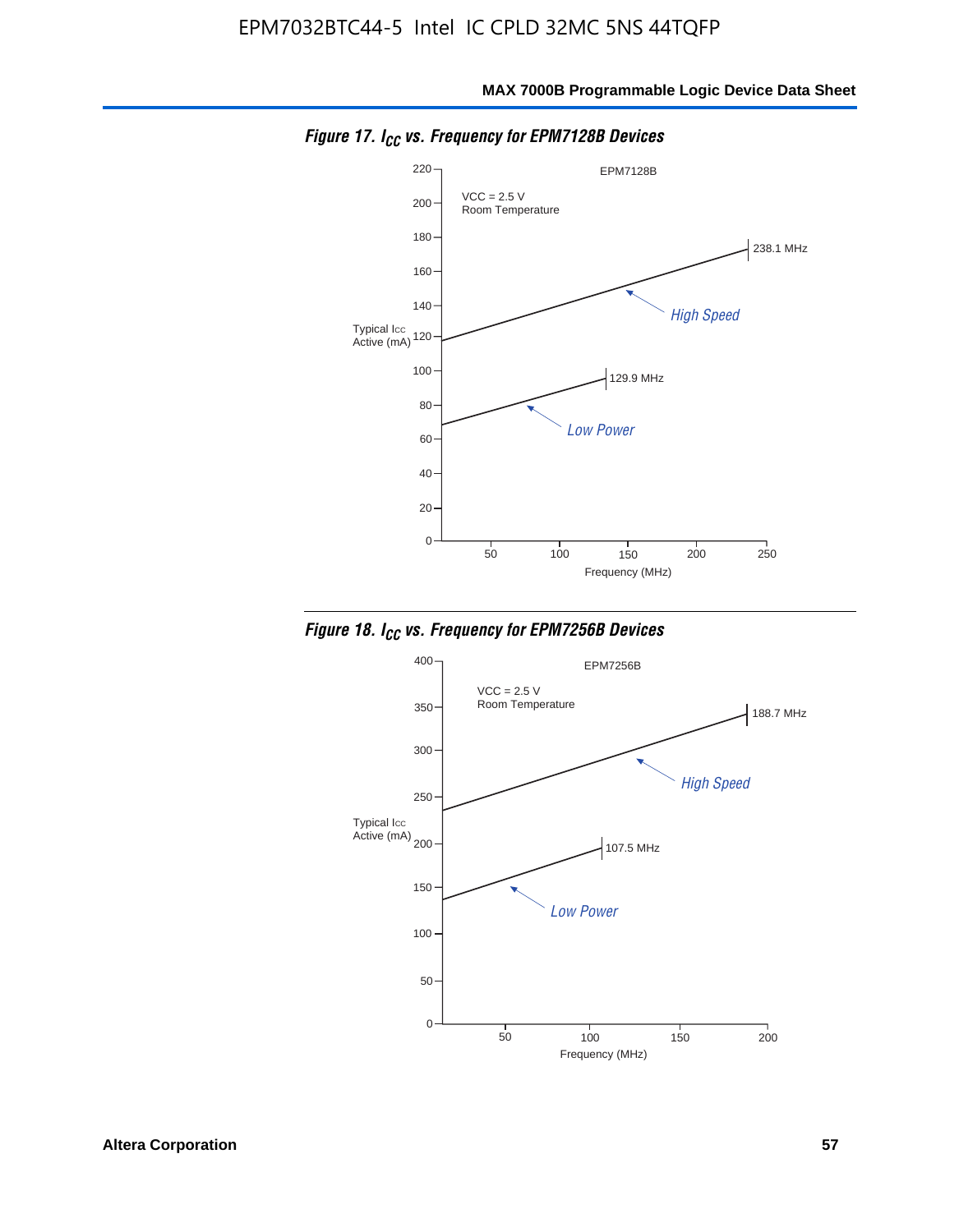Figure 17. $I_{CC}$ vs. Frequency for EPM7128B Devices

EPM7128B

VCC = 2.5 V
Room Temperature

Typical Icc Active (mA)

Frequency (MHz)

High Speed — 238.1 MHz

Low Power — 129.9 MHz

Figure 18. $I_{CC}$ vs. Frequency for EPM7256B Devices

EPM7256B

VCC = 2.5 V
Room Temperature

Typical Icc Active (mA)

Frequency (MHz)

High Speed — 188.7 MHz

Low Power — 107.5 MHz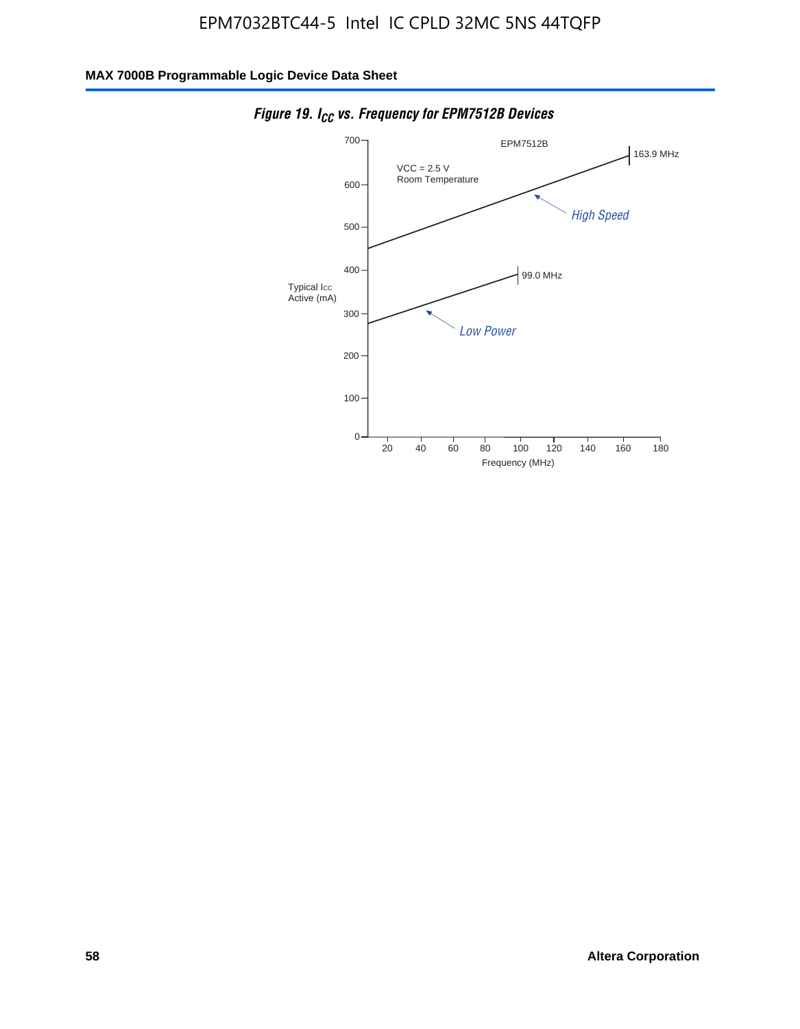*Figure 19. $I_{CC}$ vs. Frequency for EPM7512B Devices*

EPM7512B

VCC = 2.5 V
Room Temperature

163.9 MHz

High Speed

99.0 MHz

Low Power

Typical Icc Active (mA)

Frequency (MHz)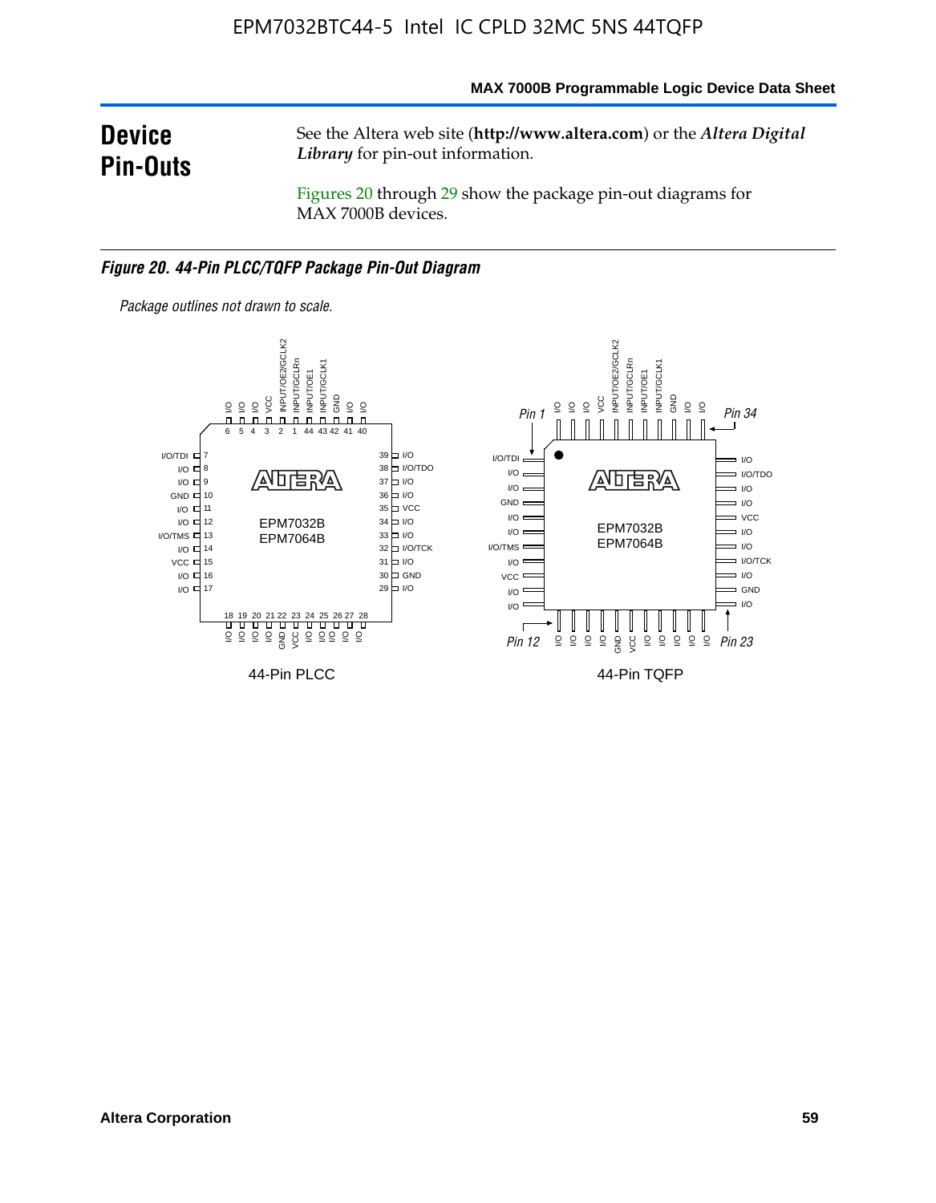# Device Pin-Outs

See the Altera web site (**http://www.altera.com**) or the ***Altera Digital Library*** for pin-out information.

Figures 20 through 29 show the package pin-out diagrams for MAX 7000B devices.

***Figure 20. 44-Pin PLCC/TQFP Package Pin-Out Diagram***

*Package outlines not drawn to scale.*

44-Pin PLCC

44-Pin TQFP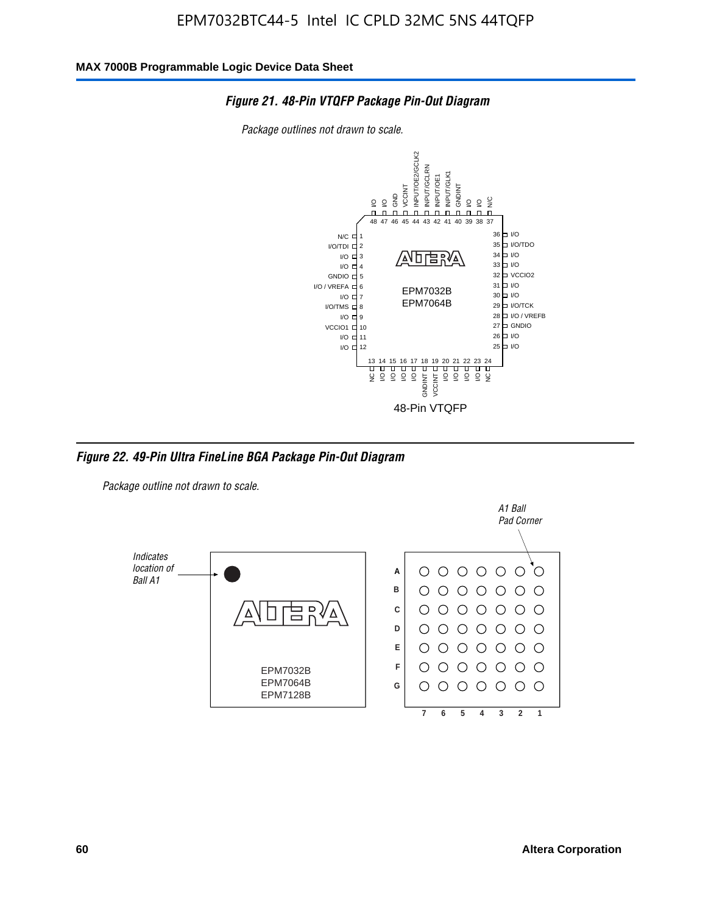#### *Figure 21. 48-Pin VTQFP Package Pin-Out Diagram*

*Package outlines not drawn to scale.*

| Pin | Name | Pin | Name |
|---|---|---|---|
| 1 | N/C | 25 | I/O |
| 2 | I/O/TDI | 26 | I/O |
| 3 | I/O | 27 | GNDIO |
| 4 | I/O | 28 | I/O / VREFB |
| 5 | GNDIO | 29 | I/O/TCK |
| 6 | I/O / VREFA | 30 | I/O |
| 7 | I/O | 31 | I/O |
| 8 | I/O/TMS | 32 | VCCIO2 |
| 9 | I/O | 33 | I/O |
| 10 | VCCIO1 | 34 | I/O |
| 11 | I/O | 35 | I/O/TDO |
| 12 | I/O | 36 | I/O |
| 13 | NC | 37 | N/C |
| 14 | I/O | 38 | I/O |
| 15 | I/O | 39 | I/O |
| 16 | I/O | 40 | GNDINT |
| 17 | I/O | 41 | INPUT/GLK1 |
| 18 | GNDINT | 42 | INPUT/OE1 |
| 19 | VCCINT | 43 | INPUT/GCLRN |
| 20 | I/O | 44 | INPUT/OE2/GCLK2 |
| 21 | I/O | 45 | VCCINT |
| 22 | I/O | 46 | GND |
| 23 | I/O | 47 | I/O |
| 24 | NC | 48 | I/O |

EPM7032B
EPM7064B

48-Pin VTQFP

#### *Figure 22. 49-Pin Ultra FineLine BGA Package Pin-Out Diagram*

*Package outline not drawn to scale.*

*Indicates location of Ball A1*

*A1 Ball Pad Corner*

EPM7032B
EPM7064B
EPM7128B

Rows: A, B, C, D, E, F, G; Columns: 7, 6, 5, 4, 3, 2, 1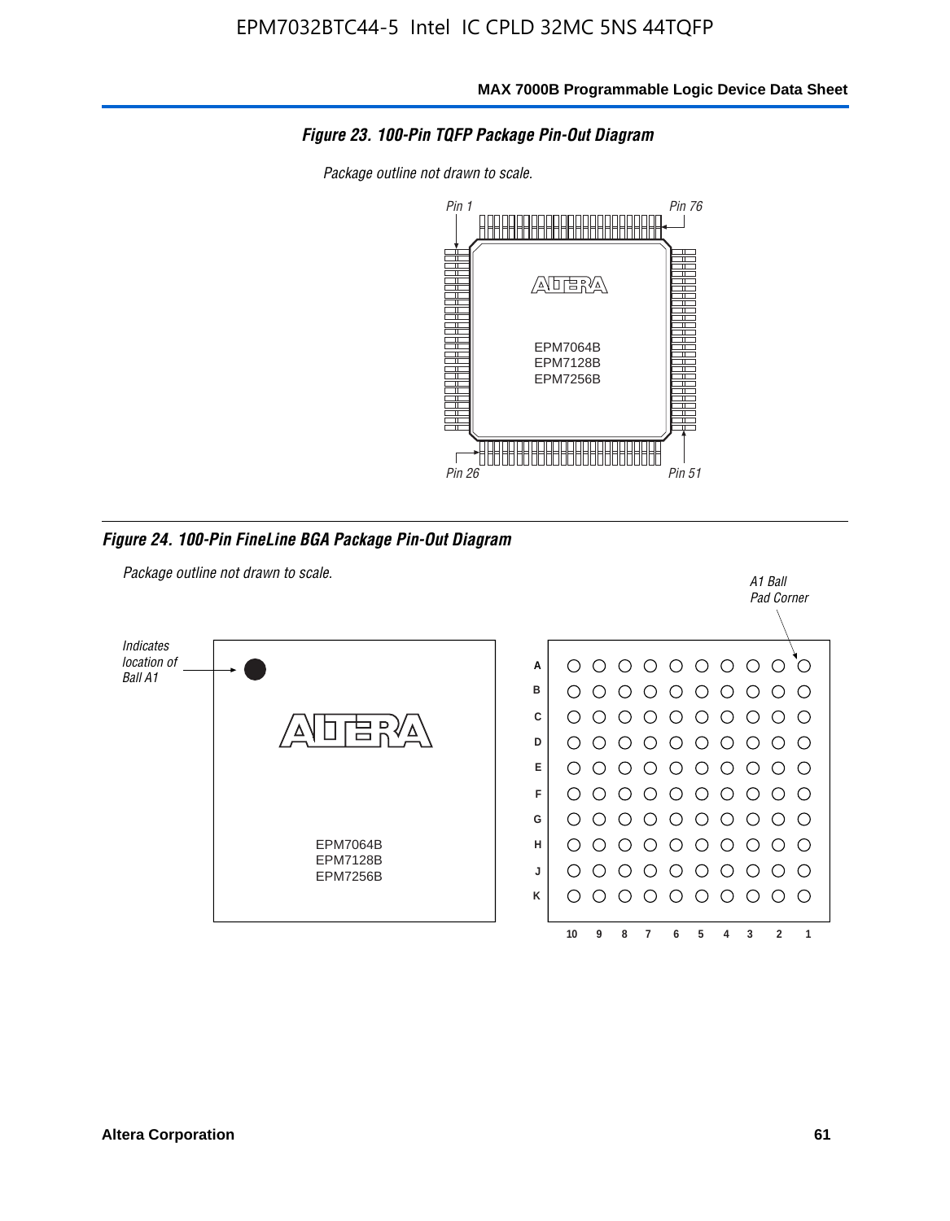**Figure 23. 100-Pin TQFP Package Pin-Out Diagram**

*Package outline not drawn to scale.*

Pin 1 Pin 76

EPM7064B
EPM7128B
EPM7256B

Pin 26 Pin 51

**Figure 24. 100-Pin FineLine BGA Package Pin-Out Diagram**

*Package outline not drawn to scale.*

*Indicates location of Ball A1*

EPM7064B
EPM7128B
EPM7256B

*A1 Ball Pad Corner*

A B C D E F G H J K

10 9 8 7 6 5 4 3 2 1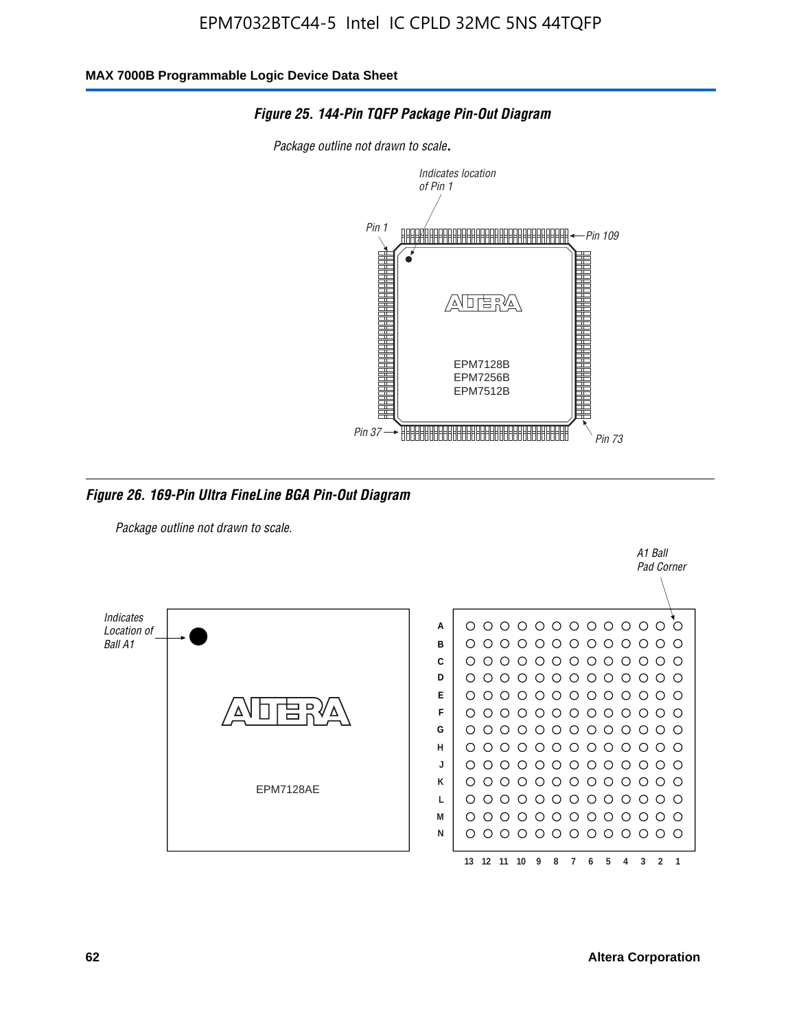**Figure 25. 144-Pin TQFP Package Pin-Out Diagram**

*Package outline not drawn to scale.*

**Figure 26. 169-Pin Ultra FineLine BGA Pin-Out Diagram**

*Package outline not drawn to scale.*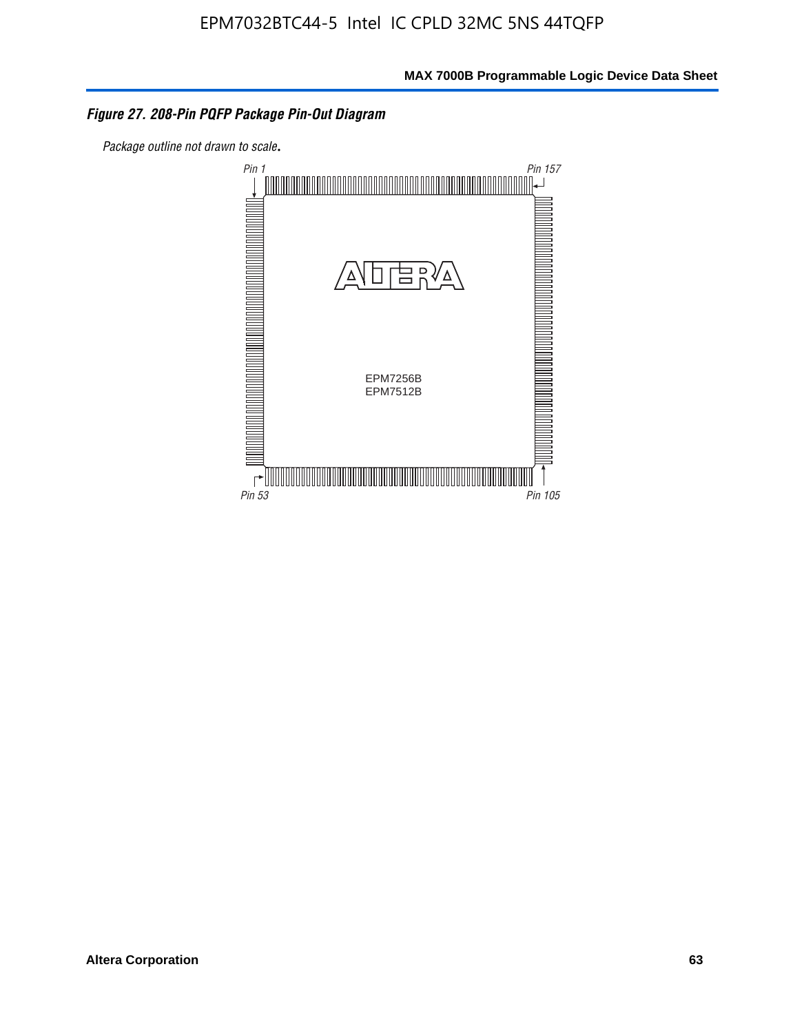*Figure 27. 208-Pin PQFP Package Pin-Out Diagram*

*Package outline not drawn to scale.*

Pin 1

Pin 157

EPM7256B
EPM7512B

Pin 53

Pin 105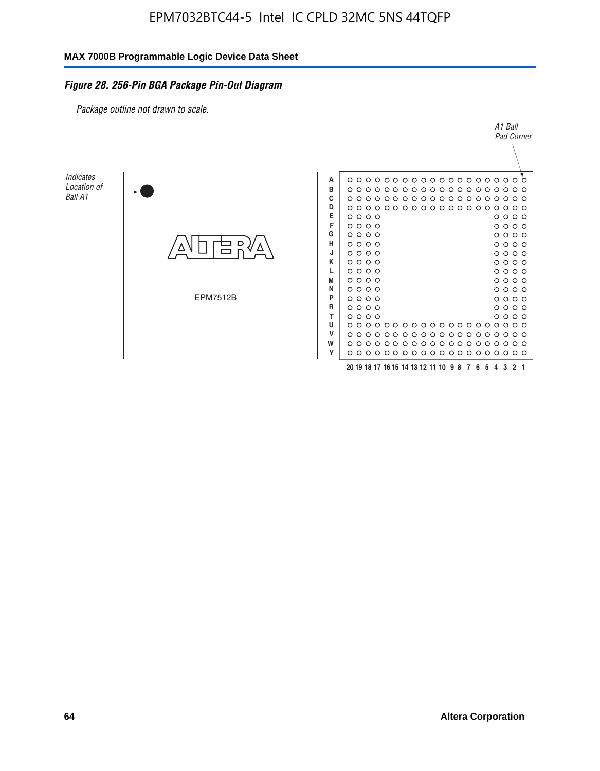## Figure 28. 256-Pin BGA Package Pin-Out Diagram

*Package outline not drawn to scale.*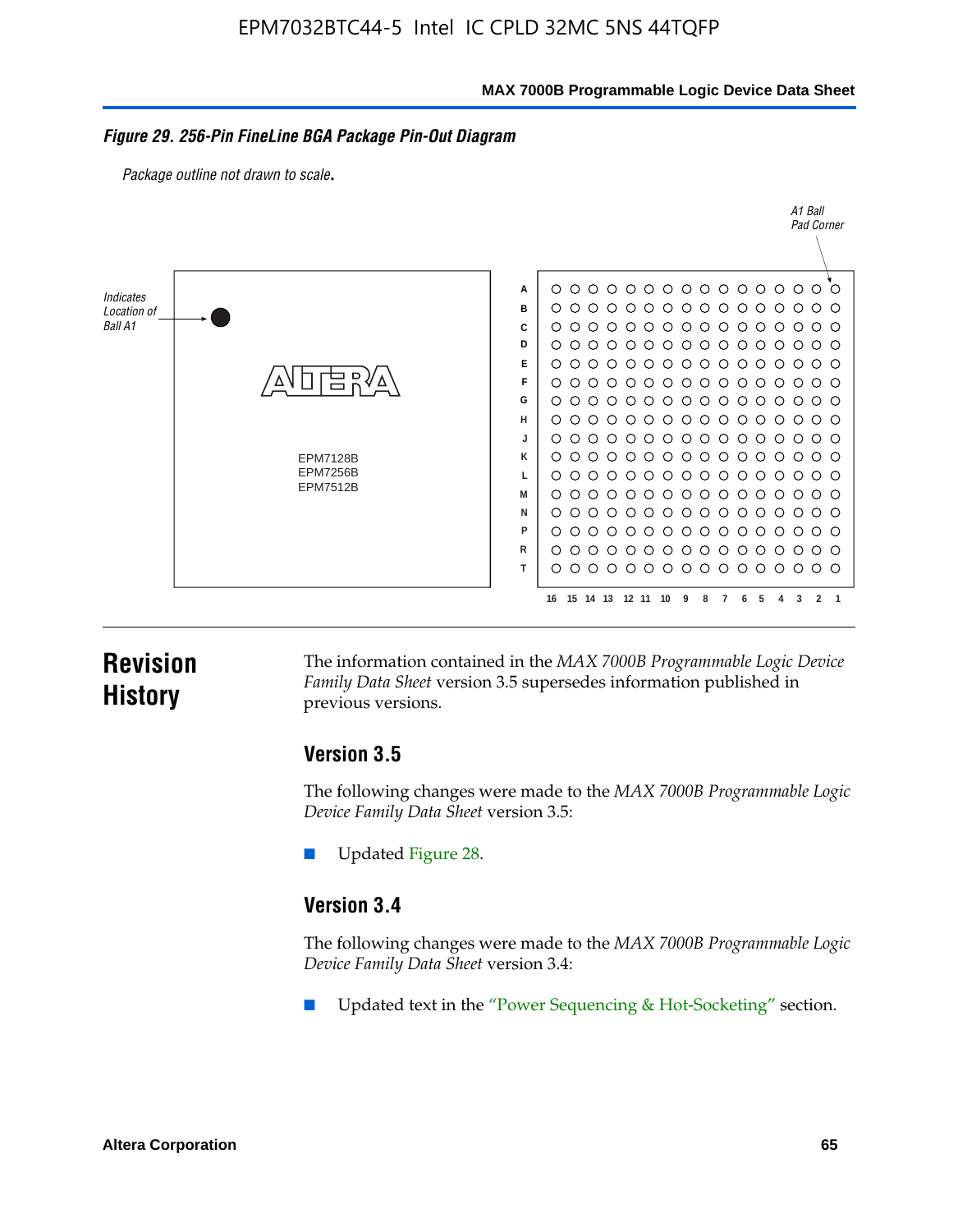*Figure 29. 256-Pin FineLine BGA Package Pin-Out Diagram*

*Package outline not drawn to scale.*

# Revision History

The information contained in the *MAX 7000B Programmable Logic Device Family Data Sheet* version 3.5 supersedes information published in previous versions.

## Version 3.5

The following changes were made to the *MAX 7000B Programmable Logic Device Family Data Sheet* version 3.5:

- Updated Figure 28.

## Version 3.4

The following changes were made to the *MAX 7000B Programmable Logic Device Family Data Sheet* version 3.4:

- Updated text in the "Power Sequencing & Hot-Socketing" section.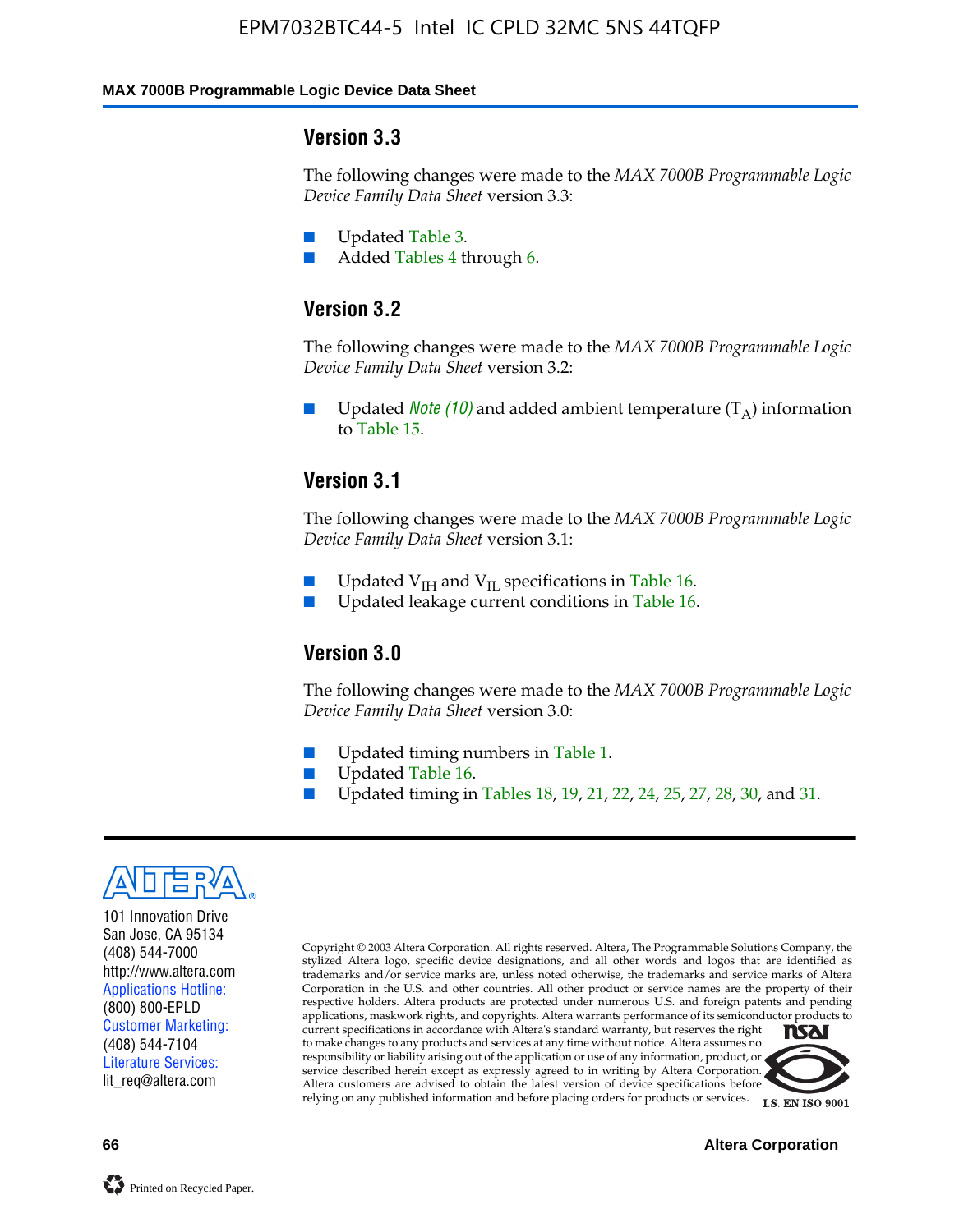## Version 3.3

The following changes were made to the *MAX 7000B Programmable Logic Device Family Data Sheet* version 3.3:

- Updated Table 3.
- Added Tables 4 through 6.

## Version 3.2

The following changes were made to the *MAX 7000B Programmable Logic Device Family Data Sheet* version 3.2:

- Updated *Note (10)* and added ambient temperature ($T_A$) information to Table 15.

## Version 3.1

The following changes were made to the *MAX 7000B Programmable Logic Device Family Data Sheet* version 3.1:

- Updated $V_{IH}$ and $V_{IL}$ specifications in Table 16.
- Updated leakage current conditions in Table 16.

## Version 3.0

The following changes were made to the *MAX 7000B Programmable Logic Device Family Data Sheet* version 3.0:

- Updated timing numbers in Table 1.
- Updated Table 16.
- Updated timing in Tables 18, 19, 21, 22, 24, 25, 27, 28, 30, and 31.

101 Innovation Drive
San Jose, CA 95134
(408) 544-7000
http://www.altera.com
Applications Hotline:
(800) 800-EPLD
Customer Marketing:
(408) 544-7104
Literature Services:
lit_req@altera.com

Copyright © 2003 Altera Corporation. All rights reserved. Altera, The Programmable Solutions Company, the stylized Altera logo, specific device designations, and all other words and logos that are identified as trademarks and/or service marks are, unless noted otherwise, the trademarks and service marks of Altera Corporation in the U.S. and other countries. All other product or service names are the property of their respective holders. Altera products are protected under numerous U.S. and foreign patents and pending applications, maskwork rights, and copyrights. Altera warrants performance of its semiconductor products to current specifications in accordance with Altera's standard warranty, but reserves the right to make changes to any products and services at any time without notice. Altera assumes no responsibility or liability arising out of the application or use of any information, product, or service described herein except as expressly agreed to in writing by Altera Corporation. Altera customers are advised to obtain the latest version of device specifications before relying on any published information and before placing orders for products or services.

I.S. EN ISO 9001

Printed on Recycled Paper.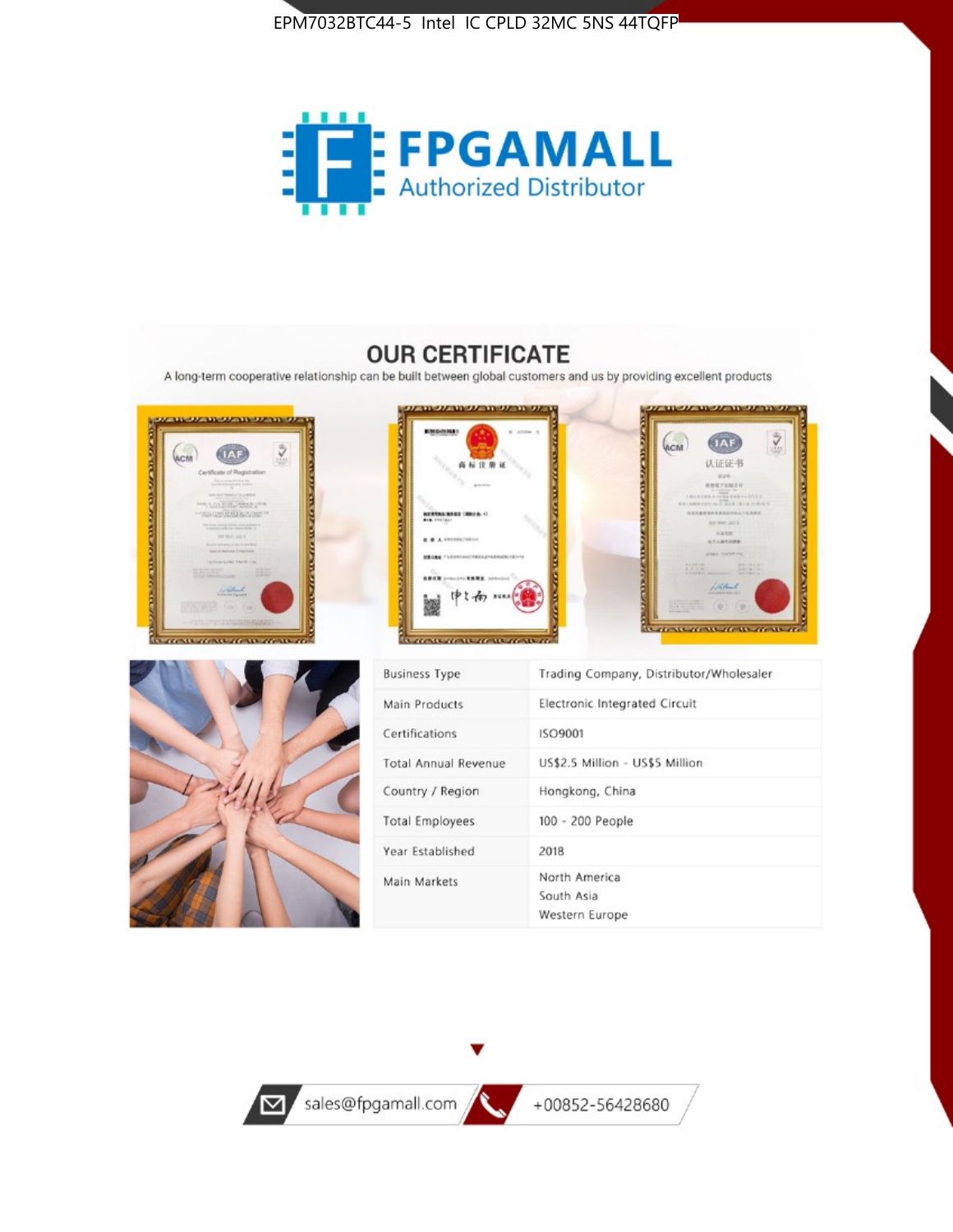FPGAMALL
Authorized Distributor

## OUR CERTIFICATE

A long-term cooperative relationship can be built between global customers and us by providing excellent products

| | |
|---|---|
| Business Type | Trading Company, Distributor/Wholesaler |
| Main Products | Electronic Integrated Circuit |
| Certifications | ISO9001 |
| Total Annual Revenue | US$2.5 Million - US$5 Million |
| Country / Region | Hongkong, China |
| Total Employees | 100 - 200 People |
| Year Established | 2018 |
| Main Markets | North America<br>South Asia<br>Western Europe |

sales@fpgamall.com

+00852-56428680